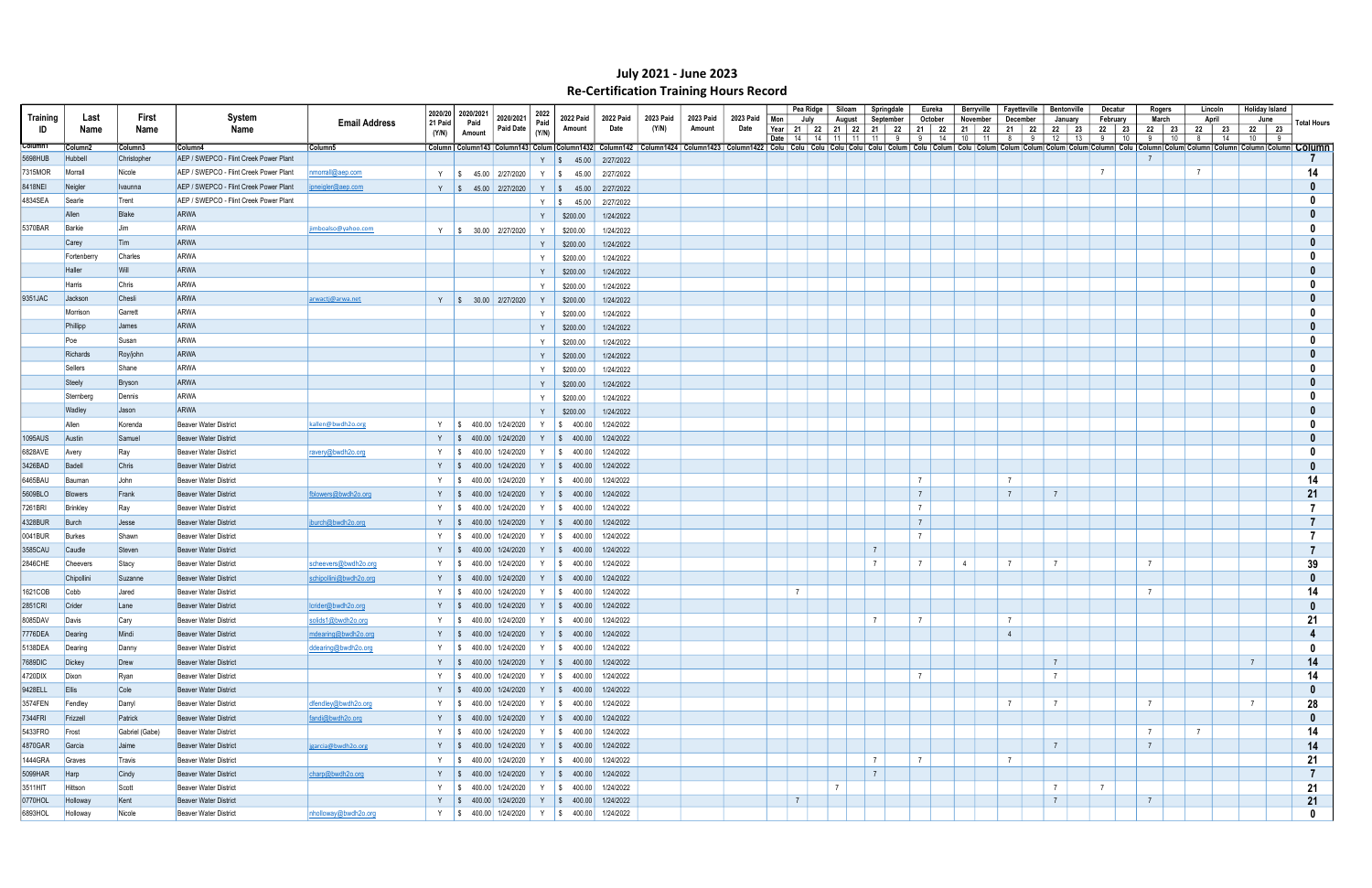# July 2021 - June 2023

## Re-Certification Training Hours Record

| Training ID | Last Name | First Name | System Name | Email Address | 2020/2021 Paid (Y/N) | 2020/2021 Paid Amount | 2020/2021 Paid Date | 2022 Paid (Y/N) | 2022 Paid Amount | 2022 Paid Date | 2023 Paid (Y/N) | 2023 Paid Amount | 2023 Paid Date | Pea Ridge July 21 (14) | Pea Ridge July 22 (14) | Siloam August 21 (11) | Siloam August 22 (11) | Springdale September 21 (11) | Springdale September 22 (9) | Eureka October 21 (9) | Eureka October 22 (14) | Berryville November 21 (10) | Berryville November 22 (11) | Fayetteville December 21 (8) | Fayetteville December 22 (9) | Bentonville January 22 (12) | Bentonville January 23 (13) | Decatur February 22 (9) | Decatur February 23 (10) | Rogers March 22 (9) | Rogers March 23 (10) | Lincoln April 22 (8) | Lincoln April 23 (14) | Holiday Island June 22 (10) | Holiday Island June 23 (9) | Total Hours |
|---|---|---|---|---|---|---|---|---|---|---|---|---|---|---|---|---|---|---|---|---|---|---|---|---|---|---|---|---|---|---|---|---|---|---|---|---|
| 5698HUB | Hubbell | Christopher | AEP / SWEPCO - Flint Creek Power Plant | | | | | Y | $ 45.00 | 2/27/2022 | | | | | | | | | | | | | | | | | | | | 7 | | | | | | 7 |
| 7315MOR | Morrall | Nicole | AEP / SWEPCO - Flint Creek Power Plant | nmorrall@aep.com | Y | $ 45.00 | 2/27/2020 | Y | $ 45.00 | 2/27/2022 | | | | | | | | | | | | | | | | | | 7 | | | | | 7 | | | 14 |
| 8418NEI | Neigler | Ivaunna | AEP / SWEPCO - Flint Creek Power Plant | ipneigler@aep.com | Y | $ 45.00 | 2/27/2020 | Y | $ 45.00 | 2/27/2022 | | | | | | | | | | | | | | | | | | | | | | | | | | 0 |
| 4834SEA | Searle | Trent | AEP / SWEPCO - Flint Creek Power Plant | | | | | Y | $ 45.00 | 2/27/2022 | | | | | | | | | | | | | | | | | | | | | | | | | | 0 |
| | Allen | Blake | ARWA | | | | | Y | $200.00 | 1/24/2022 | | | | | | | | | | | | | | | | | | | | | | | | | | 0 |
| 5370BAR | Barkie | Jim | ARWA | jimboalso@yahoo.com | Y | $ 30.00 | 2/27/2020 | Y | $200.00 | 1/24/2022 | | | | | | | | | | | | | | | | | | | | | | | | | | 0 |
| | Carey | Tim | ARWA | | | | | Y | $200.00 | 1/24/2022 | | | | | | | | | | | | | | | | | | | | | | | | | | 0 |
| | Fortenberry | Charles | ARWA | | | | | Y | $200.00 | 1/24/2022 | | | | | | | | | | | | | | | | | | | | | | | | | | 0 |
| | Haller | Will | ARWA | | | | | Y | $200.00 | 1/24/2022 | | | | | | | | | | | | | | | | | | | | | | | | | | 0 |
| | Harris | Chris | ARWA | | | | | Y | $200.00 | 1/24/2022 | | | | | | | | | | | | | | | | | | | | | | | | | | 0 |
| 9351JAC | Jackson | Chesli | ARWA | arwacj@arwa.net | Y | $ 30.00 | 2/27/2020 | Y | $200.00 | 1/24/2022 | | | | | | | | | | | | | | | | | | | | | | | | | | 0 |
| | Morrison | Garrett | ARWA | | | | | Y | $200.00 | 1/24/2022 | | | | | | | | | | | | | | | | | | | | | | | | | | 0 |
| | Phillipp | James | ARWA | | | | | Y | $200.00 | 1/24/2022 | | | | | | | | | | | | | | | | | | | | | | | | | | 0 |
| | Poe | Susan | ARWA | | | | | Y | $200.00 | 1/24/2022 | | | | | | | | | | | | | | | | | | | | | | | | | | 0 |
| | Richards | Roy/john | ARWA | | | | | Y | $200.00 | 1/24/2022 | | | | | | | | | | | | | | | | | | | | | | | | | | 0 |
| | Sellers | Shane | ARWA | | | | | Y | $200.00 | 1/24/2022 | | | | | | | | | | | | | | | | | | | | | | | | | | 0 |
| | Steely | Bryson | ARWA | | | | | Y | $200.00 | 1/24/2022 | | | | | | | | | | | | | | | | | | | | | | | | | | 0 |
| | Sternberg | Dennis | ARWA | | | | | Y | $200.00 | 1/24/2022 | | | | | | | | | | | | | | | | | | | | | | | | | | 0 |
| | Wadley | Jason | ARWA | | | | | Y | $200.00 | 1/24/2022 | | | | | | | | | | | | | | | | | | | | | | | | | | 0 |
| | Allen | Korenda | Beaver Water District | kallen@bwdh2o.org | Y | $ 400.00 | 1/24/2020 | Y | $ 400.00 | 1/24/2022 | | | | | | | | | | | | | | | | | | | | | | | | | | 0 |
| 1095AUS | Austin | Samuel | Beaver Water District | | Y | $ 400.00 | 1/24/2020 | Y | $ 400.00 | 1/24/2022 | | | | | | | | | | | | | | | | | | | | | | | | | | 0 |
| 6828AVE | Avery | Ray | Beaver Water District | ravery@bwdh2o.org | Y | $ 400.00 | 1/24/2020 | Y | $ 400.00 | 1/24/2022 | | | | | | | | | | | | | | | | | | | | | | | | | | 0 |
| 3426BAD | Badell | Chris | Beaver Water District | | Y | $ 400.00 | 1/24/2020 | Y | $ 400.00 | 1/24/2022 | | | | | | | | | | | | | | | | | | | | | | | | | | 0 |
| 6465BAU | Bauman | John | Beaver Water District | | Y | $ 400.00 | 1/24/2020 | Y | $ 400.00 | 1/24/2022 | | | | | | | | | | 7 | | | | 7 | | | | | | | | | | | | 14 |
| 5609BLO | Blowers | Frank | Beaver Water District | fblowers@bwdh2o.org | Y | $ 400.00 | 1/24/2020 | Y | $ 400.00 | 1/24/2022 | | | | | | | | | | 7 | | | | 7 | | 7 | | | | | | | | | | 21 |
| 7261BRI | Brinkley | Ray | Beaver Water District | | Y | $ 400.00 | 1/24/2020 | Y | $ 400.00 | 1/24/2022 | | | | | | | | | | 7 | | | | | | | | | | | | | | | | 7 |
| 4328BUR | Burch | Jesse | Beaver Water District | jburch@bwdh2o.org | Y | $ 400.00 | 1/24/2020 | Y | $ 400.00 | 1/24/2022 | | | | | | | | | | 7 | | | | | | | | | | | | | | | | 7 |
| 0041BUR | Burkes | Shawn | Beaver Water District | | Y | $ 400.00 | 1/24/2020 | Y | $ 400.00 | 1/24/2022 | | | | | | | | | | 7 | | | | | | | | | | | | | | | | 7 |
| 3585CAU | Caudle | Steven | Beaver Water District | | Y | $ 400.00 | 1/24/2020 | Y | $ 400.00 | 1/24/2022 | | | | | | | | 7 | | | | | | | | | | | | | | | | | | 7 |
| 2846CHE | Cheevers | Stacy | Beaver Water District | scheevers@bwdh2o.org | Y | $ 400.00 | 1/24/2020 | Y | $ 400.00 | 1/24/2022 | | | | | | | | 7 | | 7 | | 4 | | 7 | | 7 | | | | 7 | | | | | | 39 |
| | Chipollini | Suzanne | Beaver Water District | schipollini@bwdh2o.org | Y | $ 400.00 | 1/24/2020 | Y | $ 400.00 | 1/24/2022 | | | | | | | | | | | | | | | | | | | | | | | | | | 0 |
| 1621COB | Cobb | Jared | Beaver Water District | | Y | $ 400.00 | 1/24/2020 | Y | $ 400.00 | 1/24/2022 | | | | 7 | | | | | | | | | | | | | | | | 7 | | | | | | 14 |
| 2851CRI | Crider | Lane | Beaver Water District | lcrider@bwdh2o.org | Y | $ 400.00 | 1/24/2020 | Y | $ 400.00 | 1/24/2022 | | | | | | | | | | | | | | | | | | | | | | | | | | 0 |
| 8085DAV | Davis | Cary | Beaver Water District | solids1@bwdh2o.org | Y | $ 400.00 | 1/24/2020 | Y | $ 400.00 | 1/24/2022 | | | | | | | | 7 | | 7 | | | | 7 | | | | | | | | | | | | 21 |
| 7776DEA | Dearing | Mindi | Beaver Water District | mdearing@bwdh2o.org | Y | $ 400.00 | 1/24/2020 | Y | $ 400.00 | 1/24/2022 | | | | | | | | | | | | | | 4 | | | | | | | | | | | | 4 |
| 5138DEA | Dearing | Danny | Beaver Water District | ddearing@bwdh2o.org | Y | $ 400.00 | 1/24/2020 | Y | $ 400.00 | 1/24/2022 | | | | | | | | | | | | | | | | | | | | | | | | | | 0 |
| 7689DIC | Dickey | Drew | Beaver Water District | | Y | $ 400.00 | 1/24/2020 | Y | $ 400.00 | 1/24/2022 | | | | | | | | | | | | | | | | 7 | | | | | | | | 7 | | 14 |
| 4720DIX | Dixon | Ryan | Beaver Water District | | Y | $ 400.00 | 1/24/2020 | Y | $ 400.00 | 1/24/2022 | | | | | | | | | | 7 | | | | | | 7 | | | | | | | | | | 14 |
| 9428ELL | Ellis | Cole | Beaver Water District | | Y | $ 400.00 | 1/24/2020 | Y | $ 400.00 | 1/24/2022 | | | | | | | | | | | | | | | | | | | | | | | | | | 0 |
| 3574FEN | Fendley | Darryl | Beaver Water District | dfendley@bwdh2o.org | Y | $ 400.00 | 1/24/2020 | Y | $ 400.00 | 1/24/2022 | | | | | | | | | | | | | | 7 | | 7 | | | | 7 | | | | 7 | | 28 |
| 7344FRI | Frizzell | Patrick | Beaver Water District | fand@bwdh2o.org | Y | $ 400.00 | 1/24/2020 | Y | $ 400.00 | 1/24/2022 | | | | | | | | | | | | | | | | | | | | | | | | | | 0 |
| 5433FRO | Frost | Gabriel (Gabe) | Beaver Water District | | Y | $ 400.00 | 1/24/2020 | Y | $ 400.00 | 1/24/2022 | | | | | | | | | | | | | | | | | | | | 7 | | 7 | | | | 14 |
| 4870GAR | Garcia | Jaime | Beaver Water District | jgarcia@bwdh2o.org | Y | $ 400.00 | 1/24/2020 | Y | $ 400.00 | 1/24/2022 | | | | | | | | | | | | | | | | 7 | | | | 7 | | | | | | 14 |
| 1444GRA | Graves | Travis | Beaver Water District | | Y | $ 400.00 | 1/24/2020 | Y | $ 400.00 | 1/24/2022 | | | | | | | | 7 | | 7 | | | | 7 | | | | | | | | | | | | 21 |
| 5099HAR | Harp | Cindy | Beaver Water District | charp@bwdh2o.org | Y | $ 400.00 | 1/24/2020 | Y | $ 400.00 | 1/24/2022 | | | | | | | | 7 | | | | | | | | | | | | | | | | | | 7 |
| 3511HIT | Hiltson | Scott | Beaver Water District | | Y | $ 400.00 | 1/24/2020 | Y | $ 400.00 | 1/24/2022 | | | | | | 7 | | | | | | | | | | 7 | | 7 | | | | | | | | 21 |
| 0770HOL | Holloway | Kent | Beaver Water District | | Y | $ 400.00 | 1/24/2020 | Y | $ 400.00 | 1/24/2022 | | | | 7 | | | | | | | | | | | | 7 | | | | 7 | | | | | | 21 |
| 6893HOL | Holloway | Nicole | Beaver Water District | nholloway@bwdh2o.org | Y | $ 400.00 | 1/24/2020 | Y | $ 400.00 | 1/24/2022 | | | | | | | | | | | | | | | | | | | | | | | | | | 0 |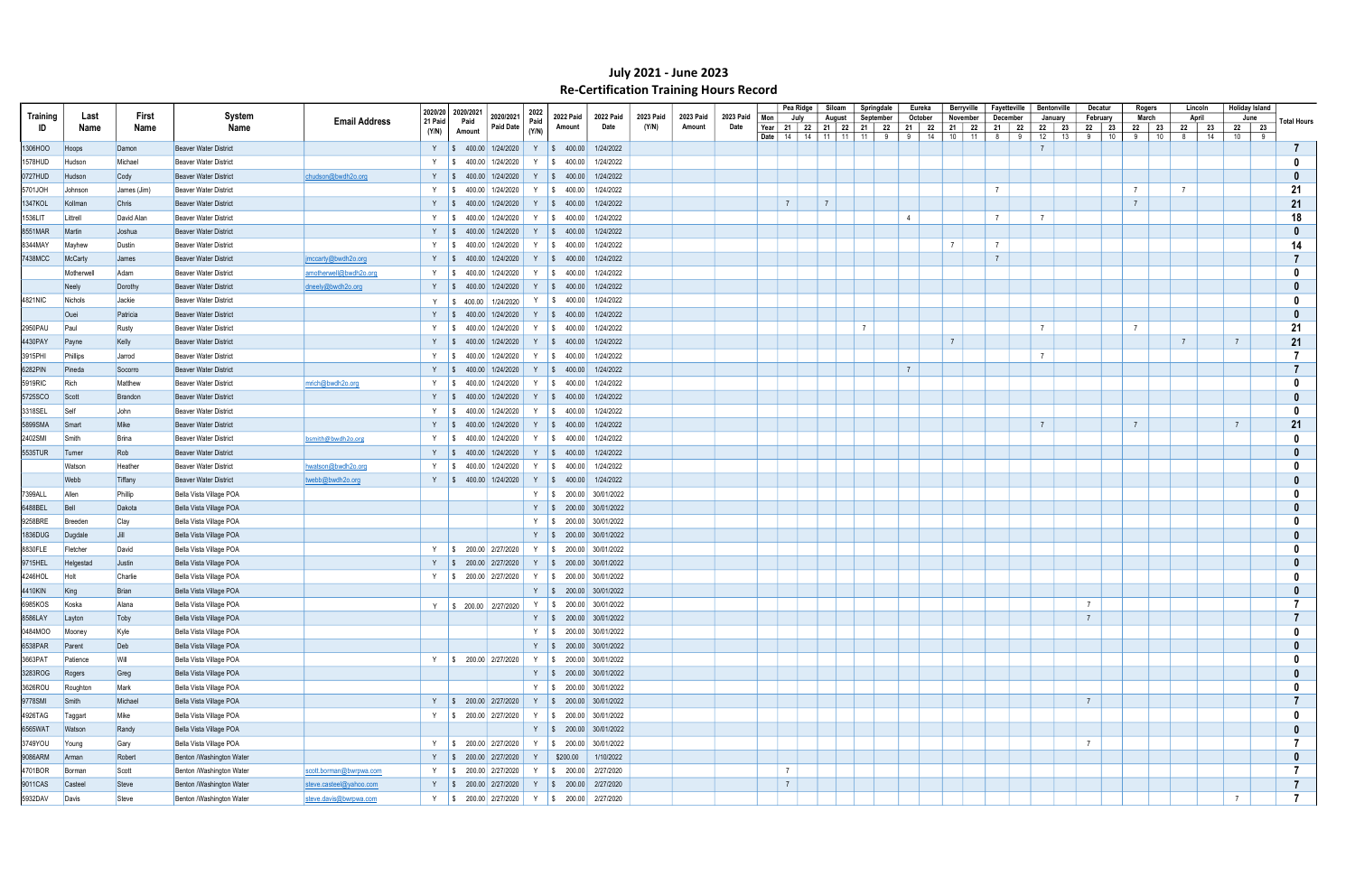# July 2021 - June 2023
## Re-Certification Training Hours Record

| Training ID | Last Name | First Name | System Name | Email Address | 2020/2021 Paid (Y/N) | 2020/2021 Paid Amount | 2020/2021 Paid Date | 2022 Paid (Y/N) | 2022 Paid Amount | 2022 Paid Date | 2023 Paid (Y/N) | 2023 Paid Amount | 2023 Paid Date | | Pea Ridge | | Siloam | | Springdale | | Eureka | | Berryville | | Fayetteville | | Bentonville | | Decatur | | Rogers | | Lincoln | | Holiday Island | | Total Hours |
|---|---|---|---|---|---|---|---|---|---|---|---|---|---|---|---|---|---|---|---|---|---|---|---|---|---|---|---|---|---|---|---|---|---|---|---|---|---|
| | | | | | | | | | | | | | | Mon | July | | August | | September | | October | | November | | December | | January | | February | | March | | April | | June | | |
| | | | | | | | | | | | | | | Year | 21 | 22 | 21 | 22 | 21 | 22 | 21 | 22 | 21 | 22 | 21 | 22 | 22 | 23 | 22 | 23 | 22 | 23 | 22 | 23 | 22 | 23 | |
| | | | | | | | | | | | | | | Date | 14 | 14 | 11 | 11 | 11 | 9 | 9 | 14 | 10 | 11 | 8 | 9 | 12 | 13 | 9 | 10 | 9 | 10 | 8 | 14 | 10 | 9 | |
| 1306HOO | Hoops | Damon | Beaver Water District | | Y | $ 400.00 | 1/24/2020 | Y | $ 400.00 | 1/24/2022 | | | | | | | | | | | | | | | | | 7 | | | | | | | | | | 7 |
| 1578HUD | Hudson | Michael | Beaver Water District | | Y | $ 400.00 | 1/24/2020 | Y | $ 400.00 | 1/24/2022 | | | | | | | | | | | | | | | | | | | | | | | | | | | 0 |
| 0727HUD | Hudson | Cody | Beaver Water District | chudson@bwdh2o.org | Y | $ 400.00 | 1/24/2020 | Y | $ 400.00 | 1/24/2022 | | | | | | | | | | | | | | | | | | | | | | | | | | | 0 |
| 5701JOH | Johnson | James (Jim) | Beaver Water District | | Y | $ 400.00 | 1/24/2020 | Y | $ 400.00 | 1/24/2022 | | | | | | | | | | | | | | | 7 | | | | | | 7 | | 7 | | | | 21 |
| 1347KOL | Kollman | Chris | Beaver Water District | | Y | $ 400.00 | 1/24/2020 | Y | $ 400.00 | 1/24/2022 | | | | | 7 | | 7 | | | | | | | | | | | | | | 7 | | | | | | 21 |
| 1536LIT | Littrell | David Alan | Beaver Water District | | Y | $ 400.00 | 1/24/2020 | Y | $ 400.00 | 1/24/2022 | | | | | | | | | | | 4 | | | | 7 | | 7 | | | | | | | | | | 18 |
| 8551MAR | Martin | Joshua | Beaver Water District | | Y | $ 400.00 | 1/24/2020 | Y | $ 400.00 | 1/24/2022 | | | | | | | | | | | | | | | | | | | | | | | | | | | 0 |
| 8344MAY | Mayhew | Dustin | Beaver Water District | | Y | $ 400.00 | 1/24/2020 | Y | $ 400.00 | 1/24/2022 | | | | | | | | | | | | | 7 | | 7 | | | | | | | | | | | | 14 |
| 7438MCC | McCarty | James | Beaver Water District | jmccarty@bwdh2o.org | Y | $ 400.00 | 1/24/2020 | Y | $ 400.00 | 1/24/2022 | | | | | | | | | | | | | | | 7 | | | | | | | | | | | | 7 |
| | Motherwell | Adam | Beaver Water District | amotherwell@bwdh2o.org | Y | $ 400.00 | 1/24/2020 | Y | $ 400.00 | 1/24/2022 | | | | | | | | | | | | | | | | | | | | | | | | | | | 0 |
| | Neely | Dorothy | Beaver Water District | dneely@bwdh2o.org | Y | $ 400.00 | 1/24/2020 | Y | $ 400.00 | 1/24/2022 | | | | | | | | | | | | | | | | | | | | | | | | | | | 0 |
| 4821NIC | Nichols | Jackie | Beaver Water District | | Y | $ 400.00 | 1/24/2020 | Y | $ 400.00 | 1/24/2022 | | | | | | | | | | | | | | | | | | | | | | | | | | | 0 |
| | Ouei | Patricia | Beaver Water District | | Y | $ 400.00 | 1/24/2020 | Y | $ 400.00 | 1/24/2022 | | | | | | | | | | | | | | | | | | | | | | | | | | | 0 |
| 2950PAU | Paul | Rusty | Beaver Water District | | Y | $ 400.00 | 1/24/2020 | Y | $ 400.00 | 1/24/2022 | | | | | | | | | 7 | | | | | | | | 7 | | | | 7 | | | | | | 21 |
| 4430PAY | Payne | Kelly | Beaver Water District | | Y | $ 400.00 | 1/24/2020 | Y | $ 400.00 | 1/24/2022 | | | | | | | | | | | | | 7 | | | | | | | | | | 7 | | 7 | | 21 |
| 3915PHI | Phillips | Jarrod | Beaver Water District | | Y | $ 400.00 | 1/24/2020 | Y | $ 400.00 | 1/24/2022 | | | | | | | | | | | | | | | | | 7 | | | | | | | | | | 7 |
| 6282PIN | Pineda | Socorro | Beaver Water District | | Y | $ 400.00 | 1/24/2020 | Y | $ 400.00 | 1/24/2022 | | | | | | | | | | | 7 | | | | | | | | | | | | | | | | 7 |
| 5919RIC | Rich | Matthew | Beaver Water District | mrich@bwdh2o.org | Y | $ 400.00 | 1/24/2020 | Y | $ 400.00 | 1/24/2022 | | | | | | | | | | | | | | | | | | | | | | | | | | | 0 |
| 5725SCO | Scott | Brandon | Beaver Water District | | Y | $ 400.00 | 1/24/2020 | Y | $ 400.00 | 1/24/2022 | | | | | | | | | | | | | | | | | | | | | | | | | | | 0 |
| 3318SEL | Self | John | Beaver Water District | | Y | $ 400.00 | 1/24/2020 | Y | $ 400.00 | 1/24/2022 | | | | | | | | | | | | | | | | | | | | | | | | | | | 0 |
| 5899SMA | Smart | Mike | Beaver Water District | | Y | $ 400.00 | 1/24/2020 | Y | $ 400.00 | 1/24/2022 | | | | | | | | | | | | | | | | | 7 | | | | 7 | | | | 7 | | 21 |
| 2402SMI | Smith | Brina | Beaver Water District | bsmith@bwdh2o.org | Y | $ 400.00 | 1/24/2020 | Y | $ 400.00 | 1/24/2022 | | | | | | | | | | | | | | | | | | | | | | | | | | | 0 |
| 5535TUR | Turner | Rob | Beaver Water District | | Y | $ 400.00 | 1/24/2020 | Y | $ 400.00 | 1/24/2022 | | | | | | | | | | | | | | | | | | | | | | | | | | | 0 |
| | Watson | Heather | Beaver Water District | hwatson@bwdh2o.org | Y | $ 400.00 | 1/24/2020 | Y | $ 400.00 | 1/24/2022 | | | | | | | | | | | | | | | | | | | | | | | | | | | 0 |
| | Webb | Tiffany | Beaver Water District | twebb@bwdh2o.org | Y | $ 400.00 | 1/24/2020 | Y | $ 400.00 | 1/24/2022 | | | | | | | | | | | | | | | | | | | | | | | | | | | 0 |
| 7399ALL | Allen | Phillip | Bella Vista Village POA | | | | | Y | $ 200.00 | 30/01/2022 | | | | | | | | | | | | | | | | | | | | | | | | | | | 0 |
| 6488BEL | Bell | Dakota | Bella Vista Village POA | | | | | Y | $ 200.00 | 30/01/2022 | | | | | | | | | | | | | | | | | | | | | | | | | | | 0 |
| 9258BRE | Breeden | Clay | Bella Vista Village POA | | | | | Y | $ 200.00 | 30/01/2022 | | | | | | | | | | | | | | | | | | | | | | | | | | | 0 |
| 1836DUG | Dugdale | Jill | Bella Vista Village POA | | | | | Y | $ 200.00 | 30/01/2022 | | | | | | | | | | | | | | | | | | | | | | | | | | | 0 |
| 8830FLE | Fletcher | David | Bella Vista Village POA | | Y | $ 200.00 | 2/27/2020 | Y | $ 200.00 | 30/01/2022 | | | | | | | | | | | | | | | | | | | | | | | | | | | 0 |
| 9715HEL | Helgestad | Justin | Bella Vista Village POA | | Y | $ 200.00 | 2/27/2020 | Y | $ 200.00 | 30/01/2022 | | | | | | | | | | | | | | | | | | | | | | | | | | | 0 |
| 4246HOL | Holt | Charlie | Bella Vista Village POA | | Y | $ 200.00 | 2/27/2020 | Y | $ 200.00 | 30/01/2022 | | | | | | | | | | | | | | | | | | | | | | | | | | | 0 |
| 4410KIN | King | Brian | Bella Vista Village POA | | | | | Y | $ 200.00 | 30/01/2022 | | | | | | | | | | | | | | | | | | | | | | | | | | | 0 |
| 6985KOS | Koska | Alana | Bella Vista Village POA | | Y | $ 200.00 | 2/27/2020 | Y | $ 200.00 | 30/01/2022 | | | | | | | | | | | | | | | | | | | 7 | | | | | | | | 7 |
| 8586LAY | Layton | Toby | Bella Vista Village POA | | | | | Y | $ 200.00 | 30/01/2022 | | | | | | | | | | | | | | | | | | | 7 | | | | | | | | 7 |
| 0484MOO | Mooney | Kyle | Bella Vista Village POA | | | | | Y | $ 200.00 | 30/01/2022 | | | | | | | | | | | | | | | | | | | | | | | | | | | 0 |
| 6538PAR | Parent | Deb | Bella Vista Village POA | | | | | Y | $ 200.00 | 30/01/2022 | | | | | | | | | | | | | | | | | | | | | | | | | | | 0 |
| 3663PAT | Patience | Will | Bella Vista Village POA | | Y | $ 200.00 | 2/27/2020 | Y | $ 200.00 | 30/01/2022 | | | | | | | | | | | | | | | | | | | | | | | | | | | 0 |
| 3283ROG | Rogers | Greg | Bella Vista Village POA | | | | | Y | $ 200.00 | 30/01/2022 | | | | | | | | | | | | | | | | | | | | | | | | | | | 0 |
| 3626ROU | Roughton | Mark | Bella Vista Village POA | | | | | Y | $ 200.00 | 30/01/2022 | | | | | | | | | | | | | | | | | | | | | | | | | | | 0 |
| 9778SMI | Smith | Michael | Bella Vista Village POA | | Y | $ 200.00 | 2/27/2020 | Y | $ 200.00 | 30/01/2022 | | | | | | | | | | | | | | | | | | | 7 | | | | | | | | 7 |
| 4926TAG | Taggart | Mike | Bella Vista Village POA | | Y | $ 200.00 | 2/27/2020 | Y | $ 200.00 | 30/01/2022 | | | | | | | | | | | | | | | | | | | | | | | | | | | 0 |
| 6565WAT | Watson | Randy | Bella Vista Village POA | | | | | Y | $ 200.00 | 30/01/2022 | | | | | | | | | | | | | | | | | | | | | | | | | | | 0 |
| 3749YOU | Young | Gary | Bella Vista Village POA | | Y | $ 200.00 | 2/27/2020 | Y | $ 200.00 | 30/01/2022 | | | | | | | | | | | | | | | | | | | 7 | | | | | | | | 7 |
| 9086ARM | Arman | Robert | Benton /Washington Water | | Y | $ 200.00 | 2/27/2020 | Y | $200.00 | 1/10/2022 | | | | | | | | | | | | | | | | | | | | | | | | | | | 0 |
| 4701BOR | Borman | Scott | Benton /Washington Water | scott.borman@bwrpwa.com | Y | $ 200.00 | 2/27/2020 | Y | $ 200.00 | 2/27/2020 | | | | | 7 | | | | | | | | | | | | | | | | | | | | | | 7 |
| 9011CAS | Casteel | Steve | Benton /Washington Water | steve.casteel@yahoo.com | Y | $ 200.00 | 2/27/2020 | Y | $ 200.00 | 2/27/2020 | | | | | 7 | | | | | | | | | | | | | | | | | | | | | | 7 |
| 5932DAV | Davis | Steve | Benton /Washington Water | steve.davis@bwrpwa.com | Y | $ 200.00 | 2/27/2020 | Y | $ 200.00 | 2/27/2020 | | | | | | | | | | | | | | | | | | | | | | | | | 7 | | 7 |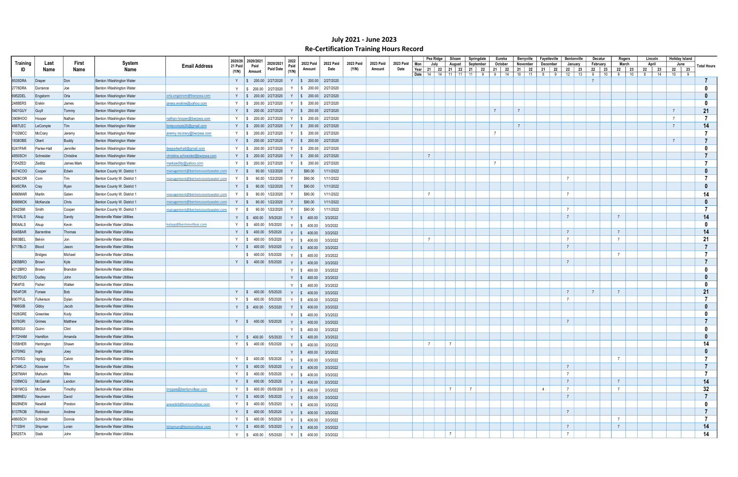# July 2021 - June 2023

## Re-Certification Training Hours Record

| Training ID | Last Name | First Name | System Name | Email Address | 2020/2021 Paid (Y/N) | 2020/2021 Paid Amount | 2020/2021 Paid Date | 2022 Paid (Y/N) | 2022 Paid Amount | 2022 Paid Date | 2023 Paid (Y/N) | 2023 Paid Amount | 2023 Paid Date | Pea Ridge July | | Siloam August | | Springdale September | | Eureka October | | Berryville November | | Fayetteville December | | Bentonville January | | Decatur February | | Rogers March | | Lincoln April | | Holiday Island June | | Total Hours |
|---|---|---|---|---|---|---|---|---|---|---|---|---|---|---|---|---|---|---|---|---|---|---|---|---|---|---|---|---|---|---|---|---|---|---|---|---|
| | | | | | | | | | | | | | Mon / Year | 21 | 22 | 21 | 22 | 21 | 22 | 21 | 22 | 21 | 22 | 21 | 22 | 22 | 23 | 22 | 23 | 22 | 23 | 22 | 23 | 22 | 23 | |
| | | | | | | | | | | | | | Date | 14 | 14 | 11 | 11 | 11 | 9 | 9 | 14 | 10 | 11 | 8 | 9 | 12 | 13 | 9 | 10 | 9 | 10 | 8 | 14 | 10 | 9 | |
| 8535DRA | Draper | Don | Benton /Washington Water | | Y | $ 200.00 | 2/27/2020 | Y | $ 200.00 | 2/27/2020 | | | | | | | | | | | | | | | | | | 7 | | | | | | | | 7 |
| 2778DRA | Durrance | Joe | Benton /Washington Water | | Y | $ 200.00 | 2/27/2020 | Y | $ 200.00 | 2/27/2020 | | | | | | | | | | | | | | | | | | | | | | | | | | 0 |
| 6952DEL | Engstorm | Orla | Benton /Washington Water | orla.engstrom@bwrpwa.com | Y | $ 200.00 | 2/27/2020 | Y | $ 200.00 | 2/27/2020 | | | | | | | | | | | | | | | | | | | | | | | | | | 0 |
| 2488ERS | Erskin | James | Benton /Washington Water | james.erskine@yahoo.com | Y | $ 200.00 | 2/27/2020 | Y | $ 200.00 | 2/27/2020 | | | | | | | | | | | | | | | | | | | | | | | | | | 0 |
| 5401GUY | Guyll | Tommy | Benton /Washington Water | | Y | $ 200.00 | 2/27/2020 | Y | $ 200.00 | 2/27/2020 | | | | | | | | | | 7 | | 7 | | | | | | | | | | | | 7 | | 21 |
| 3909HOO | Hooper | Nathan | Benton /Washington Water | nathan.hooper@bwrpwa.com | Y | $ 200.00 | 2/27/2020 | Y | $ 200.00 | 2/27/2020 | | | | | | | | | | | | | | | | | | | | | | | | 7 | | 7 |
| 4667LEC | LeCompte | Tim | Benton /Washington Water | timlecompte26@gmail.com | Y | $ 200.00 | 2/27/2020 | Y | $ 200.00 | 2/27/2020 | | | | | | | | | | | | 7 | | | | | | | | | | | | 7 | | 14 |
| 7102MCC | McCrary | Jeremy | Benton /Washington Water | jeremy.mccrary@bwrpwa.com | Y | $ 200.00 | 2/27/2020 | Y | $ 200.00 | 2/27/2020 | | | | | | | | | | 7 | | | | | | | | | | | | | | | | 7 |
| 1838OBE | Obert | Buddy | Benton /Washington Water | | Y | $ 200.00 | 2/27/2020 | Y | $ 200.00 | 2/27/2020 | | | | | | | | | | | | | | | | | | | | | | | | 7 | | 7 |
| 8241PAR | Parker-Hall | Jennifer | Benton /Washington Water | jleeparkerhall@gmail.com | Y | $ 200.00 | 2/27/2020 | Y | $ 200.00 | 2/27/2020 | | | | | | | | | | | | | | | | | | | | | | | | | | 0 |
| 4850SCH | Schneider | Christine | Benton /Washington Water | christine.schneider@bwrpwa.com | Y | $ 200.00 | 2/27/2020 | Y | $ 200.00 | 2/27/2020 | | | | 7 | | | | | | | | | | | | | | | | | | | | | | 7 |
| 7354ZED | Zedlitz | James Mark | Benton /Washington Water | markzedlitz@yahoo.com | Y | $ 200.00 | 2/27/2020 | Y | $ 200.00 | 2/27/2020 | | | | | | | | | | 7 | | | | | | | | | | | | | | | | 7 |
| 6074COO | Cooper | Edwin | Benton County W. District 1 | management@bentoncountywater.com | Y | $ 90.00 | 1/22/2020 | Y | $90.00 | 1/11/2022 | | | | | | | | | | | | | | | | | | | | | | | | | | 0 |
| 9426COR | Corn | Tim | Benton County W. District 1 | management@bentoncountywater.com | Y | $ 90.00 | 1/22/2020 | Y | $90.00 | 1/11/2022 | | | | | | | | | | | | | | | | 7 | | | | | | | | | | 7 |
| 6045CRA | Cray | Ryan | Benton County W. District 1 | | Y | $ 90.00 | 1/22/2020 | Y | $90.00 | 1/11/2022 | | | | | | | | | | | | | | | | | | | | | | | | | | 0 |
| 4990MAR | Martin | Galen | Benton County W. District 1 | management@bentoncountywater.com | Y | $ 90.00 | 1/22/2020 | Y | $90.00 | 1/11/2022 | | | | 7 | | | | | | | | | | | | 7 | | | | | | | | | | 14 |
| 8066MCK | McKenzie | Chris | Benton County W. District 1 | management@bentoncountywater.com | Y | $ 90.00 | 1/22/2020 | Y | $90.00 | 1/11/2022 | | | | | | | | | | | | | | | | | | | | | | | | | | 0 |
| 2542SMI | Smith | Cooper | Benton County W. District 1 | management@bentoncountywater.com | Y | $ 90.00 | 1/22/2020 | Y | $90.00 | 1/11/2022 | | | | | | | | | | | | | | | | 7 | | | | | | | | | | 7 |
| 1610ALS | Alsup | Sandy | Bentonville Water Utilities | | Y | $ 400.00 | 5/5/2020 | Y | $ 400.00 | 3/3/2022 | | | | | | | | | | | | | | | | 7 | | | | 7 | | | | | | 14 |
| 8804ALS | Alsup | Kevin | Bentonville Water Utilities | kalsup@bentonvillear.com | Y | $ 400.00 | 5/5/2020 | Y | $ 400.00 | 3/3/2022 | | | | | | | | | | | | | | | | | | | | | | | | | | 0 |
| 5045BAR | Barrentine | Thomas | Bentonville Water Utilities | | Y | $ 400.00 | 5/5/2020 | Y | $ 400.00 | 3/3/2022 | | | | | | | | | | | | | | | | 7 | | | | 7 | | | | | | 14 |
| 0663BEL | Belvin | Jon | Bentonville Water Utilities | | Y | $ 400.00 | 5/5/2020 | Y | $ 400.00 | 3/3/2022 | | | | 7 | | | | | | | | | | | | 7 | | | | 7 | | | | | | 21 |
| 5717BLO | Blood | Jason | Bentonville Water Utilities | | Y | $ 400.00 | 5/5/2020 | Y | $ 400.00 | 3/3/2022 | | | | | | | | | | | | | | | | 7 | | | | | | | | | | 7 |
| | Bridges | Michael | Bentonville Water Utilities | | | $ 400.00 | 5/5/2020 | Y | $ 400.00 | 3/3/2022 | | | | | | | | | | | | | | | | | | | | 7 | | | | | | 7 |
| 2905BRO | Brown | Kyle | Bentonville Water Utilities | | Y | $ 400.00 | 5/5/2020 | Y | $ 400.00 | 3/3/2022 | | | | | | | | | | | | | | | | 7 | | | | | | | | | | 7 |
| 4212BRO | Brown | Brandon | Bentonville Water Utilities | | | | | Y | $ 400.00 | 3/3/2022 | | | | | | | | | | | | | | | | | | | | | | | | | | 0 |
| 5627DUD | Dudley | John | Bentonville Water Utilities | | | | | Y | $ 400.00 | 3/3/2022 | | | | | | | | | | | | | | | | | | | | | | | | | | 0 |
| 7964FIS | Fisher | Walker | Bentonville Water Utilities | | | | | Y | $ 400.00 | 3/3/2022 | | | | | | | | | | | | | | | | | | | | | | | | | | 0 |
| 7654FOR | Forsee | Bob | Bentonville Water Utilities | | Y | $ 400.00 | 5/5/2020 | Y | $ 400.00 | 3/3/2022 | | | | | | | | | | | | | | | | 7 | | 7 | | 7 | | | | | | 21 |
| 6907FUL | Fulkerson | Dylan | Bentonville Water Utilities | | Y | $ 400.00 | 5/5/2020 | Y | $ 400.00 | 3/3/2022 | | | | | | | | | | | | | | | | 7 | | | | | | | | | | 7 |
| 7998GIB | Gibby | Jacob | Bentonville Water Utilities | | Y | $ 400.00 | 5/5/2020 | Y | $ 400.00 | 3/3/2022 | | | | | | | | | | | | | | | | | | | | | | | | | | 0 |
| 1626GRE | Greenlee | Kody | Bentonville Water Utilities | | | | | Y | $ 400.00 | 3/3/2022 | | | | | | | | | | | | | | | | | | | | | | | | | | 0 |
| 3076GRI | Grimes | Matthew | Bentonville Water Utilities | | Y | $ 400.00 | 5/5/2020 | Y | $ 400.00 | 3/3/2022 | | | | | | | | | | | | | | | | 7 | | | | | | | | | | 7 |
| 9085GUI | Guinn | Clint | Bentonville Water Utilities | | | | | Y | $ 400.00 | 3/3/2022 | | | | | | | | | | | | | | | | | | | | | | | | | | 0 |
| 9172HAM | Hamilton | Amanda | Bentonville Water Utilities | | Y | $ 400.00 | 5/5/2020 | Y | $ 400.00 | 3/3/2022 | | | | | | | | | | | | | | | | | | | | | | | | | | 0 |
| 1058HER | Herrington | Shawn | Bentonville Water Utilities | | Y | $ 400.00 | 5/5/2020 | Y | $ 400.00 | 3/3/2022 | | | | 7 | | 7 | | | | | | | | | | | | | | | | | | | | 14 |
| 4370ING | Ingle | Joey | Bentonville Water Utilities | | | | | Y | $ 400.00 | 3/3/2022 | | | | | | | | | | | | | | | | | | | | | | | | | | 0 |
| 4370ISG | Isgrigg | Calvin | Bentonville Water Utilities | | Y | $ 400.00 | 5/5/2020 | Y | $ 400.00 | 3/3/2022 | | | | | | | | | | | | | | | | | | | | 7 | | | | | | 7 |
| 4734KLO | Klossner | Tim | Bentonville Water Utilities | | Y | $ 400.00 | 5/5/2020 | Y | $ 400.00 | 3/3/2022 | | | | | | | | | | | | | | | | 7 | | | | | | | | | | 7 |
| 2587MAH | Mahurin | Mike | Bentonville Water Utilities | | Y | $ 400.00 | 5/5/2020 | Y | $ 400.00 | 3/3/2022 | | | | | | | | | | | | | | | | 7 | | | | | | | | | | 7 |
| 1338MCG | McGarrah | Landon | Bentonville Water Utilities | | Y | $ 400.00 | 5/5/2020 | Y | $ 400.00 | 3/3/2022 | | | | | | | | | | | | | | | | 7 | | | | 7 | | | | | | 14 |
| 4391MCG | McGee | Timothy | Bentonville Water Utilities | tmcgee@bentonvillear.com | Y | $ 400.00 | 05/05/200 | Y | $ 400.00 | 3/3/2022 | | | | | | 7 | | 7 | | | | | | 4 | | 7 | | | | 7 | | | | | | 32 |
| 3989NEU | Neumann | David | Bentonville Water Utilities | | Y | $ 400.00 | 5/5/2020 | Y | $ 400.00 | 3/3/2022 | | | | | | | | | | | | | | | | 7 | | | | | | | | | | 7 |
| 6628NEW | Newbill | Preston | Bentonville Water Utilities | pnewbill@bentonvillear.com | Y | $ 400.00 | 5/5/2020 | Y | $ 400.00 | 3/3/2022 | | | | | | | | | | | | | | | | | | | | | | | | | | 0 |
| 6137ROB | Robinson | Andrew | Bentonville Water Utilities | | Y | $ 400.00 | 5/5/2020 | Y | $ 400.00 | 3/3/2022 | | | | | | | | | | | | | | | | 7 | | | | | | | | | | 7 |
| 4860SCH | Schmidt | Donnie | Bentonville Water Utilities | | Y | $ 400.00 | 5/5/2020 | Y | $ 400.00 | 3/3/2022 | | | | | | | | | | | | | | | | | | | | 7 | | | | | | 7 |
| 1713SHI | Shipman | Loran | Bentonville Water Utilities | lshipman@bentonvillear.com | Y | $ 400.00 | 5/5/2020 | Y | $ 400.00 | 3/3/2022 | | | | | | | | | | | | | | | | 7 | | | | 7 | | | | | | 14 |
| 2852STA | Staib | John | Bentonville Water Utilities | | Y | $ 400.00 | 5/5/2020 | Y | $ 400.00 | 3/3/2022 | | | | | | 7 | | | | | | | | | | 7 | | | | | | | | | | 14 |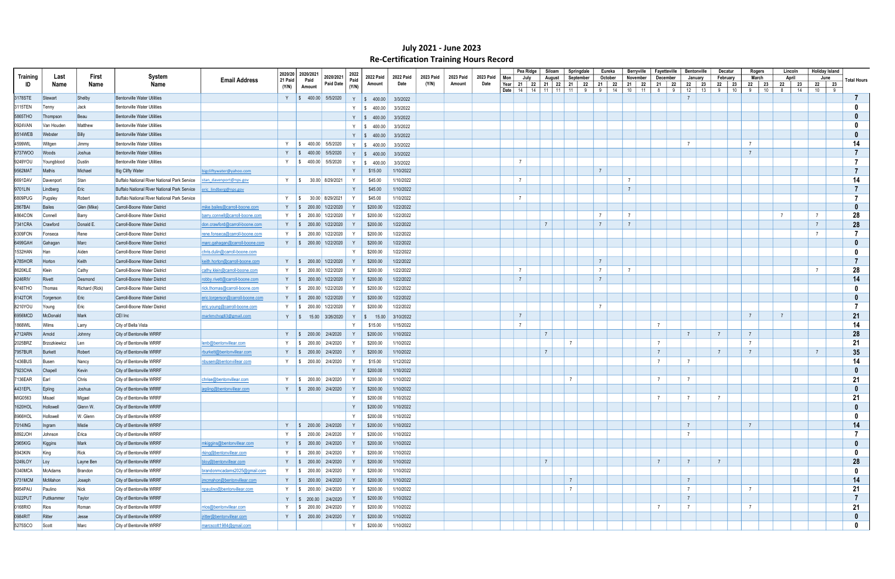# July 2021 - June 2023
## Re-Certification Training Hours Record

| Training ID | Last Name | First Name | System Name | Email Address | 2020/2021 Paid (Y/N) | 2020/2021 Paid Amount | 2020/2021 Paid Date | 2022 Paid (Y/N) | 2022 Paid Amount | 2022 Paid Date | 2023 Paid (Y/N) | 2023 Paid Amount | 2023 Paid Date | | Pea Ridge | | Siloam | | Springdale | | Eureka | | Berryville | | Fayetteville | | Bentonville | | Decatur | | Rogers | | Lincoln | | Holiday Island | | Total Hours |
|---|---|---|---|---|---|---|---|---|---|---|---|---|---|---|---|---|---|---|---|---|---|---|---|---|---|---|---|---|---|---|---|---|---|---|---|---|---|
| | | | | | | | | | | | | | | Mon | July | | August | | September | | October | | November | | December | | January | | February | | March | | April | | June | | |
| | | | | | | | | | | | | | | Year | 21 | 22 | 21 | 22 | 21 | 22 | 21 | 22 | 21 | 22 | 21 | 22 | 22 | 23 | 22 | 23 | 22 | 23 | 22 | 23 | 22 | 23 | |
| | | | | | | | | | | | | | | Date | 14 | 14 | 11 | 11 | 11 | 9 | 9 | 14 | 10 | 11 | 8 | 9 | 12 | 13 | 9 | 10 | 9 | 10 | 8 | 14 | 10 | 9 | |
| 3178STE | Stewart | Shelby | Bentonville Water Utilities | | Y | $ 400.00 | 5/5/2020 | Y | $ 400.00 | 3/3/2022 | | | | | | | | | | | | | | | | | 7 | | | | | | | | | | 7 |
| 3115TEN | Tenny | Jack | Bentonville Water Utilities | | | | | Y | $ 400.00 | 3/3/2022 | | | | | | | | | | | | | | | | | | | | | | | | | | | 0 |
| 5865THO | Thompson | Beau | Bentonville Water Utilities | | | | | Y | $ 400.00 | 3/3/2022 | | | | | | | | | | | | | | | | | | | | | | | | | | | 0 |
| 0924VAN | Van Houden | Matthew | Bentonville Water Utilities | | | | | Y | $ 400.00 | 3/3/2022 | | | | | | | | | | | | | | | | | | | | | | | | | | | 0 |
| 8514WEB | Webster | Billy | Bentonville Water Utilities | | | | | Y | $ 400.00 | 3/3/2022 | | | | | | | | | | | | | | | | | | | | | | | | | | | 0 |
| 4599WIL | Wiltgen | Jimmy | Bentonville Water Utilities | | Y | $ 400.00 | 5/5/2020 | Y | $ 400.00 | 3/3/2022 | | | | | | | | | | | | | | | | | 7 | | | | 7 | | | | | | 14 |
| 6737WOO | Woods | Joshua | Bentonville Water Utilities | | Y | $ 400.00 | 5/5/2020 | Y | $ 400.00 | 3/3/2022 | | | | | | | | | | | | | | | | | | | | | 7 | | | | | | 7 |
| 9249YOU | Youngblood | Dustin | Bentonville Water Utilities | | Y | $ 400.00 | 5/5/2020 | Y | $ 400.00 | 3/3/2022 | | | | | 7 | | | | | | | | | | | | | | | | | | | | | | 7 |
| 9562MAT | Mathis | Michael | Big Clifty Water | bigcliftywater@yahoo.com | | | | Y | $15.00 | 1/10/2022 | | | | | | | | | | | 7 | | | | | | | | | | | | | | | | 7 |
| 6691DAV | Davenport | Stan | Buffalo National River National Park Service | stan_davenport@nps.gov | Y | $ 30.00 | 8/29/2021 | Y | $45.00 | 1/10/2022 | | | | | 7 | | | | | | | | 7 | | | | | | | | | | | | | | 14 |
| 9701LIN | Lindberg | Eric | Buffalo National River National Park Service | eric_lindberg@nps.gov | | | | Y | $45.00 | 1/10/2022 | | | | | | | | | | | | | 7 | | | | | | | | | | | | | | 7 |
| 6809PUG | Pugsley | Robert | Buffalo National River National Park Service | | Y | $ 30.00 | 8/29/2021 | Y | $45.00 | 1/10/2022 | | | | | 7 | | | | | | | | | | | | | | | | | | | | | | 7 |
| 2867BAI | Bailes | Glen (Mike) | Carroll-Boone Water District | mike.bailes@carroll-boone.com | Y | $ 200.00 | 1/22/2020 | Y | $200.00 | 1/22/2022 | | | | | | | | | | | | | | | | | | | | | | | | | | | 0 |
| 4864CON | Connell | Barry | Carroll-Boone Water District | barry.connell@carroll-boone.com | Y | $ 200.00 | 1/22/2020 | Y | $200.00 | 1/22/2022 | | | | | | | | | | | 7 | | 7 | | | | | | | | | | 7 | | 7 | | 28 |
| 7341CRA | Crawford | Donald E. | Carroll-Boone Water District | don.crawford@carroll-boone.com | Y | $ 200.00 | 1/22/2020 | Y | $200.00 | 1/22/2022 | | | | | | | 7 | | | | 7 | | 7 | | | | | | | | | | | | 7 | | 28 |
| 6309FON | Fonseca | Rene | Carroll-Boone Water District | rene.fonseca@carroll-boone.com | Y | $ 200.00 | 1/22/2020 | Y | $200.00 | 1/22/2022 | | | | | | | | | | | | | | | | | | | | | | | | | 7 | | 7 |
| 6499GAH | Gahagan | Marc | Carroll-Boone Water District | marc.gahagan@carroll-boone.com | Y | $ 200.00 | 1/22/2020 | Y | $200.00 | 1/22/2022 | | | | | | | | | | | | | | | | | | | | | | | | | | | 0 |
| 1532HAN | Han | Aiden | Carroll-Boone Water District | chris.dulin@carroll-boone.com | | | | Y | $200.00 | 1/22/2022 | | | | | | | | | | | | | | | | | | | | | | | | | | | 0 |
| 4785HOR | Horton | Keith | Carroll-Boone Water District | keith.horton@carroll-boone.com | Y | $ 200.00 | 1/22/2020 | Y | $200.00 | 1/22/2022 | | | | | | | | | | | 7 | | | | | | | | | | | | | | | | 7 |
| 8620KLE | Klein | Cathy | Carroll-Boone Water District | cathy.klein@carroll-boone.com | Y | $ 200.00 | 1/22/2020 | Y | $200.00 | 1/22/2022 | | | | | 7 | | | | | | 7 | | 7 | | | | | | | | | | | | 7 | | 28 |
| 6246RIV | Rivett | Desmond | Carroll-Boone Water District | robby.rivett@carroll-boone.com | Y | $ 200.00 | 1/22/2020 | Y | $200.00 | 1/22/2022 | | | | | 7 | | | | | | 7 | | | | | | | | | | | | | | | | 14 |
| 9748THO | Thomas | Richard (Rick) | Carroll-Boone Water District | rick.thomas@carroll-boone.com | Y | $ 200.00 | 1/22/2020 | Y | $200.00 | 1/22/2022 | | | | | | | | | | | | | | | | | | | | | | | | | | | 0 |
| 8142TOR | Torgerson | Eric | Carroll-Boone Water District | eric.torgerson@carroll-boone.com | Y | $ 200.00 | 1/22/2020 | Y | $200.00 | 1/22/2022 | | | | | | | | | | | | | | | | | | | | | | | | | | | 0 |
| 8210YOU | Young | Eric | Carroll-Boone Water District | eric.young@carroll-boone.com | Y | $ 200.00 | 1/22/2020 | Y | $200.00 | 1/22/2022 | | | | | | | | | | | 7 | | | | | | | | | | | | | | | | 7 |
| 6956MCD | McDonald | Mark | CEI Inc | markmchog83@gmail.com | Y | $ 15.00 | 3/26/2020 | Y | $ 15.00 | 3/10/2022 | | | | | 7 | | | | | | | | | | | | | | | | 7 | | 7 | | | | 21 |
| 1868WIL | Wilms | Larry | City of Bella Vista | | | | | Y | $15.00 | 1/15/2022 | | | | | 7 | | | | | | | | | | 7 | | | | | | | | | | | | 14 |
| 4712ARN | Arnold | Johnny | City of Bentonville WRRF | | Y | $ 200.00 | 2/4/2020 | Y | $200.00 | 1/10/2022 | | | | | | | 7 | | | | | | | | | | 7 | | 7 | | 7 | | | | | | 28 |
| 2025BRZ | Brzozkiewicz | Len | City of Bentonville WRRF | lenb@bentonvillear.com | Y | $ 200.00 | 2/4/2020 | Y | $200.00 | 1/10/2022 | | | | | | | | | 7 | | | | | | 7 | | | | | | 7 | | | | | | 21 |
| 7957BUR | Burkett | Robert | City of Bentonville WRRF | rburkett@bentonvillear.com | Y | $ 200.00 | 2/4/2020 | Y | $200.00 | 1/10/2022 | | | | | | | 7 | | | | | | | | 7 | | | | 7 | | 7 | | | | 7 | | 35 |
| 1436BUS | Busen | Nancy | City of Bentonville WRRF | nbusen@bentonvillear.com | Y | $ 200.00 | 2/4/2020 | Y | $15.00 | 1/12/2022 | | | | | | | | | | | | | | | 7 | | 7 | | | | | | | | | | 14 |
| 7923CHA | Chapell | Kevin | City of Bentonville WRRF | | | | | Y | $200.00 | 1/10/2022 | | | | | | | | | | | | | | | | | | | | | | | | | | | 0 |
| 7136EAR | Earl | Chris | City of Bentonville WRRF | chrise@bentonvillear.com | Y | $ 200.00 | 2/4/2020 | Y | $200.00 | 1/10/2022 | | | | | | | | | 7 | | | | | | 7 | | 7 | | | | | | | | | | 21 |
| 4431EPL | Epling | Joshua | City of Bentonville WRRF | jepling@bentonvillear.com | Y | $ 200.00 | 2/4/2020 | Y | $200.00 | 1/10/2022 | | | | | | | | | | | | | | | | | | | | | | | | | | | 0 |
| MIG0563 | Misael | Migael | City of Bentonville WRRF | | | | | Y | $200.00 | 1/10/2022 | | | | | | | | | | | | | | | 7 | | 7 | | 7 | | | | | | | | 21 |
| 1620HOL | Hollowell | Glenn W. | City of Bentonville WRRF | | | | | Y | $200.00 | 1/10/2022 | | | | | | | | | | | | | | | | | | | | | | | | | | | 0 |
| 8966HOL | Hollowell | W. Glenn | City of Bentonville WRRF | | | | | Y | $200.00 | 1/10/2022 | | | | | | | | | | | | | | | | | | | | | | | | | | | 0 |
| 7014ING | Ingram | Mistie | City of Bentonville WRRF | | Y | $ 200.00 | 2/4/2020 | Y | $200.00 | 1/10/2022 | | | | | | | | | | | | | | | | | 7 | | | | 7 | | | | | | 14 |
| 8892JOH | Johnson | Erica | City of Bentonville WRRF | | Y | $ 200.00 | 2/4/2020 | Y | $200.00 | 1/10/2022 | | | | | | | | | | | | | | | | | 7 | | | | | | | | | | 7 |
| 2965KIG | Kiggins | Mark | City of Bentonville WRRF | mkiggins@bentonvillear.com | Y | $ 200.00 | 2/4/2020 | Y | $200.00 | 1/10/2022 | | | | | | | | | | | | | | | | | | | | | | | | | | | 0 |
| 8943KIN | King | Rick | City of Bentonville WRRF | rking@bentonvillear.com | Y | $ 200.00 | 2/4/2020 | Y | $200.00 | 1/10/2022 | | | | | | | | | | | | | | | | | | | | | | | | | | | 0 |
| 3249LOY | Loy | Layne Ben | City of Bentonville WRRF | bloy@bentonvillear.com | Y | $ 200.00 | 2/4/2020 | Y | $200.00 | 1/10/2022 | | | | | | | 7 | | | | | | | | 7 | | 7 | | 7 | | | | | | | | 28 |
| 5340MCA | McAdams | Brandon | City of Bentonville WRRF | brandonmcadams2025@gmail.com | Y | $ 200.00 | 2/4/2020 | Y | $200.00 | 1/10/2022 | | | | | | | | | | | | | | | | | | | | | | | | | | | 0 |
| 0731MCM | McMahon | Joseph | City of Bentonville WRRF | jmcmahon@bentonvillear.com | Y | $ 200.00 | 2/4/2020 | Y | $200.00 | 1/10/2022 | | | | | | | | | 7 | | | | | | | | 7 | | | | | | | | | | 14 |
| 9954PAU | Paulino | Nick | City of Bentonville WRRF | npaulino@bentonvillear.com | Y | $ 200.00 | 2/4/2020 | Y | $200.00 | 1/10/2022 | | | | | | | | | 7 | | | | | | | | 7 | | | | 7 | | | | | | 21 |
| 3022PUT | Puttkammer | Taylor | City of Bentonville WRRF | | Y | $ 200.00 | 2/4/2020 | Y | $200.00 | 1/10/2022 | | | | | | | | | | | | | | | | | 7 | | | | | | | | | | 7 |
| 0168RIO | Rios | Roman | City of Bentonville WRRF | rrios@bentonvillear.com | Y | $ 200.00 | 2/4/2020 | Y | $200.00 | 1/10/2022 | | | | | | | | | | | | | | | 7 | | 7 | | | | 7 | | | | | | 21 |
| 0984RIT | Ritter | Jesse | City of Bentonville WRRF | jritter@bentonvillear.com | Y | $ 200.00 | 2/4/2020 | Y | $200.00 | 1/10/2022 | | | | | | | | | | | | | | | | | | | | | | | | | | | 0 |
| 5275SCO | Scott | Marc | City of Bentonville WRRF | marcscott1984@gmail.com | | | | Y | $200.00 | 1/10/2022 | | | | | | | | | | | | | | | | | | | | | | | | | | | 0 |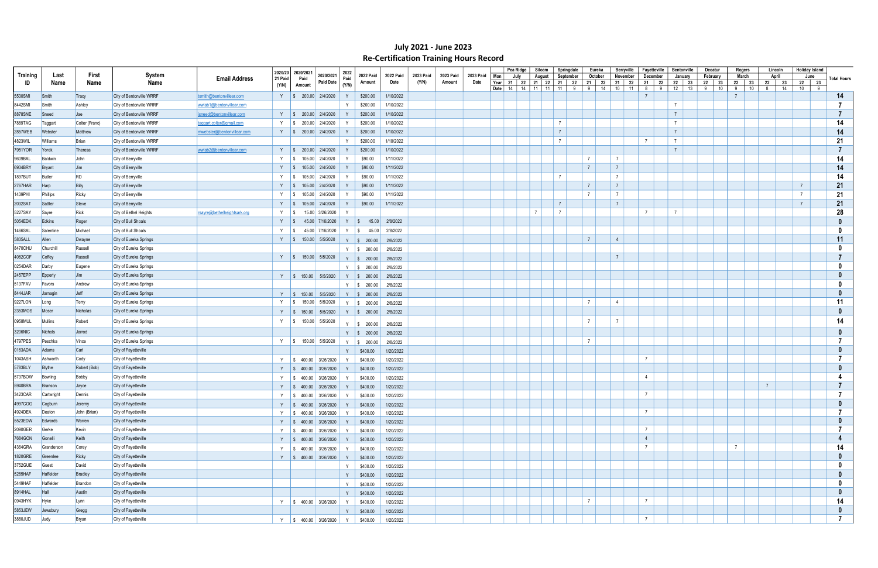# July 2021 - June 2023

## Re-Certification Training Hours Record

| Training ID | Last Name | First Name | System Name | Email Address | 2020/2021 Paid (Y/N) | 2020/2021 Paid Amount | 2020/2021 Paid Date | 2022 Paid (Y/N) | 2022 Paid Amount | 2022 Paid Date | 2023 Paid (Y/N) | 2023 Paid Amount | 2023 Paid Date | Pea Ridge | | Siloam | | Springdale | | Eureka | | Berryville | | Fayetteville | | Bentonville | | Decatur | | Rogers | | Lincoln | | Holiday Island | | Total Hours |
|---|---|---|---|---|---|---|---|---|---|---|---|---|---|---|---|---|---|---|---|---|---|---|---|---|---|---|---|---|---|---|---|---|---|---|---|---|
| | | | | | | | | | | | | | Mon | July | | August | | September | | October | | November | | December | | January | | February | | March | | April | | June | | |
| | | | | | | | | | | | | | Year | 21 | 22 | 21 | 22 | 21 | 22 | 21 | 22 | 21 | 22 | 21 | 22 | 22 | 23 | 22 | 23 | 22 | 23 | 22 | 23 | 22 | 23 | |
| | | | | | | | | | | | | | Date | 14 | 14 | 11 | 11 | 11 | 9 | 9 | 14 | 10 | 11 | 8 | 9 | 12 | 13 | 9 | 10 | 9 | 10 | 8 | 14 | 10 | 9 | |
| 5530SMI | Smith | Tracy | City of Bentonville WRRF | tsmith@bentonvillear.com | Y | $ 200.00 | 2/4/2020 | Y | $200.00 | 1/10/2022 | | | | | | | | | | | | | | 7 | | | | | | 7 | | | | | | 14 |
| 8442SMI | Smith | Ashley | City of Bentonville WRRF | wwlab1@bentonvillear.com | | | | Y | $200.00 | 1/10/2022 | | | | | | | | | | | | | | | | 7 | | | | | | | | | | 7 |
| 8878SNE | Sneed | Jae | City of Bentonville WRRF | jsneed@bentonvillear.com | Y | $ 200.00 | 2/4/2020 | Y | $200.00 | 1/10/2022 | | | | | | | | | | | | | | | | 7 | | | | | | | | | | 7 |
| 7889TAG | Taggart | Colter (Franc) | City of Bentonville WRRF | taggart.colter@gmail.com | Y | $ 200.00 | 2/4/2020 | Y | $200.00 | 1/10/2022 | | | | | | | | 7 | | | | | | | | 7 | | | | | | | | | | 14 |
| 2857WEB | Webster | Matthew | City of Bentonville WRRF | mwebster@bentonvillear.com | Y | $ 200.00 | 2/4/2020 | Y | $200.00 | 1/10/2022 | | | | | | | | 7 | | | | | | | | 7 | | | | | | | | | | 14 |
| 4823WIL | Williams | Brian | City of Bentonville WRRF | | | | | Y | $200.00 | 1/10/2022 | | | | | | | | 7 | | | | | | 7 | | 7 | | | | | | | | | | 21 |
| 7951YOR | Yorek | Theresa | City of Bentonville WRRF | wwlab2@bentonvillear.com | Y | $ 200.00 | 2/4/2020 | Y | $200.00 | 1/10/2022 | | | | | | | | | | | | | | | | 7 | | | | | | | | | | 7 |
| 9609BAL | Baldwin | John | City of Berryville | | Y | $ 105.00 | 2/4/2020 | Y | $90.00 | 1/11/2022 | | | | | | | | | | 7 | | 7 | | | | | | | | | | | | | | 14 |
| 6934BRY | Bryant | Jim | City of Berryville | | Y | $ 105.00 | 2/4/2020 | Y | $90.00 | 1/11/2022 | | | | | | | | | | 7 | | 7 | | | | | | | | | | | | | | 14 |
| 1897BUT | Butler | RD | City of Berryville | | Y | $ 105.00 | 2/4/2020 | Y | $90.00 | 1/11/2022 | | | | | | | | 7 | | | | 7 | | | | | | | | | | | | | | 14 |
| 2767HAR | Harp | Billy | City of Berryville | | Y | $ 105.00 | 2/4/2020 | Y | $90.00 | 1/11/2022 | | | | | | | | | | 7 | | 7 | | | | | | | | | | | | 7 | | 21 |
| 1439PHI | Phillips | Ricky | City of Berryville | | Y | $ 105.00 | 2/4/2020 | Y | $90.00 | 1/11/2022 | | | | | | | | | | 7 | | 7 | | | | | | | | | | | | 7 | | 21 |
| 2032SAT | Sattler | Steve | City of Berryville | | Y | $ 105.00 | 2/4/2020 | Y | $90.00 | 1/11/2022 | | | | | | | | 7 | | | | 7 | | | | | | | | | | | | 7 | | 21 |
| 5227SAY | Sayre | Rick | City of Bethel Heights | rsayre@bethelheightsark.org | Y | $ 15.00 | 3/26/2020 | Y | | | | | | | | 7 | | 7 | | | | | | 7 | | 7 | | | | | | | | | | 28 |
| 5054EDK | Edkins | Roger | City of Bull Shoals | | Y | $ 45.00 | 7/16/2020 | Y | $ 45.00 | 2/8/2022 | | | | | | | | | | | | | | | | | | | | | | | | | | 0 |
| 1466SAL | Salentine | Michael | City of Bull Shoals | | Y | $ 45.00 | 7/16/2020 | Y | $ 45.00 | 2/8/2022 | | | | | | | | | | | | | | | | | | | | | | | | | | 0 |
| 5835ALL | Allen | Dwayne | City of Eureka Springs | | Y | $ 150.00 | 5/5/2020 | Y | $ 200.00 | 2/8/2022 | | | | | | | | | | 7 | | 4 | | | | | | | | | | | | | | 11 |
| 8470CHU | Churchill | Russell | City of Eureka Springs | | | | | Y | $ 200.00 | 2/8/2022 | | | | | | | | | | | | | | | | | | | | | | | | | | 0 |
| 4082COF | Coffey | Russell | City of Eureka Springs | | Y | $ 150.00 | 5/5/2020 | Y | $ 200.00 | 2/8/2022 | | | | | | | | | | | | 7 | | | | | | | | | | | | | | 7 |
| 0254DAR | Darby | Eugene | City of Eureka Springs | | | | | Y | $ 200.00 | 2/8/2022 | | | | | | | | | | | | | | | | | | | | | | | | | | 0 |
| 2457EPP | Epperly | Jim | City of Eureka Springs | | Y | $ 150.00 | 5/5/2020 | Y | $ 200.00 | 2/8/2022 | | | | | | | | | | | | | | | | | | | | | | | | | | 0 |
| 5137FAV | Favors | Andrew | City of Eureka Springs | | | | | Y | $ 200.00 | 2/8/2022 | | | | | | | | | | | | | | | | | | | | | | | | | | 0 |
| 8444JAR | Jarnagin | Jeff | City of Eureka Springs | | Y | $ 150.00 | 5/5/2020 | Y | $ 200.00 | 2/8/2022 | | | | | | | | | | | | | | | | | | | | | | | | | | 0 |
| 9227LON | Long | Terry | City of Eureka Springs | | Y | $ 150.00 | 5/5/2020 | Y | $ 200.00 | 2/8/2022 | | | | | | | | | | 7 | | 4 | | | | | | | | | | | | | | 11 |
| 2353MOS | Moser | Nicholas | City of Eureka Springs | | Y | $ 150.00 | 5/5/2020 | Y | $ 200.00 | 2/8/2022 | | | | | | | | | | | | | | | | | | | | | | | | | | 0 |
| 0958MUL | Mullins | Robert | City of Eureka Springs | | Y | $ 150.00 | 5/5/2020 | Y | $ 200.00 | 2/8/2022 | | | | | | | | | | 7 | | 7 | | | | | | | | | | | | | | 14 |
| 3206NIC | Nichols | Jarrod | City of Eureka Springs | | | | | Y | $ 200.00 | 2/8/2022 | | | | | | | | | | | | | | | | | | | | | | | | | | 0 |
| 4797PES | Peschka | Vince | City of Eureka Springs | | Y | $ 150.00 | 5/5/2020 | Y | $ 200.00 | 2/8/2022 | | | | | | | | | | 7 | | | | | | | | | | | | | | | | 7 |
| 0163ADA | Adams | Carl | City of Fayetteville | | | | | Y | $400.00 | 1/20/2022 | | | | | | | | | | | | | | | | | | | | | | | | | | 0 |
| 1043ASH | Ashworth | Cody | City of Fayetteville | | Y | $ 400.00 | 3/26/2020 | Y | $400.00 | 1/20/2022 | | | | | | | | | | | | | | 7 | | | | | | | | | | | | 7 |
| 5783BLY | Blythe | Robert (Bob) | City of Fayetteville | | Y | $ 400.00 | 3/26/2020 | Y | $400.00 | 1/20/2022 | | | | | | | | | | | | | | | | | | | | | | | | | | 0 |
| 5737BOW | Bowling | Bobby | City of Fayetteville | | Y | $ 400.00 | 3/26/2020 | Y | $400.00 | 1/20/2022 | | | | | | | | | | | | | | 4 | | | | | | | | | | | | 4 |
| 5940BRA | Branson | Jayce | City of Fayetteville | | Y | $ 400.00 | 3/26/2020 | Y | $400.00 | 1/20/2022 | | | | | | | | | | | | | | | | | | | | | | 7 | | | | 7 |
| 3423CAR | Cartwright | Dennis | City of Fayetteville | | Y | $ 400.00 | 3/26/2020 | Y | $400.00 | 1/20/2022 | | | | | | | | | | | | | | 7 | | | | | | | | | | | | 7 |
| 4997COG | Cogburn | Jeremy | City of Fayetteville | | Y | $ 400.00 | 3/26/2020 | Y | $400.00 | 1/20/2022 | | | | | | | | | | | | | | | | | | | | | | | | | | 0 |
| 4924DEA | Deaton | John (Brian) | City of Fayetteville | | Y | $ 400.00 | 3/26/2020 | Y | $400.00 | 1/20/2022 | | | | | | | | | | | | | | 7 | | | | | | | | | | | | 7 |
| 5523EDW | Edwards | Warren | City of Fayetteville | | Y | $ 400.00 | 3/26/2020 | Y | $400.00 | 1/20/2022 | | | | | | | | | | | | | | | | | | | | | | | | | | 0 |
| 2090GER | Gerke | Kevin | City of Fayetteville | | Y | $ 400.00 | 3/26/2020 | Y | $400.00 | 1/20/2022 | | | | | | | | | | | | | | 7 | | | | | | | | | | | | 7 |
| 7684GON | Gonelli | Keith | City of Fayetteville | | Y | $ 400.00 | 3/26/2020 | Y | $400.00 | 1/20/2022 | | | | | | | | | | | | | | 4 | | | | | | | | | | | | 4 |
| 4364GRA | Granderson | Corey | City of Fayetteville | | Y | $ 400.00 | 3/26/2020 | Y | $400.00 | 1/20/2022 | | | | | | | | | | | | | | 7 | | | | | | 7 | | | | | | 14 |
| 1820GRE | Greenlee | Ricky | City of Fayetteville | | Y | $ 400.00 | 3/26/2020 | Y | $400.00 | 1/20/2022 | | | | | | | | | | | | | | | | | | | | | | | | | | 0 |
| 3752GUE | Guest | David | City of Fayetteville | | | | | Y | $400.00 | 1/20/2022 | | | | | | | | | | | | | | | | | | | | | | | | | | 0 |
| 5285HAF | Haffelder | Bradley | City of Fayetteville | | | | | Y | $400.00 | 1/20/2022 | | | | | | | | | | | | | | | | | | | | | | | | | | 0 |
| 5449HAF | Haffelder | Brandon | City of Fayetteville | | | | | Y | $400.00 | 1/20/2022 | | | | | | | | | | | | | | | | | | | | | | | | | | 0 |
| 8914HAL | Hall | Austin | City of Fayetteville | | | | | Y | $400.00 | 1/20/2022 | | | | | | | | | | | | | | | | | | | | | | | | | | 0 |
| 0943HYK | Hyke | Lynn | City of Fayetteville | | Y | $ 400.00 | 3/26/2020 | Y | $400.00 | 1/20/2022 | | | | | | | | | | 7 | | | | 7 | | | | | | | | | | | | 14 |
| 5853JEW | Jewsbury | Gregg | City of Fayetteville | | | | | Y | $400.00 | 1/20/2022 | | | | | | | | | | | | | | | | | | | | | | | | | | 0 |
| 3880JUD | Judy | Bryan | City of Fayetteville | | Y | $ 400.00 | 3/26/2020 | Y | $400.00 | 1/20/2022 | | | | | | | | | | | | | | 7 | | | | | | | | | | | | 7 |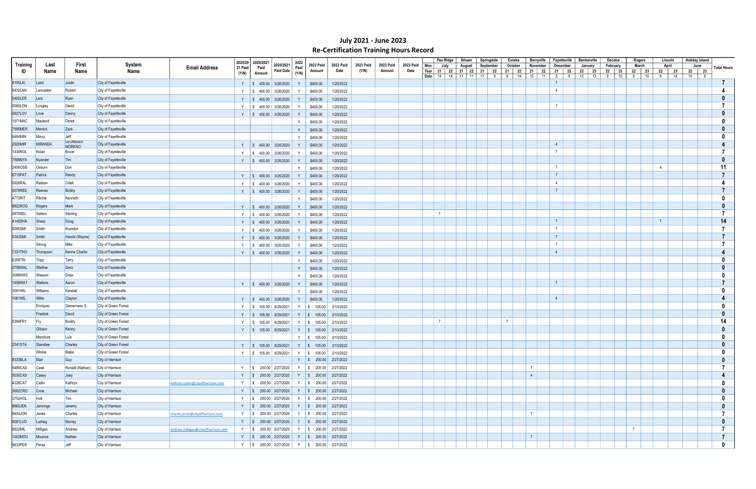# July 2021 - June 2023
## Re-Certification Training Hours Record

| Training ID | Last Name | First Name | System Name | Email Address | 2020/2021 Paid (Y/N) | 2020/2021 Paid Amount | 2020/2021 Paid Date | 2022 Paid (Y/N) | 2022 Paid Amount | 2022 Paid Date | 2023 Paid (Y/N) | 2023 Paid Amount | 2023 Paid Date | Mon | Pea Ridge July | | Siloam August | | Springdale September | | Eureka October | | Berryville November | | Fayetteville December | | Bentonville January | | Decatur February | | Rogers March | | Lincoln April | | Holiday Island June | | Total Hours |
|---|---|---|---|---|---|---|---|---|---|---|---|---|---|---|---|---|---|---|---|---|---|---|---|---|---|---|---|---|---|---|---|---|---|---|---|---|---|
| | | | | | | | | | | | | | | Year | 21 | 22 | 21 | 22 | 21 | 22 | 21 | 22 | 21 | 22 | 21 | 22 | 22 | 23 | 22 | 23 | 22 | 23 | 22 | 23 | 22 | 23 | |
| | | | | | | | | | | | | | | Date | 14 | 14 | 11 | 11 | 11 | 9 | 9 | 14 | 10 | 11 | 8 | 9 | 12 | 13 | 9 | 10 | 9 | 10 | 8 | 14 | 10 | 9 | |
| 8155LAI | Laird | Justin | City of Fayetteville | | Y | $ 400.00 | 3/26/2020 | Y | $400.00 | 1/20/2022 | | | | | | | | | | | | | | | 7 | | | | | | | | | | | | 7 |
| 6432LAN | Lancaster | Robert | City of Fayetteville | | Y | $ 400.00 | 3/26/2020 | Y | $400.00 | 1/20/2022 | | | | | | | | | | | | | | | 4 | | | | | | | | | | | | 4 |
| 0482LER | Lerz | Ryan | City of Fayetteville | | Y | $ 400.00 | 3/26/2020 | Y | $400.00 | 1/20/2022 | | | | | | | | | | | | | | | | | | | | | | | | | | | 0 |
| 0080LON | Longley | David | City of Fayetteville | | Y | $ 400.00 | 3/26/2020 | Y | $400.00 | 1/20/2022 | | | | | | | | | | | | | | | 7 | | | | | | | | | | | | 7 |
| 0927LOV | Love | Danny | City of Fayetteville | | Y | $ 400.00 | 3/26/2020 | Y | $400.00 | 1/20/2022 | | | | | | | | | | | | | | | | | | | | | | | | | | | 0 |
| 1971MAC | Macleod | Derek | City of Fayetteville | | | | | Y | $400.00 | 1/20/2022 | | | | | | | | | | | | | | | | | | | | | | | | | | | 0 |
| 7595MER | Merrick | Zack | City of Fayetteville | | | | | Y | $400.00 | 1/20/2022 | | | | | | | | | | | | | | | | | | | | | | | | | | | 0 |
| 6484MIN | Mincy | Jeff | City of Fayetteville | | | | | Y | $400.00 | 1/20/2022 | | | | | | | | | | | | | | | | | | | | | | | | | | | 0 |
| 2920MIR | MIRANDA | LEONIDES MORENO | City of Fayetteville | | Y | $ 400.00 | 3/26/2020 | Y | $400.00 | 1/20/2022 | | | | | | | | | | | | | | | 4 | | | | | | | | | | | | 4 |
| 1430NOL | Nolan | Bruce | City of Fayetteville | | Y | $ 400.00 | 3/26/2020 | Y | $400.00 | 1/20/2022 | | | | | | | | | | | | | | | 7 | | | | | | | | | | | | 7 |
| 7598NYA | Nyander | Tim | City of Fayetteville | | Y | $ 400.00 | 3/26/2020 | Y | $400.00 | 1/20/2022 | | | | | | | | | | | | | | | | | | | | | | | | | | | 0 |
| 2456OSB | Osburn | Don | City of Fayetteville | | | | | Y | $400.00 | 1/20/2022 | | | | | | | | | | | | | | | 7 | | | | | | | | 4 | | | | 11 |
| 6715PAT | Patrick | Randy | City of Fayetteville | | Y | $ 400.00 | 3/26/2020 | Y | $400.00 | 1/20/2022 | | | | | | | | | | | | | | | 7 | | | | | | | | | | | | 7 |
| 0926RAL | Ralston | Odell | City of Fayetteville | | Y | $ 400.00 | 3/26/2020 | Y | $400.00 | 1/20/2022 | | | | | | | | | | | | | | | 4 | | | | | | | | | | | | 4 |
| 0076REE | Reeves | Bobby | City of Fayetteville | | Y | $ 400.00 | 3/26/2020 | Y | $400.00 | 1/20/2022 | | | | | | | | | | | | | | | 7 | | | | | | | | | | | | 7 |
| 4773RIT | Ritchie | Kenneth | City of Fayetteville | | | | | Y | $400.00 | 1/20/2022 | | | | | | | | | | | | | | | | | | | | | | | | | | | 0 |
| 9822ROG | Rogers | Mark | City of Fayetteville | | Y | $ 400.00 | 3/26/2020 | Y | $400.00 | 1/20/2022 | | | | | | | | | | | | | | | | | | | | | | | | | | | 0 |
| 0870SEL | Sellers | Sterling | City of Fayetteville | | Y | $ 400.00 | 3/26/2020 | Y | $400.00 | 1/20/2022 | | | | | 7 | | | | | | | | | | | | | | | | | | | | | | 7 |
| 4145SHA | Sharp | Doug | City of Fayetteville | | Y | $ 400.00 | 3/26/2020 | Y | $400.00 | 1/20/2022 | | | | | | | | | | | | | | | 7 | | | | | | | | 7 | | | | 14 |
| 9395SMI | Smith | Brandon | City of Fayetteville | | Y | $ 400.00 | 3/26/2020 | Y | $400.00 | 1/20/2022 | | | | | | | | | | | | | | | 7 | | | | | | | | | | | | 7 |
| 0343SMI | Smith | Harold (Wayne) | City of Fayetteville | | Y | $ 400.00 | 3/26/2020 | Y | $400.00 | 1/20/2022 | | | | | | | | | | | | | | | 7 | | | | | | | | | | | | 7 |
| | Strong | Mike | City of Fayetteville | | Y | $ 400.00 | 3/26/2020 | Y | $400.00 | 1/20/2022 | | | | | | | | | | | | | | | 7 | | | | | | | | | | | | 7 |
| 7331THO | Thompson | Kenne Charlie | City of Fayetteville | | Y | $ 400.00 | 3/26/2020 | Y | $400.00 | 1/20/2022 | | | | | | | | | | | | | | | 4 | | | | | | | | | | | | 4 |
| 6358TRI | Tripp | Terry | City of Fayetteville | | | | | Y | $400.00 | 1/20/2022 | | | | | | | | | | | | | | | | | | | | | | | | | | | 0 |
| 0758WAL | Walther | Zeno | City of Fayetteville | | | | | Y | $400.00 | 1/20/2022 | | | | | | | | | | | | | | | | | | | | | | | | | | | 0 |
| 3098WAS | Wasson | Drew | City of Fayetteville | | | | | Y | $400.00 | 1/20/2022 | | | | | | | | | | | | | | | | | | | | | | | | | | | 0 |
| 1458WAT | Watkins | Aaron | City of Fayetteville | | Y | $ 400.00 | 3/26/2020 | Y | $400.00 | 1/20/2022 | | | | | | | | | | | | | | | 7 | | | | | | | | | | | | 7 |
| 3091WIL | Williams | Kendall | City of Fayetteville | | | | | Y | $400.00 | 1/20/2022 | | | | | | | | | | | | | | | | | | | | | | | | | | | 0 |
| 1061WIL | Willis | Clayton | City of Fayetteville | | Y | $ 400.00 | 3/26/2020 | Y | $400.00 | 1/20/2022 | | | | | | | | | | | | | | | 4 | | | | | | | | | | | | 4 |
| | Enriquez | Gemeniano S. | City of Green Forest | | Y | $ 105.00 | 8/29/2021 | Y | $ 105.00 | 2/10/2022 | | | | | | | | | | | | | | | | | | | | | | | | | | | 0 |
| | Fredrick | David | City of Green Forest | | Y | $ 105.00 | 8/29/2021 | Y | $ 105.00 | 2/10/2022 | | | | | | | | | | | | | | | | | | | | | | | | | | | 0 |
| 5394FRY | Fry | Buddy | City of Green Forest | | Y | $ 105.00 | 8/29/2021 | Y | $ 105.00 | 2/10/2022 | | | | | 7 | | | | | | 7 | | | | | | | | | | | | | | | | 14 |
| | Gibson | Kenny | City of Green Forest | | Y | $ 105.00 | 8/29/2021 | Y | $ 105.00 | 2/10/2022 | | | | | | | | | | | | | | | | | | | | | | | | | | | 0 |
| | Mendoza | Luis | City of Green Forest | | | | | Y | $ 105.00 | 2/10/2022 | | | | | | | | | | | | | | | | | | | | | | | | | | | 0 |
| 2341STA | Standlee | Charles | City of Green Forest | | Y | $ 105.00 | 8/29/2021 | Y | $ 105.00 | 2/10/2022 | | | | | | | | | | | | | | | | | | | | | | | | | | | 0 |
| | Winkle | Blake | City of Green Forest | | Y | $ 105.00 | 8/29/2021 | Y | $ 105.00 | 2/10/2022 | | | | | | | | | | | | | | | | | | | | | | | | | | | 0 |
| 8333BLA | Blair | Guy | City of Harrison | | | | | Y | $ 200.00 | 2/27/2022 | | | | | | | | | | | | | | | | | | | | | | | | | | | 0 |
| 5490CAS | Case | Ronald (Nathan) | City of Harrison | | Y | $ 200.00 | 2/27/2020 | Y | $ 200.00 | 2/27/2022 | | | | | | | | | | | | | 7 | | | | | | | | | | | | | | 7 |
| 5030CAS | Casey | Joey | City of Harrison | | Y | $ 200.00 | 2/27/2020 | Y | $ 200.00 | 2/27/2022 | | | | | | | | | | | | | 4 | | | | | | | | | | | | | | 4 |
| 4228CAT | Catlin | Kathryn | City of Harrison | kathryn.catlin@cityofharrison.com | Y | $ 200.00 | 2/27/2020 | Y | $ 200.00 | 2/27/2022 | | | | | | | | | | | | | | | | | | | | | | | | | | | 0 |
| 3682CRO | Crow | Michael | City of Harrison | | Y | $ 200.00 | 2/27/2020 | Y | $ 200.00 | 2/27/2022 | | | | | | | | | | | | | | | | | | | | | | | | | | | 0 |
| 3752HOL | Holt | Tim | City of Harrison | | Y | $ 200.00 | 2/27/2020 | Y | $ 200.00 | 2/27/2022 | | | | | | | | | | | | | | | | | | | | | | | | | | | 0 |
| 8860JEN | Jennings | Jeremy | City of Harrison | | Y | $ 200.00 | 2/27/2020 | Y | $ 200.00 | 2/27/2022 | | | | | | | | | | | | | | | | | | | | | | | | | | | 0 |
| 8454JON | Jones | Charles | City of Harrison | charlie.jones@cityofharrison.com | Y | $ 200.00 | 2/27/2020 | Y | $ 200.00 | 2/27/2022 | | | | | | | | | | | | | 7 | | | | | | | | | | | | | | 7 |
| 8081LUD | Ludwig | Murray | City of Harrison | | Y | $ 200.00 | 2/27/2020 | Y | $ 200.00 | 2/27/2022 | | | | | | | | | | | | | | | | | | | | | | | | | | | 0 |
| 6822MIL | Milligan | Andrew | City of Harrison | andrew.milligan@cityofharrison.com | Y | $ 200.00 | 2/27/2020 | Y | $ 200.00 | 2/27/2022 | | | | | | | | | | | | | | | | | | | | | 7 | | | | | | 7 |
| 1002MOU | Mounce | Nathan | City of Harrison | | Y | $ 200.00 | 2/27/2020 | Y | $ 200.00 | 2/27/2022 | | | | | | | | | | | | | 7 | | | | | | | | | | | | | | 7 |
| 9633PER | Perse | Jeff | City of Harrison | | Y | $ 200.00 | 2/27/2020 | Y | $ 200.00 | 2/27/2022 | | | | | | | | | | | | | | | | | | | | | | | | | | | 0 |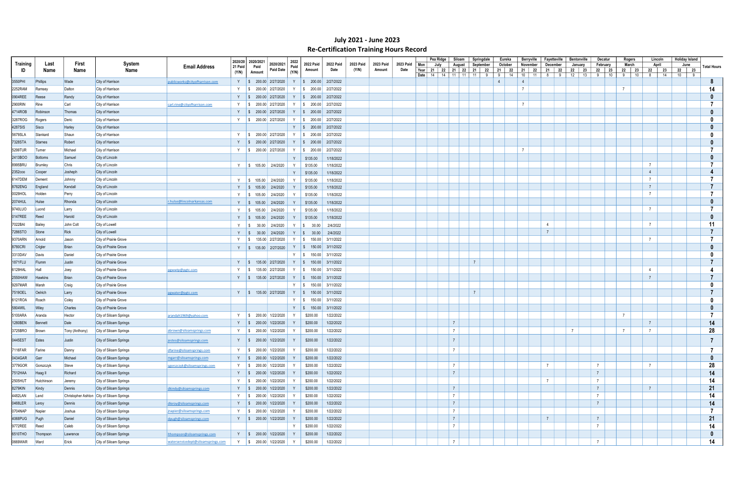# July 2021 - June 2023

## Re-Certification Training Hours Record

| Training ID | Last Name | First Name | System Name | Email Address | 2020/2021 Paid (Y/N) | 2020/2021 Paid Amount | 2020/2021 Paid Date | 2022 Paid (Y/N) | 2022 Paid Amount | 2022 Paid Date | 2023 Paid (Y/N) | 2023 Paid Amount | 2023 Paid Date | | Pea Ridge | | Siloam | | Springdale | | Eureka | | Berryville | | Fayetteville | | Bentonville | | Decatur | | Rogers | | Lincoln | | Holiday Island | | Total Hours |
|---|---|---|---|---|---|---|---|---|---|---|---|---|---|---|---|---|---|---|---|---|---|---|---|---|---|---|---|---|---|---|---|---|---|---|---|
| | | | | | | | | | | | | | | Mon | July | | August | | September | | October | | November | | December | | January | | February | | March | | April | | June | | |
| | | | | | | | | | | | | | | Year | 21 | 22 | 21 | 22 | 21 | 22 | 21 | 22 | 21 | 22 | 21 | 22 | 22 | 23 | 22 | 23 | 22 | 23 | 22 | 23 | 22 | 23 | |
| | | | | | | | | | | | | | | Date | 14 | 14 | 11 | 11 | 11 | 9 | 9 | 14 | 10 | 11 | 8 | 9 | 12 | 13 | 9 | 10 | 9 | 10 | 8 | 14 | 10 | 9 | |
| 3550PHI | Phillips | Wade | City of Harrison | publicworks@cityofharrison.com | Y | $ 200.00 | 2/27/2020 | Y | $ 200.00 | 2/27/2022 | | | | | | | | | | | 4 | | 4 | | | | | | | | | | | | | | 8 |
| 2252RAM | Ramsey | Dalton | City of Harrison | | Y | $ 200.00 | 2/27/2020 | Y | $ 200.00 | 2/27/2022 | | | | | | | | | | | | | 7 | | | | | | | | 7 | | | | | | 14 |
| 0904REE | Reese | Randy | City of Harrison | | Y | $ 200.00 | 2/27/2020 | Y | $ 200.00 | 2/27/2022 | | | | | | | | | | | | | | | | | | | | | | | | | | | 0 |
| 2900RIN | Rine | Carl | City of Harrison | carl.rine@cityofharrison.com | Y | $ 200.00 | 2/27/2020 | Y | $ 200.00 | 2/27/2022 | | | | | | | | | | | | | 7 | | | | | | | | | | | | | | 7 |
| 4714ROB | Robinson | Thomas | City of Harrison | | Y | $ 200.00 | 2/27/2020 | Y | $ 200.00 | 2/27/2022 | | | | | | | | | | | | | | | | | | | | | | | | | | | 0 |
| 3287ROG | Rogers | Deric | City of Harrison | | Y | $ 200.00 | 2/27/2020 | Y | $ 200.00 | 2/27/2022 | | | | | | | | | | | | | | | | | | | | | | | | | | | 0 |
| 4287SIS | Sisco | Harley | City of Harrison | | | | | Y | $ 200.00 | 2/27/2022 | | | | | | | | | | | | | | | | | | | | | | | | | | | 0 |
| 5679SLA | Slankard | Shaun | City of Harrison | | Y | $ 200.00 | 2/27/2020 | Y | $ 200.00 | 2/27/2022 | | | | | | | | | | | | | | | | | | | | | | | | | | | 0 |
| 7328STA | Starnes | Robert | City of Harrison | | Y | $ 200.00 | 2/27/2020 | Y | $ 200.00 | 2/27/2022 | | | | | | | | | | | | | | | | | | | | | | | | | | | 0 |
| 5299TUR | Turner | Michael | City of Harrison | | Y | $ 200.00 | 2/27/2020 | Y | $ 200.00 | 2/27/2022 | | | | | | | | | | | | | 7 | | | | | | | | | | | | | | 7 |
| 2413BOO | Bottoms | Samuel | City of Lincoln | | | | | Y | $135.00 | 1/18/2022 | | | | | | | | | | | | | | | | | | | | | | | | | | | 0 |
| 8995BRU | Brumley | Chris | City of Lincoln | | Y | $ 105.00 | 2/4/2020 | Y | $135.00 | 1/18/2022 | | | | | | | | | | | | | | | | | | | | | | | 7 | | | | 7 |
| 2352coo | Cooper | Josheph | City of Lincoln | | | | | Y | $135.00 | 1/18/2022 | | | | | | | | | | | | | | | | | | | | | | | 4 | | | | 4 |
| 6147DEM | Dement | Johnny | City of Lincoln | | Y | $ 105.00 | 2/4/2020 | Y | $135.00 | 1/18/2022 | | | | | | | | | | | | | | | | | | | | | | | 7 | | | | 7 |
| 8782ENG | England | Kendall | City of Lincoln | | Y | $ 105.00 | 2/4/2020 | Y | $135.00 | 1/18/2022 | | | | | | | | | | | | | | | | | | | | | | | 7 | | | | 7 |
| 0029HOL | Holden | Perry | City of Lincoln | | Y | $ 105.00 | 2/4/2020 | Y | $135.00 | 1/18/2022 | | | | | | | | | | | | | | | | | | | | | | | 7 | | | | 7 |
| 2074HUL | Hulse | Rhonda | City of Lincoln | r.hulse@lincolnarkansas.com | Y | $ 105.00 | 2/4/2020 | Y | $135.00 | 1/18/2022 | | | | | | | | | | | | | | | | | | | | | | | | | | | 0 |
| 9740LUO | Luond | Larry | City of Lincoln | | Y | $ 105.00 | 2/4/2020 | Y | $135.00 | 1/18/2022 | | | | | | | | | | | | | | | | | | | | | | | 7 | | | | 7 |
| 0147REE | Reed | Harold | City of Lincoln | | Y | $ 105.00 | 2/4/2020 | Y | $135.00 | 1/18/2022 | | | | | | | | | | | | | | | | | | | | | | | | | | | 0 |
| 7022BAI | Bailey | John Colt | City of Lowell | | Y | $ 30.00 | 2/4/2020 | Y | $ 30.00 | 2/4/2022 | | | | | | | | | | | | | | | 4 | | | | | | | | 7 | | | | 11 |
| 7286STO | Stone | Rick | City of Lowell | | Y | $ 30.00 | 2/4/2020 | Y | $ 30.00 | 2/4/2022 | | | | | | | | | | | | | | | 7 | | | | | | | | | | | | 7 |
| 9370ARN | Arnold | Jason | City of Prairie Grove | | Y | $ 135.00 | 2/27/2020 | Y | $ 150.00 | 3/11/2022 | | | | | | | | | | | | | | | | | | | | | | | 7 | | | | 7 |
| 8780CRI | Crigler | Brian | City of Prairie Grove | | Y | $ 135.00 | 2/27/2020 | Y | $ 150.00 | 3/11/2022 | | | | | | | | | | | | | | | | | | | | | | | | | | | 0 |
| 3313DAV | Davis | Daniel | City of Prairie Grove | | | | | Y | $ 150.00 | 3/11/2022 | | | | | | | | | | | | | | | | | | | | | | | | | | | 0 |
| 1871FLU | Flumm | Justin | City of Prairie Grove | | Y | $ 135.00 | 2/27/2020 | Y | $ 150.00 | 3/11/2022 | | | | | | | | | 7 | | | | | | | | | | | | | | | | | | 7 |
| 6129HAL | Hall | Joey | City of Prairie Grove | pgwwtp@pgtc.com | Y | $ 135.00 | 2/27/2020 | Y | $ 150.00 | 3/11/2022 | | | | | | | | | | | | | | | | | | | | | | | 4 | | | | 4 |
| 2550HAW | Hawkins | Brian | City of Prairie Grove | | Y | $ 135.00 | 2/27/2020 | Y | $ 150.00 | 3/11/2022 | | | | | | | | | | | | | | | | | | | | | | | 7 | | | | 7 |
| 9297MAR | Marsh | Craig | City of Prairie Grove | | | | | Y | $ 150.00 | 3/11/2022 | | | | | | | | | | | | | | | | | | | | | | | | | | | 0 |
| 7519OEL | Oelrich | Larry | City of Prairie Grove | pgwater@pgtc.com | Y | $ 135.00 | 2/27/2020 | Y | $ 150.00 | 3/11/2022 | | | | | | | | | 7 | | | | | | | | | | | | | | | | | | 7 |
| 6121ROA | Roach | Coley | City of Prairie Grove | | | | | Y | $ 150.00 | 3/11/2022 | | | | | | | | | | | | | | | | | | | | | | | | | | | 0 |
| 5804WIL | Wiley | Charles | City of Prairie Grove | | | | | Y | $ 150.00 | 3/11/2022 | | | | | | | | | | | | | | | | | | | | | | | | | | | 0 |
| 5100ARA | Aranda | Hector | City of Siloam Springs | arandah1969@yahoo.com | Y | $ 200.00 | 1/22/2020 | Y | $200.00 | 1/22/2022 | | | | | | | | | | | | | | | | | | | | | 7 | | | | | | 7 |
| 1280BEN | Bennett | Dale | City of Siloam Springs | | Y | $ 200.00 | 1/22/2020 | Y | $200.00 | 1/22/2022 | | | | | | | 7 | | | | | | | | | | | | | | | | 7 | | | | 14 |
| 3725BRO | Brown | Tony (Anthony) | City of Siloam Springs | abrown@siloamsprings.com | Y | $ 200.00 | 1/22/2020 | Y | $200.00 | 1/22/2022 | | | | | | | 7 | | | | | | | | | | 7 | | | | 7 | | 7 | | | | 28 |
| 0445EST | Estes | Justin | City of Siloam Springs | jestes@siloamsprings.com | Y | $ 200.00 | 1/22/2020 | Y | $200.00 | 1/22/2022 | | | | | | | 7 | | | | | | | | | | | | | | | | | | | | 7 |
| 7116FAR | Farine | Danny | City of Siloam Springs | dfarine@siloamsprings.com | Y | $ 200.00 | 1/22/2020 | Y | $200.00 | 1/22/2022 | | | | | | | 7 | | | | | | | | | | | | | | | | | | | | 7 |
| 0434GAR | Garr | Michael | City of Siloam Springs | mgarr@siloamsprings.com | Y | $ 200.00 | 1/22/2020 | Y | $200.00 | 1/22/2022 | | | | | | | | | | | | | | | | | | | | | | | | | | | 0 |
| 3779GOR | Gorszczyk | Steve | City of Siloam Springs | sgorszczyk@siloamsprings.com | Y | $ 200.00 | 1/22/2020 | Y | $200.00 | 1/22/2022 | | | | | | | 7 | | | | | | | | 7 | | | | 7 | | | | 7 | | | | 28 |
| 7512HAA | Haag II | Richard | City of Siloam Springs | | Y | $ 200.00 | 1/22/2020 | Y | $200.00 | 1/22/2022 | | | | | | | 7 | | | | | | | | | | | | 7 | | | | | | | | 14 |
| 2505HUT | Hutchinson | Jeremy | City of Siloam Springs | | Y | $ 200.00 | 1/22/2020 | Y | $200.00 | 1/22/2022 | | | | | | | | | | | | | | | 7 | | | | 7 | | | | | | | | 14 |
| 8279KIN | Kindy | Dennis | City of Siloam Springs | dkindy@siloamsprings.com | Y | $ 200.00 | 1/22/2020 | Y | $200.00 | 1/22/2022 | | | | | | | 7 | | | | | | | | | | | | 7 | | | | 7 | | | | 21 |
| 4482LAN | Land | Christopher Ashton | City of Siloam Springs | | Y | $ 200.00 | 1/22/2020 | Y | $200.00 | 1/22/2022 | | | | | | | 7 | | | | | | | | | | | | 7 | | | | | | | | 14 |
| 0468LER | Leroy | Dennis | City of Siloam Springs | dleroy@siloamsprings.com | Y | $ 200.00 | 1/22/2020 | Y | $200.00 | 1/22/2022 | | | | | | | 7 | | | | | | | | | | | | 7 | | | | | | | | 14 |
| 0704NAP | Napier | Joshua | City of Siloam Springs | jnapier@siloamsprings.com | Y | $ 200.00 | 1/22/2020 | Y | $200.00 | 1/22/2022 | | | | | | | 7 | | | | | | | | | | | | | | | | | | | | 7 |
| 4068PUG | Pugh | Daniel | City of Siloam Springs | dpugh@siloamsprings.com | Y | $ 200.00 | 1/22/2020 | Y | $200.00 | 1/22/2022 | | | | | | | 7 | | | | | | | | 7 | | | | 7 | | | | | | | | 21 |
| 9772REE | Reed | Caleb | City of Siloam Springs | | | | | Y | $200.00 | 1/22/2022 | | | | | | | 7 | | | | | | | | | | | | 7 | | | | | | | | 14 |
| 6510THO | Thompson | Lawrence | City of Siloam Springs | lthompson@siloamsprings.com | Y | $ 200.00 | 1/22/2020 | Y | $200.00 | 1/22/2022 | | | | | | | | | | | | | | | | | | | | | | | | | | | 0 |
| 0669WAR | Ward | Erick | City of Siloam Springs | waterservicedept@siloamsprings.com | Y | $ 200.00 | 1/22/2020 | Y | $200.00 | 1/22/2022 | | | | | | | 7 | | | | | | | | | | | | 7 | | | | | | | | 14 |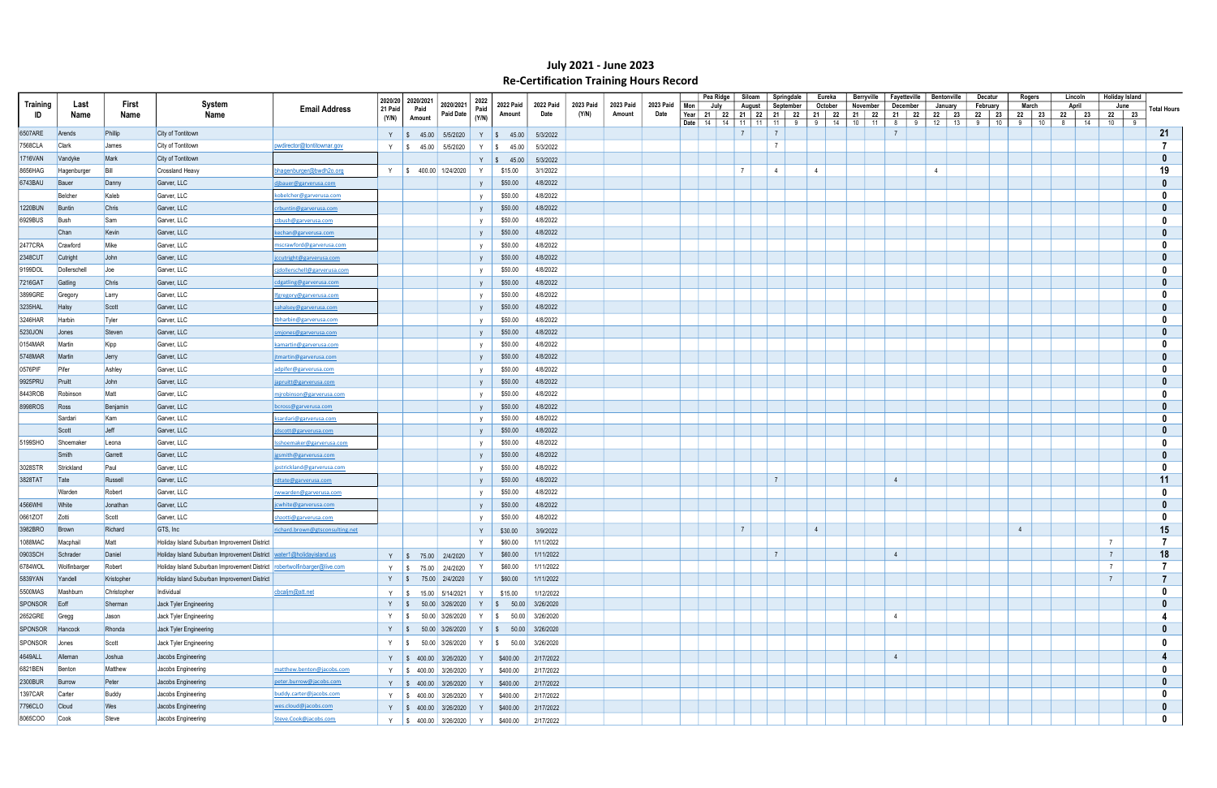# July 2021 - June 2023
## Re-Certification Training Hours Record

| Training ID | Last Name | First Name | System Name | Email Address | 2020/2021 Paid (Y/N) | 2020/2021 Paid Amount | 2020/2021 Paid Date | 2022 Paid (Y/N) | 2022 Paid Amount | 2022 Paid Date | 2023 Paid (Y/N) | 2023 Paid Amount | 2023 Paid Date | | Pea Ridge | | Siloam | | Springdale | | Eureka | | Berryville | | Fayetteville | | Bentonville | | Decatur | | Rogers | | Lincoln | | Holiday Island | | Total Hours |
|---|---|---|---|---|---|---|---|---|---|---|---|---|---|---|---|---|---|---|---|---|---|---|---|---|---|---|---|---|---|---|---|---|---|---|---|---|---|
| | | | | | | | | | | | | | | Mon | July | | August | | September | | October | | November | | December | | January | | February | | March | | April | | June | | |
| | | | | | | | | | | | | | | Year | 21 | 22 | 21 | 22 | 21 | 22 | 21 | 22 | 21 | 22 | 21 | 22 | 22 | 23 | 22 | 23 | 22 | 23 | 22 | 23 | 22 | 23 | |
| | | | | | | | | | | | | | | Date | 14 | 14 | 11 | 11 | 11 | 9 | 9 | 14 | 10 | 11 | 8 | 9 | 12 | 13 | 9 | 10 | 9 | 10 | 8 | 14 | 10 | 9 | |
| 6507ARE | Arends | Phillip | City of Tontitown | | Y | $ 45.00 | 5/5/2020 | Y | $ 45.00 | 5/3/2022 | | | | | | | 7 | | 7 | | | | | | 7 | | | | | | | | | | | | 21 |
| 7568CLA | Clark | James | City of Tontitown | pwdirector@tontitownar.gov | Y | $ 45.00 | 5/5/2020 | Y | $ 45.00 | 5/3/2022 | | | | | | | | | 7 | | | | | | | | | | | | | | | | | | 7 |
| 1716VAN | Vandyke | Mark | City of Tontitown | | | | | Y | $ 45.00 | 5/3/2022 | | | | | | | | | | | | | | | | | | | | | | | | | | | 0 |
| 8656HAG | Hagenburger | Bill | Crossland Heavy | bhagenburger@bwdh2o.org | Y | $ 400.00 | 1/24/2020 | Y | $15.00 | 3/1/2022 | | | | | | | 7 | | 4 | | 4 | | | | | | 4 | | | | | | | | | | 19 |
| 6743BAU | Bauer | Danny | Garver, LLC | djbauer@garverusa.com | | | | y | $50.00 | 4/8/2022 | | | | | | | | | | | | | | | | | | | | | | | | | | | 0 |
| | Belcher | Kaleb | Garver, LLC | kobelcher@garverusa.com | | | | y | $50.00 | 4/8/2022 | | | | | | | | | | | | | | | | | | | | | | | | | | | 0 |
| 1220BUN | Buntin | Chris | Garver, LLC | crbuntin@garverusa.com | | | | y | $50.00 | 4/8/2022 | | | | | | | | | | | | | | | | | | | | | | | | | | | 0 |
| 6929BUS | Bush | Sam | Garver, LLC | stbush@garverusa.com | | | | y | $50.00 | 4/8/2022 | | | | | | | | | | | | | | | | | | | | | | | | | | | 0 |
| | Chan | Kevin | Garver, LLC | kechan@garverusa.com | | | | y | $50.00 | 4/8/2022 | | | | | | | | | | | | | | | | | | | | | | | | | | | 0 |
| 2477CRA | Crawford | Mike | Garver, LLC | mscrawford@garverusa.com | | | | y | $50.00 | 4/8/2022 | | | | | | | | | | | | | | | | | | | | | | | | | | | 0 |
| 2348CUT | Cutright | John | Garver, LLC | jccutright@garverusa.com | | | | y | $50.00 | 4/8/2022 | | | | | | | | | | | | | | | | | | | | | | | | | | | 0 |
| 9199DOL | Dollerschell | Joe | Garver, LLC | cjdollerschell@garverusa.com | | | | y | $50.00 | 4/8/2022 | | | | | | | | | | | | | | | | | | | | | | | | | | | 0 |
| 7216GAT | Gatling | Chris | Garver, LLC | cdgatling@garverusa.com | | | | y | $50.00 | 4/8/2022 | | | | | | | | | | | | | | | | | | | | | | | | | | | 0 |
| 3899GRE | Gregory | Larry | Garver, LLC | llgregory@garverusa.com | | | | y | $50.00 | 4/8/2022 | | | | | | | | | | | | | | | | | | | | | | | | | | | 0 |
| 3235HAL | Halsy | Scott | Garver, LLC | sahalsey@garverusa.com | | | | y | $50.00 | 4/8/2022 | | | | | | | | | | | | | | | | | | | | | | | | | | | 0 |
| 3246HAR | Harbin | Tyler | Garver, LLC | tbharbin@garverusa.com | | | | y | $50.00 | 4/8/2022 | | | | | | | | | | | | | | | | | | | | | | | | | | | 0 |
| 5230JON | Jones | Steven | Garver, LLC | smjones@garverusa.com | | | | y | $50.00 | 4/8/2022 | | | | | | | | | | | | | | | | | | | | | | | | | | | 0 |
| 0154MAR | Martin | Kipp | Garver, LLC | kamartin@garverusa.com | | | | y | $50.00 | 4/8/2022 | | | | | | | | | | | | | | | | | | | | | | | | | | | 0 |
| 5748MAR | Martin | Jerry | Garver, LLC | jtmartin@garverusa.com | | | | y | $50.00 | 4/8/2022 | | | | | | | | | | | | | | | | | | | | | | | | | | | 0 |
| 0576PIF | Pifer | Ashley | Garver, LLC | adpifer@garverusa.com | | | | y | $50.00 | 4/8/2022 | | | | | | | | | | | | | | | | | | | | | | | | | | | 0 |
| 9925PRU | Pruitt | John | Garver, LLC | japruitt@garverusa.com | | | | y | $50.00 | 4/8/2022 | | | | | | | | | | | | | | | | | | | | | | | | | | | 0 |
| 8443ROB | Robinson | Matt | Garver, LLC | mjrobinson@garverusa.com | | | | y | $50.00 | 4/8/2022 | | | | | | | | | | | | | | | | | | | | | | | | | | | 0 |
| 8998ROS | Ross | Benjamin | Garver, LLC | bcross@garverusa.com | | | | y | $50.00 | 4/8/2022 | | | | | | | | | | | | | | | | | | | | | | | | | | | 0 |
| | Sardari | Kam | Garver, LLC | ksardari@garverusa.com | | | | y | $50.00 | 4/8/2022 | | | | | | | | | | | | | | | | | | | | | | | | | | | 0 |
| | Scott | Jeff | Garver, LLC | jdscott@garverusa.com | | | | y | $50.00 | 4/8/2022 | | | | | | | | | | | | | | | | | | | | | | | | | | | 0 |
| 5199SHO | Shoemaker | Leona | Garver, LLC | lsshoemaker@garverusa.com | | | | y | $50.00 | 4/8/2022 | | | | | | | | | | | | | | | | | | | | | | | | | | | 0 |
| | Smith | Garrett | Garver, LLC | gsmith@garverusa.com | | | | y | $50.00 | 4/8/2022 | | | | | | | | | | | | | | | | | | | | | | | | | | | 0 |
| 3028STR | Strickland | Paul | Garver, LLC | jpstrickland@garverusa.com | | | | y | $50.00 | 4/8/2022 | | | | | | | | | | | | | | | | | | | | | | | | | | | 0 |
| 3828TAT | Tate | Russell | Garver, LLC | rdtate@garverusa.com | | | | y | $50.00 | 4/8/2022 | | | | | | | | | 7 | | | | | | 4 | | | | | | | | | | | | 11 |
| | Warden | Robert | Garver, LLC | rwwarden@garverusa.com | | | | y | $50.00 | 4/8/2022 | | | | | | | | | | | | | | | | | | | | | | | | | | | 0 |
| 4566WHI | White | Jonathan | Garver, LLC | jcwhite@garverusa.com | | | | y | $50.00 | 4/8/2022 | | | | | | | | | | | | | | | | | | | | | | | | | | | 0 |
| 0661ZOT | Zotti | Scott | Garver, LLC | szotti@garverusa.com | | | | y | $50.00 | 4/8/2022 | | | | | | | | | | | | | | | | | | | | | | | | | | | 0 |
| 3982BRO | Brown | Richard | GTS, Inc | richard.brown@gtsconsulting.net | | | | Y | $30.00 | 3/9/2022 | | | | | | | 7 | | | | 4 | | | | | | | | | | 4 | | | | | | 15 |
| 1088MAC | Macphail | Matt | Holiday Island Suburban Improvement District | | | | | Y | $60.00 | 1/11/2022 | | | | | | | | | | | | | | | | | | | | | | | | | 7 | | 7 |
| 0903SCH | Schrader | Daniel | Holiday Island Suburban Improvement District | water1@holidayisland.us | Y | $ 75.00 | 2/4/2020 | Y | $60.00 | 1/11/2022 | | | | | | | | | 7 | | | | | | 4 | | | | | | | | | | 7 | | 18 |
| 6784WOL | Wolfinbarger | Robert | Holiday Island Suburban Improvement District | robertwolfinbarger@live.com | Y | $ 75.00 | 2/4/2020 | Y | $60.00 | 1/11/2022 | | | | | | | | | | | | | | | | | | | | | | | | | 7 | | 7 |
| 5839YAN | Yandell | Kristopher | Holiday Island Suburban Improvement District | | Y | $ 75.00 | 2/4/2020 | Y | $60.00 | 1/11/2022 | | | | | | | | | | | | | | | | | | | | | | | | | 7 | | 7 |
| 5500MAS | Mashburn | Christopher | Individual | cbcalm@att.net | Y | $ 15.00 | 5/14/2021 | Y | $15.00 | 1/12/2022 | | | | | | | | | | | | | | | | | | | | | | | | | | | 0 |
| SPONSOR | Eoff | Sherman | Jack Tyler Engineering | | Y | $ 50.00 | 3/26/2020 | Y | $ 50.00 | 3/26/2020 | | | | | | | | | | | | | | | | | | | | | | | | | | | 0 |
| 2652GRE | Gregg | Jason | Jack Tyler Engineering | | Y | $ 50.00 | 3/26/2020 | Y | $ 50.00 | 3/26/2020 | | | | | | | | | | | | | | | 4 | | | | | | | | | | | | 4 |
| SPONSOR | Hancock | Rhonda | Jack Tyler Engineering | | Y | $ 50.00 | 3/26/2020 | Y | $ 50.00 | 3/26/2020 | | | | | | | | | | | | | | | | | | | | | | | | | | | 0 |
| SPONSOR | Jones | Scott | Jack Tyler Engineering | | Y | $ 50.00 | 3/26/2020 | Y | $ 50.00 | 3/26/2020 | | | | | | | | | | | | | | | | | | | | | | | | | | | 0 |
| 4649ALL | Alleman | Joshua | Jacobs Engineering | | Y | $ 400.00 | 3/26/2020 | Y | $400.00 | 2/17/2022 | | | | | | | | | | | | | | | 4 | | | | | | | | | | | | 4 |
| 6821BEN | Benton | Matthew | Jacobs Engineering | matthew.benton@jacobs.com | Y | $ 400.00 | 3/26/2020 | Y | $400.00 | 2/17/2022 | | | | | | | | | | | | | | | | | | | | | | | | | | | 0 |
| 2300BUR | Burrow | Peter | Jacobs Engineering | peter.burrow@jacobs.com | Y | $ 400.00 | 3/26/2020 | Y | $400.00 | 2/17/2022 | | | | | | | | | | | | | | | | | | | | | | | | | | | 0 |
| 1397CAR | Carter | Buddy | Jacobs Engineering | buddy.carter@jacobs.com | Y | $ 400.00 | 3/26/2020 | Y | $400.00 | 2/17/2022 | | | | | | | | | | | | | | | | | | | | | | | | | | | 0 |
| 7796CLO | Cloud | Wes | Jacobs Engineering | wes.cloud@jacobs.com | Y | $ 400.00 | 3/26/2020 | Y | $400.00 | 2/17/2022 | | | | | | | | | | | | | | | | | | | | | | | | | | | 0 |
| 8065COO | Cook | Steve | Jacobs Engineering | Steve.Cook@jacobs.com | Y | $ 400.00 | 3/26/2020 | Y | $400.00 | 2/17/2022 | | | | | | | | | | | | | | | | | | | | | | | | | | | 0 |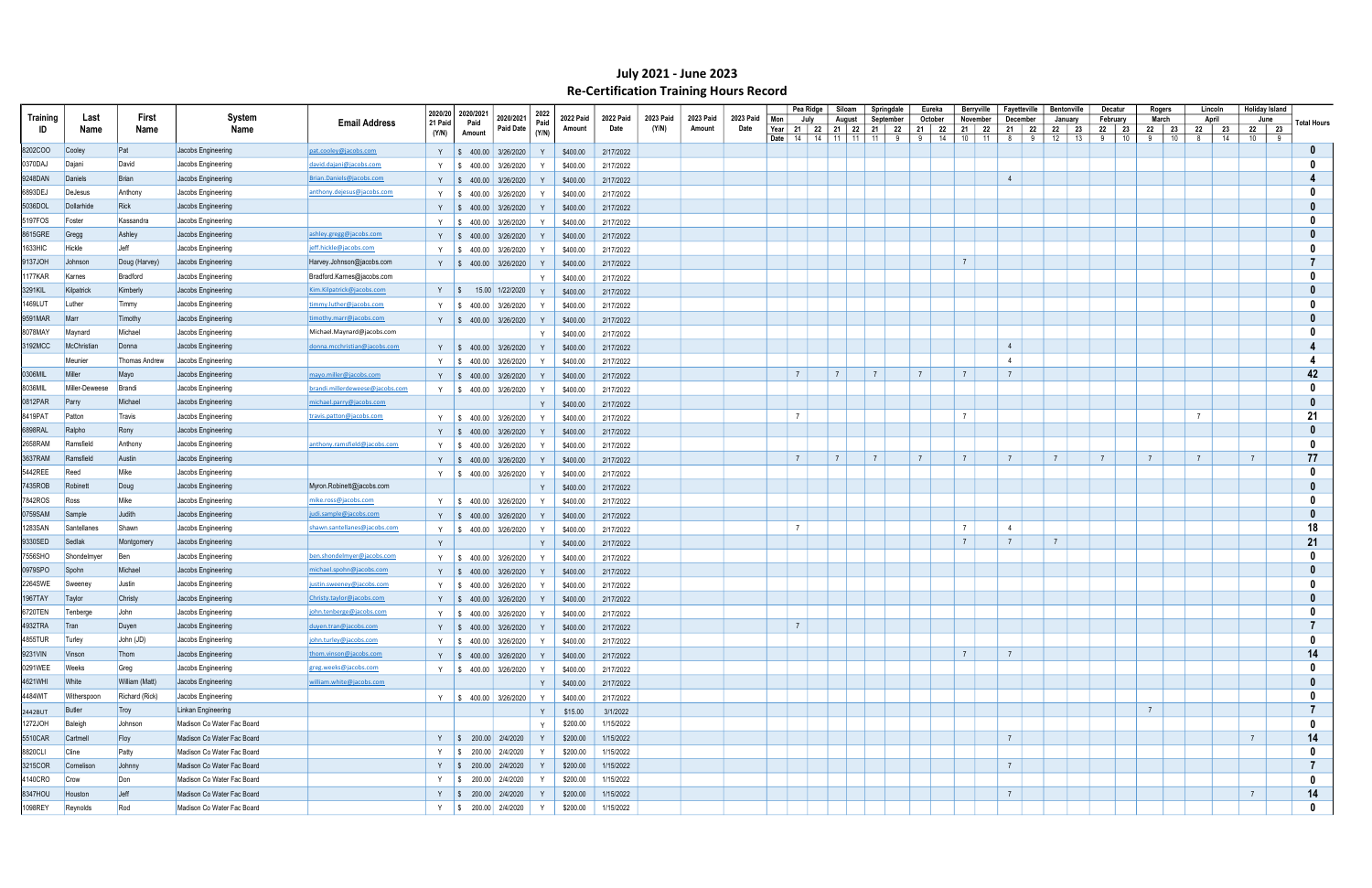# July 2021 - June 2023
## Re-Certification Training Hours Record

| Training ID | Last Name | First Name | System Name | Email Address | 2020/2021 Paid (Y/N) | 2020/2021 Paid Amount | 2020/2021 Paid Date | 2022 Paid (Y/N) | 2022 Paid Amount | 2022 Paid Date | 2023 Paid (Y/N) | 2023 Paid Amount | 2023 Paid Date | | Pea Ridge | | Siloam | | Springdale | | Eureka | | Berryville | | Fayetteville | | Bentonville | | Decatur | | Rogers | | Lincoln | | Holiday Island | | Total Hours |
|---|---|---|---|---|---|---|---|---|---|---|---|---|---|---|---|---|---|---|---|---|---|---|---|---|---|---|---|---|---|---|---|---|---|---|---|---|---|
| | | | | | | | | | | | | | | Mon | July | | August | | September | | October | | November | | December | | January | | February | | March | | April | | June | | |
| | | | | | | | | | | | | | | Year | 21 | 22 | 21 | 22 | 21 | 22 | 21 | 22 | 21 | 22 | 21 | 22 | 22 | 23 | 22 | 23 | 22 | 23 | 22 | 23 | 22 | 23 | |
| | | | | | | | | | | | | | | Date | 14 | 14 | 11 | 11 | 11 | 9 | 9 | 14 | 10 | 11 | 8 | 9 | 12 | 13 | 9 | 10 | 9 | 10 | 8 | 14 | 10 | 9 | |
| 8202COO | Cooley | Pat | Jacobs Engineering | pat.cooley@jacobs.com | Y | $ 400.00 | 3/26/2020 | Y | $400.00 | 2/17/2022 | | | | | | | | | | | | | | | | | | | | | | | | | | | 0 |
| 0370DAJ | Dajani | David | Jacobs Engineering | david.dajani@jacobs.com | Y | $ 400.00 | 3/26/2020 | Y | $400.00 | 2/17/2022 | | | | | | | | | | | | | | | | | | | | | | | | | | | 0 |
| 9248DAN | Daniels | Brian | Jacobs Engineering | Brian.Daniels@jacobs.com | Y | $ 400.00 | 3/26/2020 | Y | $400.00 | 2/17/2022 | | | | | | | | | | | | | | | | 4 | | | | | | | | | | | 4 |
| 6893DEJ | DeJesus | Anthony | Jacobs Engineering | anthony.dejesus@jacobs.com | Y | $ 400.00 | 3/26/2020 | Y | $400.00 | 2/17/2022 | | | | | | | | | | | | | | | | | | | | | | | | | | | 0 |
| 5036DOL | Dollarhide | Rick | Jacobs Engineering | | Y | $ 400.00 | 3/26/2020 | Y | $400.00 | 2/17/2022 | | | | | | | | | | | | | | | | | | | | | | | | | | | 0 |
| 5197FOS | Foster | Kassandra | Jacobs Engineering | | Y | $ 400.00 | 3/26/2020 | Y | $400.00 | 2/17/2022 | | | | | | | | | | | | | | | | | | | | | | | | | | | 0 |
| 8615GRE | Gregg | Ashley | Jacobs Engineering | ashley.gregg@jacobs.com | Y | $ 400.00 | 3/26/2020 | Y | $400.00 | 2/17/2022 | | | | | | | | | | | | | | | | | | | | | | | | | | | 0 |
| 1633HIC | Hickle | Jeff | Jacobs Engineering | jeff.hickle@jacobs.com | Y | $ 400.00 | 3/26/2020 | Y | $400.00 | 2/17/2022 | | | | | | | | | | | | | | | | | | | | | | | | | | | 0 |
| 9137JOH | Johnson | Doug (Harvey) | Jacobs Engineering | Harvey.Johnson@jacobs.com | Y | $ 400.00 | 3/26/2020 | Y | $400.00 | 2/17/2022 | | | | | | | | | | | | | 7 | | | | | | | | | | | | | | 7 |
| 1177KAR | Karnes | Bradford | Jacobs Engineering | Bradford.Karnes@jacobs.com | | | | Y | $400.00 | 2/17/2022 | | | | | | | | | | | | | | | | | | | | | | | | | | | 0 |
| 3291KIL | Kilpatrick | Kimberly | Jacobs Engineering | Kim.Kilpatrick@jacobs.com | Y | $ 15.00 | 1/22/2020 | Y | $400.00 | 2/17/2022 | | | | | | | | | | | | | | | | | | | | | | | | | | | 0 |
| 1469LUT | Luther | Timmy | Jacobs Engineering | timmy.luther@jacobs.com | Y | $ 400.00 | 3/26/2020 | Y | $400.00 | 2/17/2022 | | | | | | | | | | | | | | | | | | | | | | | | | | | 0 |
| 9591MAR | Marr | Timothy | Jacobs Engineering | timothy.marr@jacobs.com | Y | $ 400.00 | 3/26/2020 | Y | $400.00 | 2/17/2022 | | | | | | | | | | | | | | | | | | | | | | | | | | | 0 |
| 8078MAY | Maynard | Michael | Jacobs Engineering | Michael.Maynard@jacobs.com | | | | Y | $400.00 | 2/17/2022 | | | | | | | | | | | | | | | | | | | | | | | | | | | 0 |
| 3192MCC | McChristian | Donna | Jacobs Engineering | donna.mcchristian@jacobs.com | Y | $ 400.00 | 3/26/2020 | Y | $400.00 | 2/17/2022 | | | | | | | | | | | | | | | | 4 | | | | | | | | | | | 4 |
| | Meunier | Thomas Andrew | Jacobs Engineering | | Y | $ 400.00 | 3/26/2020 | Y | $400.00 | 2/17/2022 | | | | | | | | | | | | | | | | 4 | | | | | | | | | | | 4 |
| 0306MIL | Miller | Mayo | Jacobs Engineering | mayo.miller@jacobs.com | Y | $ 400.00 | 3/26/2020 | Y | $400.00 | 2/17/2022 | | | | | 7 | | 7 | | 7 | | 7 | | 7 | | 7 | | | | | | | | | | | | 42 |
| 8036MIL | Miller-Deweese | Brandi | Jacobs Engineering | brandi.millerdeweese@jacobs.com | Y | $ 400.00 | 3/26/2020 | Y | $400.00 | 2/17/2022 | | | | | | | | | | | | | | | | | | | | | | | | | | | 0 |
| 0812PAR | Parry | Michael | Jacobs Engineering | michael.parry@jacobs.com | | | | Y | $400.00 | 2/17/2022 | | | | | | | | | | | | | | | | | | | | | | | | | | | 0 |
| 8419PAT | Patton | Travis | Jacobs Engineering | travis.patton@jacobs.com | Y | $ 400.00 | 3/26/2020 | Y | $400.00 | 2/17/2022 | | | | | 7 | | | | | | | | 7 | | | | | | | | | | 7 | | | | 21 |
| 6898RAL | Ralpho | Rony | Jacobs Engineering | | Y | $ 400.00 | 3/26/2020 | Y | $400.00 | 2/17/2022 | | | | | | | | | | | | | | | | | | | | | | | | | | | 0 |
| 2658RAM | Ramsfield | Anthony | Jacobs Engineering | anthony.ramsfield@jacobs.com | Y | $ 400.00 | 3/26/2020 | Y | $400.00 | 2/17/2022 | | | | | | | | | | | | | | | | | | | | | | | | | | | 0 |
| 3637RAM | Ramsfield | Austin | Jacobs Engineering | | Y | $ 400.00 | 3/26/2020 | Y | $400.00 | 2/17/2022 | | | | | 7 | | 7 | | 7 | | 7 | | 7 | | 7 | | 7 | | 7 | | 7 | | 7 | | 7 | | 77 |
| 5442REE | Reed | Mike | Jacobs Engineering | | Y | $ 400.00 | 3/26/2020 | Y | $400.00 | 2/17/2022 | | | | | | | | | | | | | | | | | | | | | | | | | | | 0 |
| 7435ROB | Robinett | Doug | Jacobs Engineering | Myron.Robinett@jacobs.com | | | | Y | $400.00 | 2/17/2022 | | | | | | | | | | | | | | | | | | | | | | | | | | | 0 |
| 7842ROS | Ross | Mike | Jacobs Engineering | mike.ross@jacobs.com | Y | $ 400.00 | 3/26/2020 | Y | $400.00 | 2/17/2022 | | | | | | | | | | | | | | | | | | | | | | | | | | | 0 |
| 0759SAM | Sample | Judith | Jacobs Engineering | judi.sample@jacobs.com | Y | $ 400.00 | 3/26/2020 | Y | $400.00 | 2/17/2022 | | | | | | | | | | | | | | | | | | | | | | | | | | | 0 |
| 1283SAN | Santellanes | Shawn | Jacobs Engineering | shawn.santellanes@jacobs.com | Y | $ 400.00 | 3/26/2020 | Y | $400.00 | 2/17/2022 | | | | | 7 | | | | | | | | 7 | | 4 | | | | | | | | | | | | 18 |
| 9330SED | Sedlak | Montgomery | Jacobs Engineering | | Y | | | Y | $400.00 | 2/17/2022 | | | | | | | | | | | | | 7 | | 7 | | 7 | | | | | | | | | | 21 |
| 7556SHO | Shondelmyer | Ben | Jacobs Engineering | ben.shondelmyer@jacobs.com | Y | $ 400.00 | 3/26/2020 | Y | $400.00 | 2/17/2022 | | | | | | | | | | | | | | | | | | | | | | | | | | | 0 |
| 0979SPO | Spohn | Michael | Jacobs Engineering | michael.spohn@jacobs.com | Y | $ 400.00 | 3/26/2020 | Y | $400.00 | 2/17/2022 | | | | | | | | | | | | | | | | | | | | | | | | | | | 0 |
| 2264SWE | Sweeney | Justin | Jacobs Engineering | justin.sweeney@jacobs.com | Y | $ 400.00 | 3/26/2020 | Y | $400.00 | 2/17/2022 | | | | | | | | | | | | | | | | | | | | | | | | | | | 0 |
| 1967TAY | Taylor | Christy | Jacobs Engineering | Christy.taylor@jacobs.com | Y | $ 400.00 | 3/26/2020 | Y | $400.00 | 2/17/2022 | | | | | | | | | | | | | | | | | | | | | | | | | | | 0 |
| 6720TEN | Tenberge | John | Jacobs Engineering | john.tenberge@jacobs.com | Y | $ 400.00 | 3/26/2020 | Y | $400.00 | 2/17/2022 | | | | | | | | | | | | | | | | | | | | | | | | | | | 0 |
| 4932TRA | Tran | Duyen | Jacobs Engineering | duyen.tran@jacobs.com | Y | $ 400.00 | 3/26/2020 | Y | $400.00 | 2/17/2022 | | | | | 7 | | | | | | | | | | | | | | | | | | | | | | 7 |
| 4855TUR | Turley | John (JD) | Jacobs Engineering | john.turley@jacobs.com | Y | $ 400.00 | 3/26/2020 | Y | $400.00 | 2/17/2022 | | | | | | | | | | | | | | | | | | | | | | | | | | | 0 |
| 9231VIN | Vinson | Thom | Jacobs Engineering | thom.vinson@jacobs.com | Y | $ 400.00 | 3/26/2020 | Y | $400.00 | 2/17/2022 | | | | | | | | | | | | | 7 | | 7 | | | | | | | | | | | | 14 |
| 0291WEE | Weeks | Greg | Jacobs Engineering | greg.weeks@jacobs.com | Y | $ 400.00 | 3/26/2020 | Y | $400.00 | 2/17/2022 | | | | | | | | | | | | | | | | | | | | | | | | | | | 0 |
| 4621WHI | White | William (Matt) | Jacobs Engineering | william.white@jacobs.com | | | | Y | $400.00 | 2/17/2022 | | | | | | | | | | | | | | | | | | | | | | | | | | | 0 |
| 4484WIT | Witherspoon | Richard (Rick) | Jacobs Engineering | | Y | $ 400.00 | 3/26/2020 | Y | $400.00 | 2/17/2022 | | | | | | | | | | | | | | | | | | | | | | | | | | | 0 |
| 2442BUT | Butler | Troy | Linkan Engineering | | | | | Y | $15.00 | 3/1/2022 | | | | | | | | | | | | | | | | | | | | | 7 | | | | | | 7 |
| 1272JOH | Baleigh | Johnson | Madison Co Water Fac Board | | | | | Y | $200.00 | 1/15/2022 | | | | | | | | | | | | | | | | | | | | | | | | | | | 0 |
| 5510CAR | Cartmell | Floy | Madison Co Water Fac Board | | Y | $ 200.00 | 2/4/2020 | Y | $200.00 | 1/15/2022 | | | | | | | | | | | | | | | 7 | | | | | | | | | | 7 | | 14 |
| 8820CLI | Cline | Patty | Madison Co Water Fac Board | | Y | $ 200.00 | 2/4/2020 | Y | $200.00 | 1/15/2022 | | | | | | | | | | | | | | | | | | | | | | | | | | | 0 |
| 3215COR | Cornelison | Johnny | Madison Co Water Fac Board | | Y | $ 200.00 | 2/4/2020 | Y | $200.00 | 1/15/2022 | | | | | | | | | | | | | | | 7 | | | | | | | | | | | | 7 |
| 4140CRO | Crow | Don | Madison Co Water Fac Board | | Y | $ 200.00 | 2/4/2020 | Y | $200.00 | 1/15/2022 | | | | | | | | | | | | | | | | | | | | | | | | | | | 0 |
| 8347HOU | Houston | Jeff | Madison Co Water Fac Board | | Y | $ 200.00 | 2/4/2020 | Y | $200.00 | 1/15/2022 | | | | | | | | | | | | | | | 7 | | | | | | | | | | 7 | | 14 |
| 1098REY | Reynolds | Rod | Madison Co Water Fac Board | | Y | $ 200.00 | 2/4/2020 | Y | $200.00 | 1/15/2022 | | | | | | | | | | | | | | | | | | | | | | | | | | | 0 |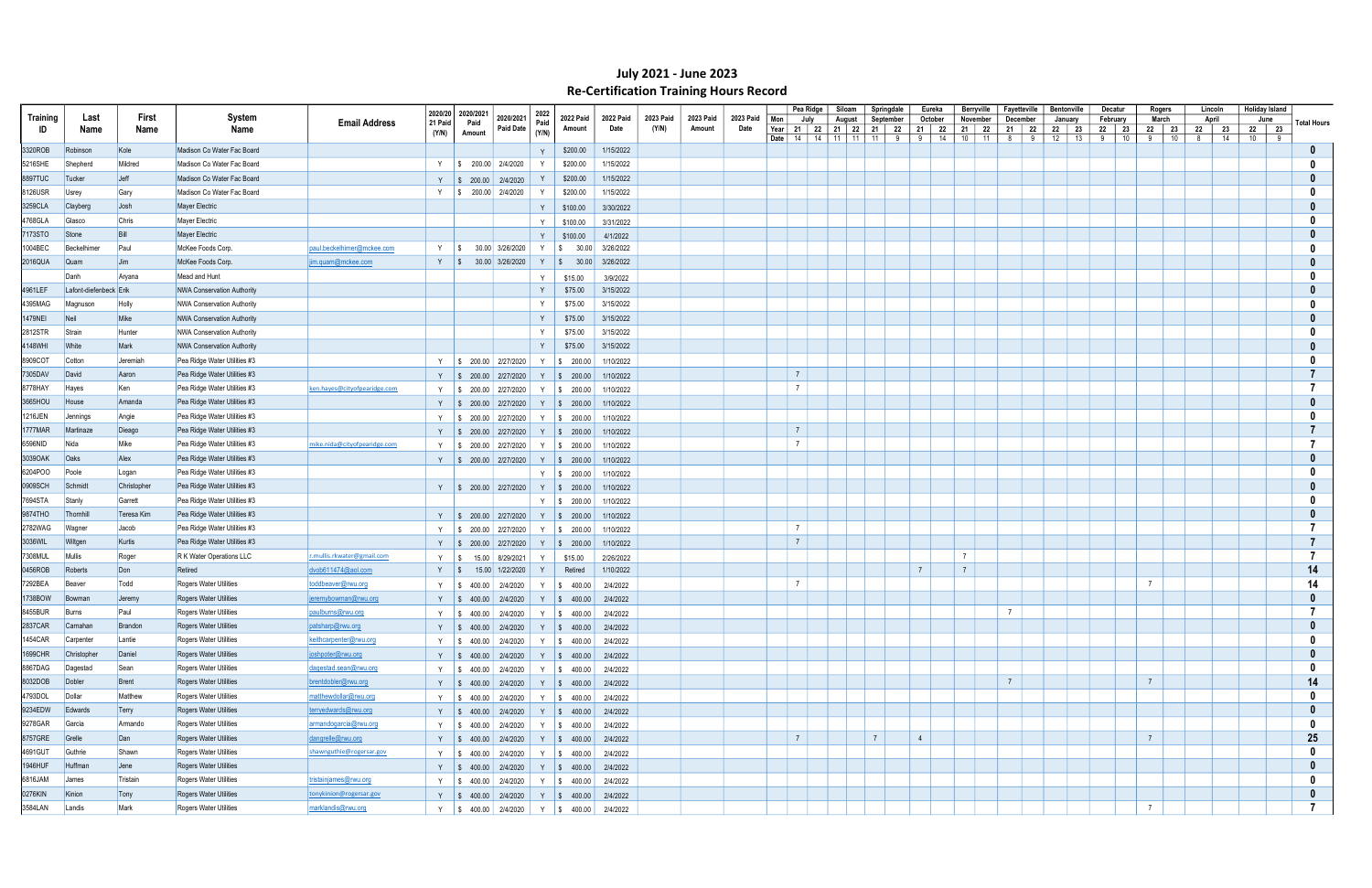# July 2021 - June 2023
## Re-Certification Training Hours Record

| Training ID | Last Name | First Name | System Name | Email Address | 2020/2021 Paid (Y/N) | 2020/2021 Paid Amount | 2020/2021 Paid Date | 2022 Paid (Y/N) | 2022 Paid Amount | 2022 Paid Date | 2023 Paid (Y/N) | 2023 Paid Amount | 2023 Paid Date | | Pea Ridge | | Siloam | | Springdale | | Eureka | | Berryville | | Fayetteville | | Bentonville | | Decatur | | Rogers | | Lincoln | | Holiday Island | | Total Hours |
|---|---|---|---|---|---|---|---|---|---|---|---|---|---|---|---|---|---|---|---|---|---|---|---|---|---|---|---|---|---|---|---|---|---|---|---|---|---|
| | | | | | | | | | | | | | | Mon | July | | August | | September | | October | | November | | December | | January | | February | | March | | April | | June | | |
| | | | | | | | | | | | | | | Year | 21 | 22 | 21 | 22 | 21 | 22 | 21 | 22 | 21 | 22 | 21 | 22 | 22 | 23 | 22 | 23 | 22 | 23 | 22 | 23 | 22 | 23 | |
| | | | | | | | | | | | | | | Date | 14 | 14 | 11 | 11 | 11 | 9 | 9 | 14 | 10 | 11 | 8 | 9 | 12 | 13 | 9 | 10 | 9 | 10 | 8 | 14 | 10 | 9 | |
| 3320ROB | Robinson | Kole | Madison Co Water Fac Board | | | | | Y | $200.00 | 1/15/2022 | | | | | | | | | | | | | | | | | | | | | | | | | | | 0 |
| 5216SHE | Shepherd | Mildred | Madison Co Water Fac Board | | Y | $ 200.00 | 2/4/2020 | Y | $200.00 | 1/15/2022 | | | | | | | | | | | | | | | | | | | | | | | | | | | 0 |
| 8897TUC | Tucker | Jeff | Madison Co Water Fac Board | | Y | $ 200.00 | 2/4/2020 | Y | $200.00 | 1/15/2022 | | | | | | | | | | | | | | | | | | | | | | | | | | | 0 |
| 8126USR | Usrey | Gary | Madison Co Water Fac Board | | Y | $ 200.00 | 2/4/2020 | Y | $200.00 | 1/15/2022 | | | | | | | | | | | | | | | | | | | | | | | | | | | 0 |
| 3259CLA | Clayberg | Josh | Mayer Electric | | | | | Y | $100.00 | 3/30/2022 | | | | | | | | | | | | | | | | | | | | | | | | | | | 0 |
| 4768GLA | Glasco | Chris | Mayer Electric | | | | | Y | $100.00 | 3/31/2022 | | | | | | | | | | | | | | | | | | | | | | | | | | | 0 |
| 7173STO | Stone | Bill | Mayer Electric | | | | | Y | $100.00 | 4/1/2022 | | | | | | | | | | | | | | | | | | | | | | | | | | | 0 |
| 1004BEC | Beckelhimer | Paul | McKee Foods Corp. | paul.beckelhimer@mckee.com | Y | $ 30.00 | 3/26/2020 | Y | $ 30.00 | 3/26/2022 | | | | | | | | | | | | | | | | | | | | | | | | | | | 0 |
| 2016QUA | Quam | Jim | McKee Foods Corp. | jim.quam@mckee.com | Y | $ 30.00 | 3/26/2020 | Y | $ 30.00 | 3/26/2022 | | | | | | | | | | | | | | | | | | | | | | | | | | | 0 |
| | Danh | Aryana | Mead and Hunt | | | | | Y | $15.00 | 3/9/2022 | | | | | | | | | | | | | | | | | | | | | | | | | | | 0 |
| 4961LEF | Lafont-diefenbeck | Erik | NWA Conservation Authority | | | | | Y | $75.00 | 3/15/2022 | | | | | | | | | | | | | | | | | | | | | | | | | | | 0 |
| 4395MAG | Magnuson | Holly | NWA Conservation Authority | | | | | Y | $75.00 | 3/15/2022 | | | | | | | | | | | | | | | | | | | | | | | | | | | 0 |
| 1479NEI | Neil | Mike | NWA Conservation Authority | | | | | Y | $75.00 | 3/15/2022 | | | | | | | | | | | | | | | | | | | | | | | | | | | 0 |
| 2812STR | Strain | Hunter | NWA Conservation Authority | | | | | Y | $75.00 | 3/15/2022 | | | | | | | | | | | | | | | | | | | | | | | | | | | 0 |
| 4148WHI | White | Mark | NWA Conservation Authority | | | | | Y | $75.00 | 3/15/2022 | | | | | | | | | | | | | | | | | | | | | | | | | | | 0 |
| 8909COT | Cotton | Jeremiah | Pea Ridge Water Utilities #3 | | Y | $ 200.00 | 2/27/2020 | Y | $ 200.00 | 1/10/2022 | | | | | | | | | | | | | | | | | | | | | | | | | | | 0 |
| 7305DAV | David | Aaron | Pea Ridge Water Utilities #3 | | Y | $ 200.00 | 2/27/2020 | Y | $ 200.00 | 1/10/2022 | | | | | 7 | | | | | | | | | | | | | | | | | | | | | | 7 |
| 8778HAY | Hayes | Ken | Pea Ridge Water Utilities #3 | ken.hayes@cityofpearidge.com | Y | $ 200.00 | 2/27/2020 | Y | $ 200.00 | 1/10/2022 | | | | | 7 | | | | | | | | | | | | | | | | | | | | | | 7 |
| 3665HOU | House | Amanda | Pea Ridge Water Utilities #3 | | Y | $ 200.00 | 2/27/2020 | Y | $ 200.00 | 1/10/2022 | | | | | | | | | | | | | | | | | | | | | | | | | | | 0 |
| 1216JEN | Jennings | Angie | Pea Ridge Water Utilities #3 | | Y | $ 200.00 | 2/27/2020 | Y | $ 200.00 | 1/10/2022 | | | | | | | | | | | | | | | | | | | | | | | | | | | 0 |
| 1777MAR | Martinaze | Dieago | Pea Ridge Water Utilities #3 | | Y | $ 200.00 | 2/27/2020 | Y | $ 200.00 | 1/10/2022 | | | | | 7 | | | | | | | | | | | | | | | | | | | | | | 7 |
| 6596NID | Nida | Mike | Pea Ridge Water Utilities #3 | mike.nida@cityofpearidge.com | Y | $ 200.00 | 2/27/2020 | Y | $ 200.00 | 1/10/2022 | | | | | 7 | | | | | | | | | | | | | | | | | | | | | | 7 |
| 3039OAK | Oaks | Alex | Pea Ridge Water Utilities #3 | | Y | $ 200.00 | 2/27/2020 | Y | $ 200.00 | 1/10/2022 | | | | | | | | | | | | | | | | | | | | | | | | | | | 0 |
| 6204POO | Poole | Logan | Pea Ridge Water Utilities #3 | | | | | Y | $ 200.00 | 1/10/2022 | | | | | | | | | | | | | | | | | | | | | | | | | | | 0 |
| 0909SCH | Schmidt | Christopher | Pea Ridge Water Utilities #3 | | Y | $ 200.00 | 2/27/2020 | Y | $ 200.00 | 1/10/2022 | | | | | | | | | | | | | | | | | | | | | | | | | | | 0 |
| 7694STA | Stanly | Garrett | Pea Ridge Water Utilities #3 | | | | | Y | $ 200.00 | 1/10/2022 | | | | | | | | | | | | | | | | | | | | | | | | | | | 0 |
| 9874THO | Thornhill | Teresa Kim | Pea Ridge Water Utilities #3 | | Y | $ 200.00 | 2/27/2020 | Y | $ 200.00 | 1/10/2022 | | | | | | | | | | | | | | | | | | | | | | | | | | | 0 |
| 2782WAG | Wagner | Jacob | Pea Ridge Water Utilities #3 | | Y | $ 200.00 | 2/27/2020 | Y | $ 200.00 | 1/10/2022 | | | | | 7 | | | | | | | | | | | | | | | | | | | | | | 7 |
| 3036WIL | Wiltgen | Kurtis | Pea Ridge Water Utilities #3 | | Y | $ 200.00 | 2/27/2020 | Y | $ 200.00 | 1/10/2022 | | | | | 7 | | | | | | | | | | | | | | | | | | | | | | 7 |
| 7308MUL | Mullis | Roger | R K Water Operations LLC | r.mullis.rkwater@gmail.com | Y | $ 15.00 | 8/29/2021 | Y | $15.00 | 2/26/2022 | | | | | | | | | | | | | 7 | | | | | | | | | | | | | | 7 |
| 0456ROB | Roberts | Don | Retired | dvob611474@aol.com | Y | $ 15.00 | 1/22/2020 | Y | Retired | 1/10/2022 | | | | | | | | | | | 7 | | 7 | | | | | | | | | | | | | | 14 |
| 7292BEA | Beaver | Todd | Rogers Water Utilities | toddbeaver@rwu.org | Y | $ 400.00 | 2/4/2020 | Y | $ 400.00 | 2/4/2022 | | | | | 7 | | | | | | | | | | | | | | | | 7 | | | | | | 14 |
| 1738BOW | Bowman | Jeremy | Rogers Water Utilities | jeremybowman@rwu.org | Y | $ 400.00 | 2/4/2020 | Y | $ 400.00 | 2/4/2022 | | | | | | | | | | | | | | | | | | | | | | | | | | | 0 |
| 8455BUR | Burns | Paul | Rogers Water Utilities | paulburns@rwu.org | Y | $ 400.00 | 2/4/2020 | Y | $ 400.00 | 2/4/2022 | | | | | | | | | | | | | | | 7 | | | | | | | | | | | | 7 |
| 2837CAR | Carnahan | Brandon | Rogers Water Utilities | patsharp@rwu.org | Y | $ 400.00 | 2/4/2020 | Y | $ 400.00 | 2/4/2022 | | | | | | | | | | | | | | | | | | | | | | | | | | | 0 |
| 1454CAR | Carpenter | Lantie | Rogers Water Utilities | keithcarpenter@rwu.org | Y | $ 400.00 | 2/4/2020 | Y | $ 400.00 | 2/4/2022 | | | | | | | | | | | | | | | | | | | | | | | | | | | 0 |
| 1699CHR | Christopher | Daniel | Rogers Water Utilities | joshpoter@rwu.org | Y | $ 400.00 | 2/4/2020 | Y | $ 400.00 | 2/4/2022 | | | | | | | | | | | | | | | | | | | | | | | | | | | 0 |
| 8867DAG | Dagestad | Sean | Rogers Water Utilities | dagestad.sean@rwu.org | Y | $ 400.00 | 2/4/2020 | Y | $ 400.00 | 2/4/2022 | | | | | | | | | | | | | | | | | | | | | | | | | | | 0 |
| 8032DOB | Dobler | Brent | Rogers Water Utilities | brentdobler@rwu.org | Y | $ 400.00 | 2/4/2020 | Y | $ 400.00 | 2/4/2022 | | | | | | | | | | | | | | | 7 | | | | | | 7 | | | | | | 14 |
| 4793DOL | Dollar | Matthew | Rogers Water Utilities | matthewdollar@rwu.org | Y | $ 400.00 | 2/4/2020 | Y | $ 400.00 | 2/4/2022 | | | | | | | | | | | | | | | | | | | | | | | | | | | 0 |
| 9234EDW | Edwards | Terry | Rogers Water Utilities | terryedwards@rwu.org | Y | $ 400.00 | 2/4/2020 | Y | $ 400.00 | 2/4/2022 | | | | | | | | | | | | | | | | | | | | | | | | | | | 0 |
| 9278GAR | Garcia | Armando | Rogers Water Utilities | armandogarcia@rwu.org | Y | $ 400.00 | 2/4/2020 | Y | $ 400.00 | 2/4/2022 | | | | | | | | | | | | | | | | | | | | | | | | | | | 0 |
| 8757GRE | Grelle | Dan | Rogers Water Utilities | dangrelle@rwu.org | Y | $ 400.00 | 2/4/2020 | Y | $ 400.00 | 2/4/2022 | | | | | 7 | | | | 7 | | 4 | | | | | | | | | | 7 | | | | | | 25 |
| 4691GUT | Guthrie | Shawn | Rogers Water Utilities | shawnguthrie@rogersar.gov | Y | $ 400.00 | 2/4/2020 | Y | $ 400.00 | 2/4/2022 | | | | | | | | | | | | | | | | | | | | | | | | | | | 0 |
| 1946HUF | Huffman | Jene | Rogers Water Utilities | | Y | $ 400.00 | 2/4/2020 | Y | $ 400.00 | 2/4/2022 | | | | | | | | | | | | | | | | | | | | | | | | | | | 0 |
| 6816JAM | James | Tristain | Rogers Water Utilities | tristainjames@rwu.org | Y | $ 400.00 | 2/4/2020 | Y | $ 400.00 | 2/4/2022 | | | | | | | | | | | | | | | | | | | | | | | | | | | 0 |
| 0276KIN | Kinion | Tony | Rogers Water Utilities | tonykinion@rogersar.gov | Y | $ 400.00 | 2/4/2020 | Y | $ 400.00 | 2/4/2022 | | | | | | | | | | | | | | | | | | | | | | | | | | | 0 |
| 3584LAN | Landis | Mark | Rogers Water Utilities | marklandis@rwu.org | Y | $ 400.00 | 2/4/2020 | Y | $ 400.00 | 2/4/2022 | | | | | | | | | | | | | | | | | | | | | 7 | | | | | | 7 |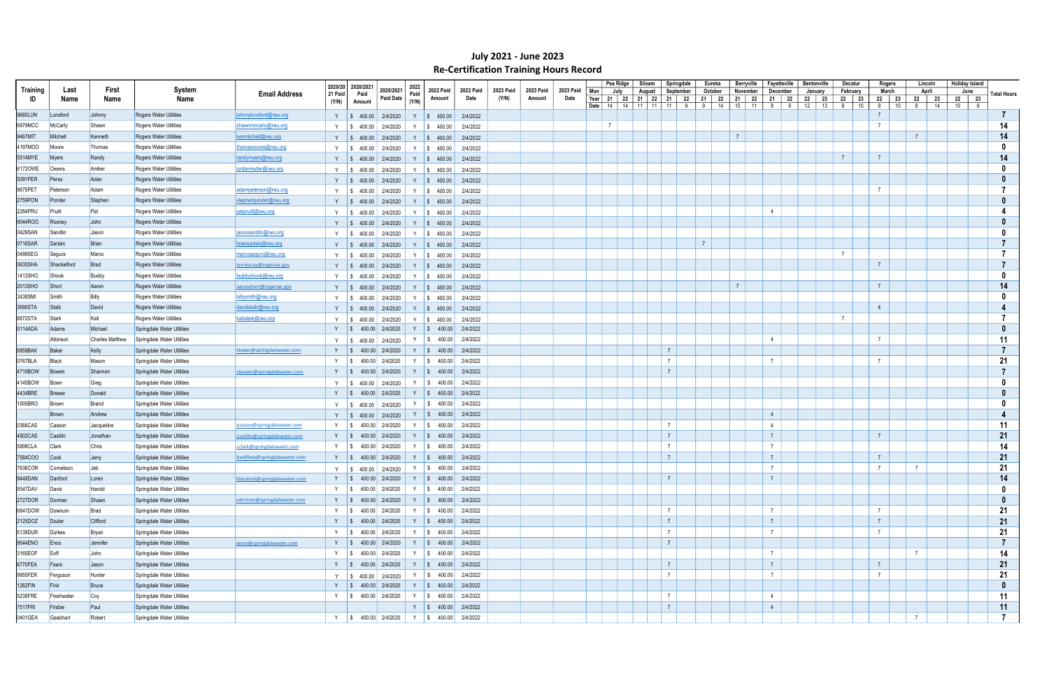# July 2021 - June 2023
## Re-Certification Training Hours Record

| Training ID | Last Name | First Name | System Name | Email Address | 2020/2021 Paid (Y/N) | 2020/2021 Paid Amount | 2020/2021 Paid Date | 2022 Paid (Y/N) | 2022 Paid Amount | 2022 Paid Date | 2023 Paid (Y/N) | 2023 Paid Amount | 2023 Paid Date | Pea Ridge July | | Siloam August | | Springdale September | | Eureka October | | Berryville November | | Fayetteville December | | Bentonville January | | Decatur February | | Rogers March | | Lincoln April | | Holiday Island June | | Total Hours |
|---|---|---|---|---|---|---|---|---|---|---|---|---|---|---|---|---|---|---|---|---|---|---|---|---|---|---|---|---|---|---|---|---|---|---|---|---|
| | | | | | | | | | | | | | Year | 21 | 22 | 21 | 22 | 21 | 22 | 21 | 22 | 21 | 22 | 21 | 22 | 22 | 23 | 22 | 23 | 22 | 23 | 22 | 23 | 22 | 23 | |
| | | | | | | | | | | | | | Date | 14 | 14 | 11 | 11 | 11 | 9 | 9 | 14 | 10 | 11 | 8 | 9 | 12 | 13 | 9 | 10 | 9 | 10 | 8 | 14 | 10 | 9 | |
| 9680LUN | Lunsford | Johnny | Rogers Water Utilities | johnnylunsford@rwu.org | Y | $ 400.00 | 2/4/2020 | Y | $ 400.00 | 2/4/2022 | | | | | | | | | | | | | | | | | | | | 7 | | | | | | 7 |
| 6979MCC | McCarty | Shawn | Rogers Water Utilities | shawnmccarty@rwu.org | Y | $ 400.00 | 2/4/2020 | Y | $ 400.00 | 2/4/2022 | | | | 7 | | | | | | | | | | | | | | | | 7 | | | | | | 14 |
| 9467MIT | Mitchell | Kenneth | Rogers Water Utilities | kenmitchell@rwu.org | Y | $ 400.00 | 2/4/2020 | Y | $ 400.00 | 2/4/2022 | | | | | | | | | | | | 7 | | | | | | | | | | 7 | | | | 14 |
| 4197MOO | Moore | Thomas | Rogers Water Utilities | thomasmoore@rwu.org | Y | $ 400.00 | 2/4/2020 | Y | $ 400.00 | 2/4/2022 | | | | | | | | | | | | | | | | | | | | | | | | | | 0 |
| 5514MYE | Myers | Randy | Rogers Water Utilities | randymyers@rwu.org | Y | $ 400.00 | 2/4/2020 | Y | $ 400.00 | 2/4/2022 | | | | | | | | | | | | | | | | | | 7 | | 7 | | | | | | 14 |
| 6172OWE | Owens | Amber | Rogers Water Utilities | jordanmuller@rwu.org | Y | $ 400.00 | 2/4/2020 | Y | $ 400.00 | 2/4/2022 | | | | | | | | | | | | | | | | | | | | | | | | | | 0 |
| 5091PER | Perez | Adan | Rogers Water Utilities | | Y | $ 400.00 | 2/4/2020 | Y | $ 400.00 | 2/4/2022 | | | | | | | | | | | | | | | | | | | | | | | | | | 0 |
| 9675PET | Peterson | Adam | Rogers Water Utilities | adampeterson@rwu.org | Y | $ 400.00 | 2/4/2020 | Y | $ 400.00 | 2/4/2022 | | | | | | | | | | | | | | | | | | | | 7 | | | | | | 7 |
| 2759PON | Ponder | Stephen | Rogers Water Utilities | stephenponder@rwu.org | Y | $ 400.00 | 2/4/2020 | Y | $ 400.00 | 2/4/2022 | | | | | | | | | | | | | | | | | | | | | | | | | | 0 |
| 2284PRU | Pruitt | Pat | Rogers Water Utilities | patpruitt@rwu.org | Y | $ 400.00 | 2/4/2020 | Y | $ 400.00 | 2/4/2022 | | | | | | | | | | | | | | 4 | | | | | | | | | | | | 4 |
| 9044ROO | Rooney | John | Rogers Water Utilities | | Y | $ 400.00 | 2/4/2020 | Y | $ 400.00 | 2/4/2022 | | | | | | | | | | | | | | | | | | | | | | | | | | 0 |
| 0429SAN | Sandlin | Jason | Rogers Water Utilities | jasonsandlin@rwu.org | Y | $ 400.00 | 2/4/2020 | Y | $ 400.00 | 2/4/2022 | | | | | | | | | | | | | | | | | | | | | | | | | | 0 |
| 0716SAR | Sartain | Brian | Rogers Water Utilities | briansartain@rwu.org | Y | $ 400.00 | 2/4/2020 | Y | $ 400.00 | 2/4/2022 | | | | | | | | | | 7 | | | | | | | | | | | | | | | | 7 |
| 0499SEG | Segura | Marco | Rogers Water Utilities | marcoseguro@rwu.org | Y | $ 400.00 | 2/4/2020 | Y | $ 400.00 | 2/4/2022 | | | | | | | | | | | | | | | | | | 7 | | | | | | | | 7 |
| 0635SHA | Shackelford | Brad | Rogers Water Utilities | terrylacey@rogersar.gov | Y | $ 400.00 | 2/4/2020 | Y | $ 400.00 | 2/4/2022 | | | | | | | | | | | | | | | | | | | | 7 | | | | | | 7 |
| 1413SHO | Shook | Buddy | Rogers Water Utilities | buddyshook@rwu.org | Y | $ 400.00 | 2/4/2020 | Y | $ 400.00 | 2/4/2022 | | | | | | | | | | | | | | | | | | | | | | | | | | 0 |
| 2013SHO | Short | Aaron | Rogers Water Utilities | aaronshort@rogersar.gov | Y | $ 400.00 | 2/4/2020 | Y | $ 400.00 | 2/4/2022 | | | | | | | | | | | | 7 | | | | | | | | 7 | | | | | | 14 |
| 3438SMI | Smith | Billy | Rogers Water Utilities | billysmith@rwu.org | Y | $ 400.00 | 2/4/2020 | Y | $ 400.00 | 2/4/2022 | | | | | | | | | | | | | | | | | | | | | | | | | | 0 |
| 3690STA | Staib | David | Rogers Water Utilities | davidstaib@rwu.org | Y | $ 400.00 | 2/4/2020 | Y | $ 400.00 | 2/4/2022 | | | | | | | | | | | | | | | | | | | | 4 | | | | | | 4 |
| 8872STA | Stark | Kati | Rogers Water Utilities | katistark@rwu.org | Y | $ 400.00 | 2/4/2020 | Y | $ 400.00 | 2/4/2022 | | | | | | | | | | | | | | | | | | 7 | | | | | | | | 7 |
| 0114ADA | Adams | Michael | Springdale Water Utilities | | Y | $ 400.00 | 2/4/2020 | Y | $ 400.00 | 2/4/2022 | | | | | | | | | | | | | | | | | | | | | | | | | | 0 |
| | Atkinson | Charles Matthew | Springdale Water Utilities | | Y | $ 400.00 | 2/4/2020 | Y | $ 400.00 | 2/4/2022 | | | | | | | | | | | | | | 4 | | | | | | 7 | | | | | | 11 |
| 8859BAK | Baker | Kelly | Springdale Water Utilities | kbaker@springdalewater.com | Y | $ 400.00 | 2/4/2020 | Y | $ 400.00 | 2/4/2022 | | | | | | | | 7 | | | | | | | | | | | | | | | | | | 7 |
| 0767BLA | Black | Mason | Springdale Water Utilities | | Y | $ 400.00 | 2/4/2020 | Y | $ 400.00 | 2/4/2022 | | | | | | | | 7 | | | | | | 7 | | | | | | 7 | | | | | | 21 |
| 4710BOW | Bowen | Shannon | Springdale Water Utilities | sbowen@springdalewater.com | Y | $ 400.00 | 2/4/2020 | Y | $ 400.00 | 2/4/2022 | | | | | | | | 7 | | | | | | | | | | | | | | | | | | 7 |
| 4145BOW | Bown | Greg | Springdale Water Utilities | | Y | $ 400.00 | 2/4/2020 | Y | $ 400.00 | 2/4/2022 | | | | | | | | | | | | | | | | | | | | | | | | | | 0 |
| 4434BRE | Brewer | Donald | Springdale Water Utilities | | Y | $ 400.00 | 2/4/2020 | Y | $ 400.00 | 2/4/2022 | | | | | | | | | | | | | | | | | | | | | | | | | | 0 |
| 1005BRO | Brown | Brand | Springdale Water Utilities | | Y | $ 400.00 | 2/4/2020 | Y | $ 400.00 | 2/4/2022 | | | | | | | | | | | | | | | | | | | | | | | | | | 0 |
| | Brown | Andrew | Springdale Water Utilities | | Y | $ 400.00 | 2/4/2020 | Y | $ 400.00 | 2/4/2022 | | | | | | | | | | | | | | 4 | | | | | | | | | | | | 4 |
| 0366CAS | Casson | Jacqueline | Springdale Water Utilities | jcasson@springdalewater.com | Y | $ 400.00 | 2/4/2020 | Y | $ 400.00 | 2/4/2022 | | | | | | | | 7 | | | | | | 4 | | | | | | | | | | | | 11 |
| 4802CAS | Castillo | Jonathan | Springdale Water Utilities | jcastillo@springdalewater.com | Y | $ 400.00 | 2/4/2020 | Y | $ 400.00 | 2/4/2022 | | | | | | | | 7 | | | | | | 7 | | | | | | 7 | | | | | | 21 |
| 5898CLA | Clark | Chris | Springdale Water Utilities | cclark@springdalewater.com | Y | $ 400.00 | 2/4/2020 | Y | $ 400.00 | 2/4/2022 | | | | | | | | 7 | | | | | | 7 | | | | | | | | | | | | 14 |
| 7584COO | Cook | Jerry | Springdale Water Utilities | backflow@springdalewater.com | Y | $ 400.00 | 2/4/2020 | Y | $ 400.00 | 2/4/2022 | | | | | | | | 7 | | | | | | 7 | | | | | | 7 | | | | | | 21 |
| 7636COR | Cornelison | Jeb | Springdale Water Utilities | | Y | $ 400.00 | 2/4/2020 | Y | $ 400.00 | 2/4/2022 | | | | | | | | | | | | | | 7 | | | | | | 7 | | 7 | | | | 21 |
| 9449DAN | Danford | Loren | Springdale Water Utilities | ldandord@springdalewater.com | Y | $ 400.00 | 2/4/2020 | Y | $ 400.00 | 2/4/2022 | | | | | | | | 7 | | | | | | 7 | | | | | | | | | | | | 14 |
| 8547DAV | Davis | Harold | Springdale Water Utilities | | Y | $ 400.00 | 2/4/2020 | Y | $ 400.00 | 2/4/2022 | | | | | | | | | | | | | | | | | | | | | | | | | | 0 |
| 2727DOR | Dorman | Shawn | Springdale Water Utilities | sdorman@springdalewater.com | Y | $ 400.00 | 2/4/2020 | Y | $ 400.00 | 2/4/2022 | | | | | | | | | | | | | | | | | | | | | | | | | | 0 |
| 6841DOW | Downum | Brad | Springdale Water Utilities | | Y | $ 400.00 | 2/4/2020 | Y | $ 400.00 | 2/4/2022 | | | | | | | | 7 | | | | | | 7 | | | | | | 7 | | | | | | 21 |
| 2125DOZ | Dozier | Clifford | Springdale Water Utilities | | Y | $ 400.00 | 2/4/2020 | Y | $ 400.00 | 2/4/2022 | | | | | | | | 7 | | | | | | 7 | | | | | | 7 | | | | | | 21 |
| 5139DUR | Durkes | Bryan | Springdale Water Utilities | | Y | $ 400.00 | 2/4/2020 | Y | $ 400.00 | 2/4/2022 | | | | | | | | 7 | | | | | | 7 | | | | | | 7 | | | | | | 21 |
| 9544ENO | Enos | Jennifer | Springdale Water Utilities | jenos@springdalewater.com | Y | $ 400.00 | 2/4/2020 | Y | $ 400.00 | 2/4/2022 | | | | | | | | 7 | | | | | | | | | | | | | | | | | | 7 |
| 3165EOF | Eoff | John | Springdale Water Utilities | | Y | $ 400.00 | 2/4/2020 | Y | $ 400.00 | 2/4/2022 | | | | | | | | | | | | | | 7 | | | | | | | | 7 | | | | 14 |
| 6770FEA | Fears | Jason | Springdale Water Utilities | | Y | $ 400.00 | 2/4/2020 | Y | $ 400.00 | 2/4/2022 | | | | | | | | 7 | | | | | | 7 | | | | | | 7 | | | | | | 21 |
| 9955FER | Ferguson | Hunter | Springdale Water Utilities | | Y | $ 400.00 | 2/4/2020 | Y | $ 400.00 | 2/4/2022 | | | | | | | | 7 | | | | | | 7 | | | | | | 7 | | | | | | 21 |
| 1262FIN | Fink | Bruce | Springdale Water Utilities | | Y | $ 400.00 | 2/4/2020 | Y | $ 400.00 | 2/4/2022 | | | | | | | | | | | | | | | | | | | | | | | | | | 0 |
| 5238FRE | Freshwater | Coy | Springdale Water Utilities | | Y | $ 400.00 | 2/4/2020 | Y | $ 400.00 | 2/4/2022 | | | | | | | | 7 | | | | | | 4 | | | | | | | | | | | | 11 |
| 7517FRI | Frisbie | Paul | Springdale Water Utilities | | | | | Y | $ 400.00 | 2/4/2022 | | | | | | | | 7 | | | | | | 4 | | | | | | | | | | | | 11 |
| 0401GEA | Geabhart | Robert | Springdale Water Utilities | | Y | $ 400.00 | 2/4/2020 | Y | $ 400.00 | 2/4/2022 | | | | | | | | | | | | | | | | | | | | | | 7 | | | | 7 |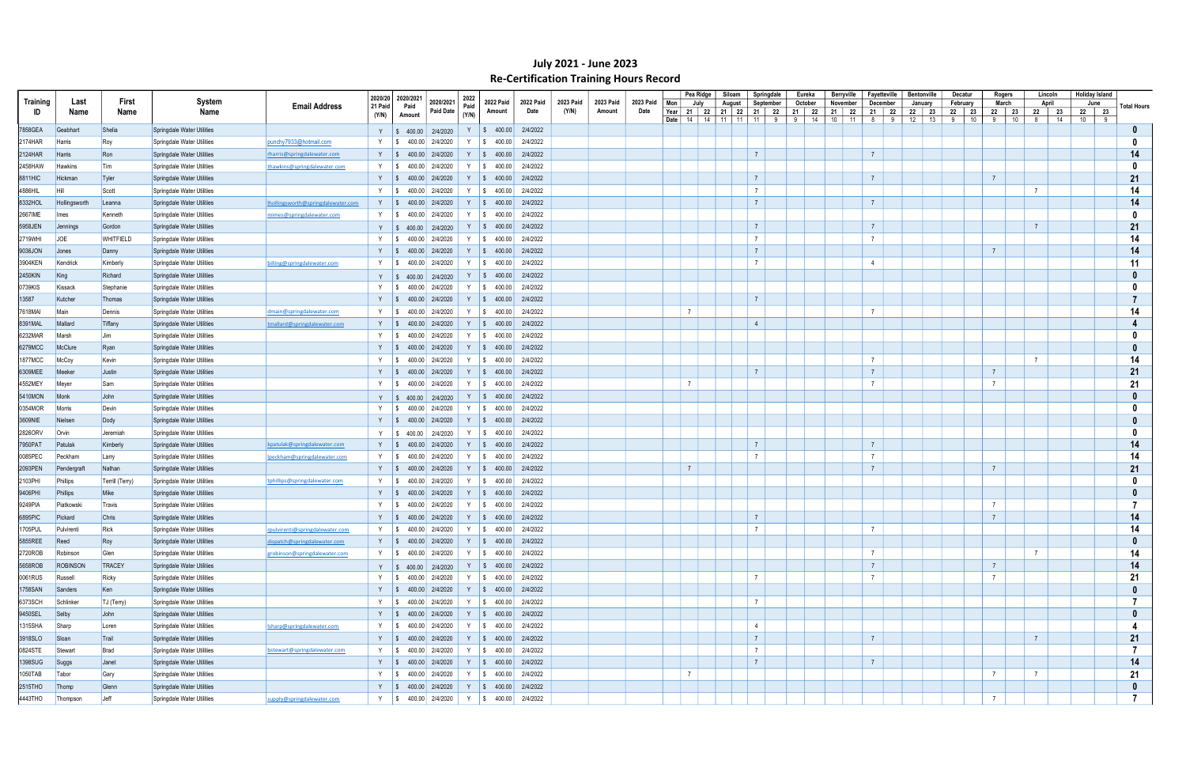# July 2021 - June 2023

## Re-Certification Training Hours Record

| Training ID | Last Name | First Name | System Name | Email Address | 2020/2021 Paid (Y/N) | 2020/2021 Paid Amount | 2020/2021 Paid Date | 2022 Paid (Y/N) | 2022 Paid Amount | 2022 Paid Date | 2023 Paid (Y/N) | 2023 Paid Amount | 2023 Paid Date | | Pea Ridge | | Siloam | | Springdale | | Eureka | | Berryville | | Fayetteville | | Bentonville | | Decatur | | Rogers | | Lincoln | | Holiday Island | | Total Hours |
|---|---|---|---|---|---|---|---|---|---|---|---|---|---|---|---|---|---|---|---|---|---|---|---|---|---|---|---|---|---|---|---|---|---|---|---|---|---|
| | | | | | | | | | | | | | | Mon | July | | August | | September | | October | | November | | December | | January | | February | | March | | April | | June | | |
| | | | | | | | | | | | | | | Year | 21 | 22 | 21 | 22 | 21 | 22 | 21 | 22 | 21 | 22 | 21 | 22 | 22 | 23 | 22 | 23 | 22 | 23 | 22 | 23 | 22 | 23 | |
| | | | | | | | | | | | | | | Date | 14 | 14 | 11 | 11 | 11 | 9 | 9 | 14 | 10 | 11 | 8 | 9 | 12 | 13 | 9 | 10 | 9 | 10 | 8 | 14 | 10 | 9 | |
| 7858GEA | Geabhart | Shelia | Springdale Water Utilities | | Y | $ 400.00 | 2/4/2020 | Y | $ 400.00 | 2/4/2022 | | | | | | | | | | | | | | | | | | | | | | | | | | | 0 |
| 2174HAR | Harris | Roy | Springdale Water Utilities | punchy7933@hotmail.com | Y | $ 400.00 | 2/4/2020 | Y | $ 400.00 | 2/4/2022 | | | | | | | | | | | | | | | | | | | | | | | | | | | 0 |
| 2124HAR | Harris | Ron | Springdale Water Utilities | rharris@springdalewater.com | Y | $ 400.00 | 2/4/2020 | Y | $ 400.00 | 2/4/2022 | | | | | | | | | 7 | | | | | | | 7 | | | | | | | | | | | 14 |
| 2458HAW | Hawkins | Tim | Springdale Water Utilities | thawkins@springdalewater.com | Y | $ 400.00 | 2/4/2020 | Y | $ 400.00 | 2/4/2022 | | | | | | | | | | | | | | | | | | | | | | | | | | | 0 |
| 8811HIC | Hickman | Tyler | Springdale Water Utilities | | Y | $ 400.00 | 2/4/2020 | Y | $ 400.00 | 2/4/2022 | | | | | | | | | 7 | | | | | | | 7 | | | | | 7 | | | | | | 21 |
| 4886HIL | Hill | Scott | Springdale Water Utilities | | Y | $ 400.00 | 2/4/2020 | Y | $ 400.00 | 2/4/2022 | | | | | | | | | 7 | | | | | | | | | | | | | | 7 | | | | 14 |
| 8332HOL | Hollingsworth | Leanna | Springdale Water Utilities | lhollingsworth@springdalewater.com | Y | $ 400.00 | 2/4/2020 | Y | $ 400.00 | 2/4/2022 | | | | | | | | | 7 | | | | | | | 7 | | | | | | | | | | | 14 |
| 2667IME | Imes | Kenneth | Springdale Water Utilities | mimes@springdalewater.com | Y | $ 400.00 | 2/4/2020 | Y | $ 400.00 | 2/4/2022 | | | | | | | | | | | | | | | | | | | | | | | | | | | 0 |
| 5958JEN | Jennings | Gordon | Springdale Water Utilities | | Y | $ 400.00 | 2/4/2020 | Y | $ 400.00 | 2/4/2022 | | | | | | | | | 7 | | | | | | | 7 | | | | | | | 7 | | | | 21 |
| 2719WHI | JOE | WHITFIELD | Springdale Water Utilities | | Y | $ 400.00 | 2/4/2020 | Y | $ 400.00 | 2/4/2022 | | | | | | | | | 7 | | | | | | | 7 | | | | | | | | | | | 14 |
| 9036JON | Jones | Danny | Springdale Water Utilities | | Y | $ 400.00 | 2/4/2020 | Y | $ 400.00 | 2/4/2022 | | | | | | | | | 7 | | | | | | | | | | | | 7 | | | | | | 14 |
| 3904KEN | Kendrick | Kimberly | Springdale Water Utilities | billing@springdalewater.com | Y | $ 400.00 | 2/4/2020 | Y | $ 400.00 | 2/4/2022 | | | | | | | | | 7 | | | | | | | 4 | | | | | | | | | | | 11 |
| 2450KIN | King | Richard | Springdale Water Utilities | | Y | $ 400.00 | 2/4/2020 | Y | $ 400.00 | 2/4/2022 | | | | | | | | | | | | | | | | | | | | | | | | | | | 0 |
| 0739KIS | Kissack | Stephanie | Springdale Water Utilities | | Y | $ 400.00 | 2/4/2020 | Y | $ 400.00 | 2/4/2022 | | | | | | | | | | | | | | | | | | | | | | | | | | | 0 |
| 13587 | Kutcher | Thomas | Springdale Water Utilities | | Y | $ 400.00 | 2/4/2020 | Y | $ 400.00 | 2/4/2022 | | | | | | | | | 7 | | | | | | | | | | | | | | | | | | 7 |
| 7618MAI | Main | Dennis | Springdale Water Utilities | dmain@springdalewater.com | Y | $ 400.00 | 2/4/2020 | Y | $ 400.00 | 2/4/2022 | | | | | 7 | | | | | | | | | | | 7 | | | | | | | | | | | 14 |
| 8391MAL | Mallard | Tiffany | Springdale Water Utilities | tmallard@springdalewater.com | Y | $ 400.00 | 2/4/2020 | Y | $ 400.00 | 2/4/2022 | | | | | | | | | 4 | | | | | | | | | | | | | | | | | | 4 |
| 6232MAR | Marsh | Jim | Springdale Water Utilities | | Y | $ 400.00 | 2/4/2020 | Y | $ 400.00 | 2/4/2022 | | | | | | | | | | | | | | | | | | | | | | | | | | | 0 |
| 6279MCC | McClure | Ryan | Springdale Water Utilities | | Y | $ 400.00 | 2/4/2020 | Y | $ 400.00 | 2/4/2022 | | | | | | | | | | | | | | | | | | | | | | | | | | | 0 |
| 1877MCC | McCoy | Kevin | Springdale Water Utilities | | Y | $ 400.00 | 2/4/2020 | Y | $ 400.00 | 2/4/2022 | | | | | | | | | | | | | | | | 7 | | | | | | | 7 | | | | 14 |
| 6309MEE | Meeker | Justin | Springdale Water Utilities | | Y | $ 400.00 | 2/4/2020 | Y | $ 400.00 | 2/4/2022 | | | | | | | | | 7 | | | | | | | 7 | | | | | 7 | | | | | | 21 |
| 4552MEY | Meyer | Sam | Springdale Water Utilities | | Y | $ 400.00 | 2/4/2020 | Y | $ 400.00 | 2/4/2022 | | | | | 7 | | | | | | | | | | | 7 | | | | | 7 | | | | | | 21 |
| 5410MON | Monk | John | Springdale Water Utilities | | Y | $ 400.00 | 2/4/2020 | Y | $ 400.00 | 2/4/2022 | | | | | | | | | | | | | | | | | | | | | | | | | | | 0 |
| 0354MOR | Morris | Devin | Springdale Water Utilities | | Y | $ 400.00 | 2/4/2020 | Y | $ 400.00 | 2/4/2022 | | | | | | | | | | | | | | | | | | | | | | | | | | | 0 |
| 3609NIE | Nielsen | Dody | Springdale Water Utilities | | Y | $ 400.00 | 2/4/2020 | Y | $ 400.00 | 2/4/2022 | | | | | | | | | | | | | | | | | | | | | | | | | | | 0 |
| 2826ORV | Orvin | Jeremiah | Springdale Water Utilities | | Y | $ 400.00 | 2/4/2020 | Y | $ 400.00 | 2/4/2022 | | | | | | | | | | | | | | | | | | | | | | | | | | | 0 |
| 7950PAT | Patulak | Kimberly | Springdale Water Utilities | kpatulak@springdalewater.com | Y | $ 400.00 | 2/4/2020 | Y | $ 400.00 | 2/4/2022 | | | | | | | | | 7 | | | | | | | 7 | | | | | | | | | | | 14 |
| 0085PEC | Peckham | Larry | Springdale Water Utilities | lpeckham@springdalewater.com | Y | $ 400.00 | 2/4/2020 | Y | $ 400.00 | 2/4/2022 | | | | | | | | | 7 | | | | | | | 7 | | | | | | | | | | | 14 |
| 2093PEN | Pendergraft | Nathan | Springdale Water Utilities | | Y | $ 400.00 | 2/4/2020 | Y | $ 400.00 | 2/4/2022 | | | | | 7 | | | | | | | | | | | 7 | | | | | 7 | | | | | | 21 |
| 2103PHI | Phillips | Terrill (Terry) | Springdale Water Utilities | tphillips@springdalewater.com | Y | $ 400.00 | 2/4/2020 | Y | $ 400.00 | 2/4/2022 | | | | | | | | | | | | | | | | | | | | | | | | | | | 0 |
| 9406PHI | Phillips | Mike | Springdale Water Utilities | | Y | $ 400.00 | 2/4/2020 | Y | $ 400.00 | 2/4/2022 | | | | | | | | | | | | | | | | | | | | | | | | | | | 0 |
| 9249PIA | Piatkowski | Travis | Springdale Water Utilities | | Y | $ 400.00 | 2/4/2020 | Y | $ 400.00 | 2/4/2022 | | | | | | | | | | | | | | | | | | | | | 7 | | | | | | 7 |
| 6895PIC | Pickard | Chris | Springdale Water Utilities | | Y | $ 400.00 | 2/4/2020 | Y | $ 400.00 | 2/4/2022 | | | | | | | | | 7 | | | | | | | | | | | | 7 | | | | | | 14 |
| 1705PUL | Pulvirenti | Rick | Springdale Water Utilities | rpulvirenti@springdalewater.com | Y | $ 400.00 | 2/4/2020 | Y | $ 400.00 | 2/4/2022 | | | | | | | | | 7 | | | | | | | 7 | | | | | | | | | | | 14 |
| 5855REE | Reed | Roy | Springdale Water Utilities | dispatch@springdalewater.com | Y | $ 400.00 | 2/4/2020 | Y | $ 400.00 | 2/4/2022 | | | | | | | | | | | | | | | | | | | | | | | | | | | 0 |
| 2720ROB | Robinson | Glen | Springdale Water Utilities | grobinson@springdalewater.com | Y | $ 400.00 | 2/4/2020 | Y | $ 400.00 | 2/4/2022 | | | | | | | | | | | | | | | | 7 | | | | | | | 7 | | | | 14 |
| 5658ROB | ROBINSON | TRACEY | Springdale Water Utilities | | Y | $ 400.00 | 2/4/2020 | Y | $ 400.00 | 2/4/2022 | | | | | | | | | | | | | | | | 7 | | | | | 7 | | | | | | 14 |
| 0061RUS | Russell | Ricky | Springdale Water Utilities | | Y | $ 400.00 | 2/4/2020 | Y | $ 400.00 | 2/4/2022 | | | | | | | | | 7 | | | | | | | 7 | | | | | 7 | | | | | | 21 |
| 1758SAN | Sanders | Ken | Springdale Water Utilities | | Y | $ 400.00 | 2/4/2020 | Y | $ 400.00 | 2/4/2022 | | | | | | | | | | | | | | | | | | | | | | | | | | | 0 |
| 6373SCH | Schlinker | TJ (Terry) | Springdale Water Utilities | | Y | $ 400.00 | 2/4/2020 | Y | $ 400.00 | 2/4/2022 | | | | | | | | | 7 | | | | | | | | | | | | | | | | | | 7 |
| 9450SEL | Selby | John | Springdale Water Utilities | | Y | $ 400.00 | 2/4/2020 | Y | $ 400.00 | 2/4/2022 | | | | | | | | | | | | | | | | | | | | | | | | | | | 0 |
| 1315SHA | Sharp | Loren | Springdale Water Utilities | lsharp@springdalewater.com | Y | $ 400.00 | 2/4/2020 | Y | $ 400.00 | 2/4/2022 | | | | | | | | | 4 | | | | | | | | | | | | | | | | | | 4 |
| 3918SLO | Sloan | Trail | Springdale Water Utilities | | Y | $ 400.00 | 2/4/2020 | Y | $ 400.00 | 2/4/2022 | | | | | | | | | 7 | | | | | | | 7 | | | | | | | 7 | | | | 21 |
| 0824STE | Stewart | Brad | Springdale Water Utilities | bstewart@springdalewater.com | Y | $ 400.00 | 2/4/2020 | Y | $ 400.00 | 2/4/2022 | | | | | | | | | 7 | | | | | | | | | | | | | | | | | | 7 |
| 1398SUG | Suggs | Janet | Springdale Water Utilities | | Y | $ 400.00 | 2/4/2020 | Y | $ 400.00 | 2/4/2022 | | | | | | | | | 7 | | | | | | | 7 | | | | | | | | | | | 14 |
| 1050TAB | Tabor | Gary | Springdale Water Utilities | | Y | $ 400.00 | 2/4/2020 | Y | $ 400.00 | 2/4/2022 | | | | | 7 | | | | | | | | | | | | | | | | 7 | | 7 | | | | 21 |
| 2515THO | Thomp | Glenn | Springdale Water Utilities | | Y | $ 400.00 | 2/4/2020 | Y | $ 400.00 | 2/4/2022 | | | | | | | | | | | | | | | | | | | | | | | | | | | 0 |
| 4443THO | Thompson | Jeff | Springdale Water Utilities | supply@springdalewater.com | Y | $ 400.00 | 2/4/2020 | Y | $ 400.00 | 2/4/2022 | | | | | | | | | | | | | | | | | | | | | 7 | | | | | | 7 |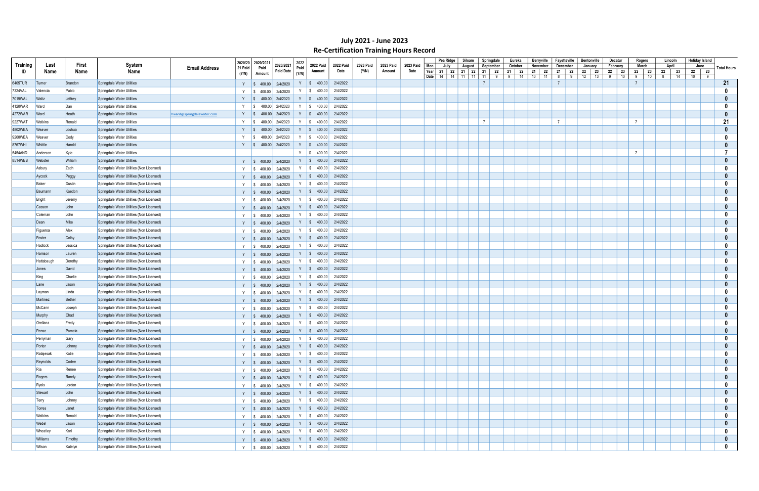# July 2021 - June 2023
## Re-Certification Training Hours Record

| Training ID | Last Name | First Name | System Name | Email Address | 2020/2021 Paid (Y/N) | 2020/2021 Paid Amount | 2020/2021 Paid Date | 2022 Paid (Y/N) | 2022 Paid Amount | 2022 Paid Date | 2023 Paid (Y/N) | 2023 Paid Amount | 2023 Paid Date | | Pea Ridge | | Siloam | | Springdale | | Eureka | | Berryville | | Fayetteville | | Bentonville | | Decatur | | Rogers | | Lincoln | | Holiday Island | | Total Hours |
|---|---|---|---|---|---|---|---|---|---|---|---|---|---|---|---|---|---|---|---|---|---|---|---|---|---|---|---|---|---|---|---|---|---|---|---|---|---|
| | | | | | | | | | | | | | | Mon | July | | August | | September | | October | | November | | December | | January | | February | | March | | April | | June | | |
| | | | | | | | | | | | | | | Year | 21 | 22 | 21 | 22 | 21 | 22 | 21 | 22 | 21 | 22 | 21 | 22 | 22 | 23 | 22 | 23 | 22 | 23 | 22 | 23 | 22 | 23 | |
| | | | | | | | | | | | | | | Date | 14 | 14 | 11 | 11 | 11 | 9 | 9 | 14 | 10 | 11 | 8 | 9 | 12 | 13 | 9 | 10 | 9 | 10 | 8 | 14 | 10 | 9 | |
| 6405TUR | Turner | Brandon | Springdale Water Utilities | | Y | $ 400.00 | 2/4/2020 | Y | $ 400.00 | 2/4/2022 | | | | | | | | | 7 | | | | | | 7 | | | | | | 7 | | | | | | 21 |
| 7324VAL | Valencia | Pablo | Springdale Water Utilities | | Y | $ 400.00 | 2/4/2020 | Y | $ 400.00 | 2/4/2022 | | | | | | | | | | | | | | | | | | | | | | | | | | | 0 |
| 7019WAL | Waltz | Jeffrey | Springdale Water Utilities | | Y | $ 400.00 | 2/4/2020 | Y | $ 400.00 | 2/4/2022 | | | | | | | | | | | | | | | | | | | | | | | | | | | 0 |
| 4120WAR | Ward | Dan | Springdale Water Utilities | | Y | $ 400.00 | 2/4/2020 | Y | $ 400.00 | 2/4/2022 | | | | | | | | | | | | | | | | | | | | | | | | | | | 0 |
| 4272WAR | Ward | Heath | Springdale Water Utilities | hward@springdalewater.com | Y | $ 400.00 | 2/4/2020 | Y | $ 400.00 | 2/4/2022 | | | | | | | | | | | | | | | | | | | | | | | | | | | 0 |
| 9227WAT | Watkins | Ronald | Springdale Water Utilities | | Y | $ 400.00 | 2/4/2020 | Y | $ 400.00 | 2/4/2022 | | | | | | | | | 7 | | | | | | 7 | | | | | | 7 | | | | | | 21 |
| 4802WEA | Weaver | Joshua | Springdale Water Utilities | | Y | $ 400.00 | 2/4/2020 | Y | $ 400.00 | 2/4/2022 | | | | | | | | | | | | | | | | | | | | | | | | | | | 0 |
| 9200WEA | Weaver | Cody | Springdale Water Utilities | | Y | $ 400.00 | 2/4/2020 | Y | $ 400.00 | 2/4/2022 | | | | | | | | | | | | | | | | | | | | | | | | | | | 0 |
| 8767WHI | Whittle | Harold | Springdale Water Utilities | | Y | $ 400.00 | 2/4/2020 | Y | $ 400.00 | 2/4/2022 | | | | | | | | | | | | | | | | | | | | | | | | | | | 0 |
| 5454AND | Anderson | Kyle | Springdale Water Utilities | | | | | Y | $ 400.00 | 2/4/2022 | | | | | | | | | | | | | | | | | | | | | 7 | | | | | | 7 |
| 8514WEB | Webster | William | Springdale Water Utilities | | Y | $ 400.00 | 2/4/2020 | Y | $ 400.00 | 2/4/2022 | | | | | | | | | | | | | | | | | | | | | | | | | | | 0 |
| | Asbury | Zach | Springdale Water Utilities (Non Licensed) | | Y | $ 400.00 | 2/4/2020 | Y | $ 400.00 | 2/4/2022 | | | | | | | | | | | | | | | | | | | | | | | | | | | 0 |
| | Aycock | Peggy | Springdale Water Utilities (Non Licensed) | | Y | $ 400.00 | 2/4/2020 | Y | $ 400.00 | 2/4/2022 | | | | | | | | | | | | | | | | | | | | | | | | | | | 0 |
| | Baker | Dustin | Springdale Water Utilities (Non Licensed) | | Y | $ 400.00 | 2/4/2020 | Y | $ 400.00 | 2/4/2022 | | | | | | | | | | | | | | | | | | | | | | | | | | | 0 |
| | Baumann | Kaedon | Springdale Water Utilities (Non Licensed) | | Y | $ 400.00 | 2/4/2020 | Y | $ 400.00 | 2/4/2022 | | | | | | | | | | | | | | | | | | | | | | | | | | | 0 |
| | Bright | Jeremy | Springdale Water Utilities (Non Licensed) | | Y | $ 400.00 | 2/4/2020 | Y | $ 400.00 | 2/4/2022 | | | | | | | | | | | | | | | | | | | | | | | | | | | 0 |
| | Casson | John | Springdale Water Utilities (Non Licensed) | | Y | $ 400.00 | 2/4/2020 | Y | $ 400.00 | 2/4/2022 | | | | | | | | | | | | | | | | | | | | | | | | | | | 0 |
| | Coleman | John | Springdale Water Utilities (Non Licensed) | | Y | $ 400.00 | 2/4/2020 | Y | $ 400.00 | 2/4/2022 | | | | | | | | | | | | | | | | | | | | | | | | | | | 0 |
| | Dean | Mike | Springdale Water Utilities (Non Licensed) | | Y | $ 400.00 | 2/4/2020 | Y | $ 400.00 | 2/4/2022 | | | | | | | | | | | | | | | | | | | | | | | | | | | 0 |
| | Figueroa | Alex | Springdale Water Utilities (Non Licensed) | | Y | $ 400.00 | 2/4/2020 | Y | $ 400.00 | 2/4/2022 | | | | | | | | | | | | | | | | | | | | | | | | | | | 0 |
| | Foster | Colby | Springdale Water Utilities (Non Licensed) | | Y | $ 400.00 | 2/4/2020 | Y | $ 400.00 | 2/4/2022 | | | | | | | | | | | | | | | | | | | | | | | | | | | 0 |
| | Hadlock | Jessica | Springdale Water Utilities (Non Licensed) | | Y | $ 400.00 | 2/4/2020 | Y | $ 400.00 | 2/4/2022 | | | | | | | | | | | | | | | | | | | | | | | | | | | 0 |
| | Harrison | Lauren | Springdale Water Utilities (Non Licensed) | | Y | $ 400.00 | 2/4/2020 | Y | $ 400.00 | 2/4/2022 | | | | | | | | | | | | | | | | | | | | | | | | | | | 0 |
| | Hattabaugh | Dorothy | Springdale Water Utilities (Non Licensed) | | Y | $ 400.00 | 2/4/2020 | Y | $ 400.00 | 2/4/2022 | | | | | | | | | | | | | | | | | | | | | | | | | | | 0 |
| | Jones | David | Springdale Water Utilities (Non Licensed) | | Y | $ 400.00 | 2/4/2020 | Y | $ 400.00 | 2/4/2022 | | | | | | | | | | | | | | | | | | | | | | | | | | | 0 |
| | King | Charlie | Springdale Water Utilities (Non Licensed) | | Y | $ 400.00 | 2/4/2020 | Y | $ 400.00 | 2/4/2022 | | | | | | | | | | | | | | | | | | | | | | | | | | | 0 |
| | Lane | Jason | Springdale Water Utilities (Non Licensed) | | Y | $ 400.00 | 2/4/2020 | Y | $ 400.00 | 2/4/2022 | | | | | | | | | | | | | | | | | | | | | | | | | | | 0 |
| | Layman | Linda | Springdale Water Utilities (Non Licensed) | | Y | $ 400.00 | 2/4/2020 | Y | $ 400.00 | 2/4/2022 | | | | | | | | | | | | | | | | | | | | | | | | | | | 0 |
| | Martinez | Bethel | Springdale Water Utilities (Non Licensed) | | Y | $ 400.00 | 2/4/2020 | Y | $ 400.00 | 2/4/2022 | | | | | | | | | | | | | | | | | | | | | | | | | | | 0 |
| | McCann | Joseph | Springdale Water Utilities (Non Licensed) | | Y | $ 400.00 | 2/4/2020 | Y | $ 400.00 | 2/4/2022 | | | | | | | | | | | | | | | | | | | | | | | | | | | 0 |
| | Murphy | Chad | Springdale Water Utilities (Non Licensed) | | Y | $ 400.00 | 2/4/2020 | Y | $ 400.00 | 2/4/2022 | | | | | | | | | | | | | | | | | | | | | | | | | | | 0 |
| | Orellana | Fredy | Springdale Water Utilities (Non Licensed) | | Y | $ 400.00 | 2/4/2020 | Y | $ 400.00 | 2/4/2022 | | | | | | | | | | | | | | | | | | | | | | | | | | | 0 |
| | Pense | Pamela | Springdale Water Utilities (Non Licensed) | | Y | $ 400.00 | 2/4/2020 | Y | $ 400.00 | 2/4/2022 | | | | | | | | | | | | | | | | | | | | | | | | | | | 0 |
| | Perryman | Gary | Springdale Water Utilities (Non Licensed) | | Y | $ 400.00 | 2/4/2020 | Y | $ 400.00 | 2/4/2022 | | | | | | | | | | | | | | | | | | | | | | | | | | | 0 |
| | Porter | Johnny | Springdale Water Utilities (Non Licensed) | | Y | $ 400.00 | 2/4/2020 | Y | $ 400.00 | 2/4/2022 | | | | | | | | | | | | | | | | | | | | | | | | | | | 0 |
| | Ratajesak | Katie | Springdale Water Utilities (Non Licensed) | | Y | $ 400.00 | 2/4/2020 | Y | $ 400.00 | 2/4/2022 | | | | | | | | | | | | | | | | | | | | | | | | | | | 0 |
| | Reynolds | Codee | Springdale Water Utilities (Non Licensed) | | Y | $ 400.00 | 2/4/2020 | Y | $ 400.00 | 2/4/2022 | | | | | | | | | | | | | | | | | | | | | | | | | | | 0 |
| | Ria | Renee | Springdale Water Utilities (Non Licensed) | | Y | $ 400.00 | 2/4/2020 | Y | $ 400.00 | 2/4/2022 | | | | | | | | | | | | | | | | | | | | | | | | | | | 0 |
| | Rogers | Randy | Springdale Water Utilities (Non Licensed) | | Y | $ 400.00 | 2/4/2020 | Y | $ 400.00 | 2/4/2022 | | | | | | | | | | | | | | | | | | | | | | | | | | | 0 |
| | Ryals | Jordan | Springdale Water Utilities (Non Licensed) | | Y | $ 400.00 | 2/4/2020 | Y | $ 400.00 | 2/4/2022 | | | | | | | | | | | | | | | | | | | | | | | | | | | 0 |
| | Stewart | John | Springdale Water Utilities (Non Licensed) | | Y | $ 400.00 | 2/4/2020 | Y | $ 400.00 | 2/4/2022 | | | | | | | | | | | | | | | | | | | | | | | | | | | 0 |
| | Terry | Johnny | Springdale Water Utilities (Non Licensed) | | Y | $ 400.00 | 2/4/2020 | Y | $ 400.00 | 2/4/2022 | | | | | | | | | | | | | | | | | | | | | | | | | | | 0 |
| | Torres | Janet | Springdale Water Utilities (Non Licensed) | | Y | $ 400.00 | 2/4/2020 | Y | $ 400.00 | 2/4/2022 | | | | | | | | | | | | | | | | | | | | | | | | | | | 0 |
| | Watkins | Ronald | Springdale Water Utilities (Non Licensed) | | Y | $ 400.00 | 2/4/2020 | Y | $ 400.00 | 2/4/2022 | | | | | | | | | | | | | | | | | | | | | | | | | | | 0 |
| | Wedel | Jason | Springdale Water Utilities (Non Licensed) | | Y | $ 400.00 | 2/4/2020 | Y | $ 400.00 | 2/4/2022 | | | | | | | | | | | | | | | | | | | | | | | | | | | 0 |
| | Wheatley | Kori | Springdale Water Utilities (Non Licensed) | | Y | $ 400.00 | 2/4/2020 | Y | $ 400.00 | 2/4/2022 | | | | | | | | | | | | | | | | | | | | | | | | | | | 0 |
| | Williams | Timothy | Springdale Water Utilities (Non Licensed) | | Y | $ 400.00 | 2/4/2020 | Y | $ 400.00 | 2/4/2022 | | | | | | | | | | | | | | | | | | | | | | | | | | | 0 |
| | Wilson | Katelyn | Springdale Water Utilities (Non Licensed) | | Y | $ 400.00 | 2/4/2020 | Y | $ 400.00 | 2/4/2022 | | | | | | | | | | | | | | | | | | | | | | | | | | | 0 |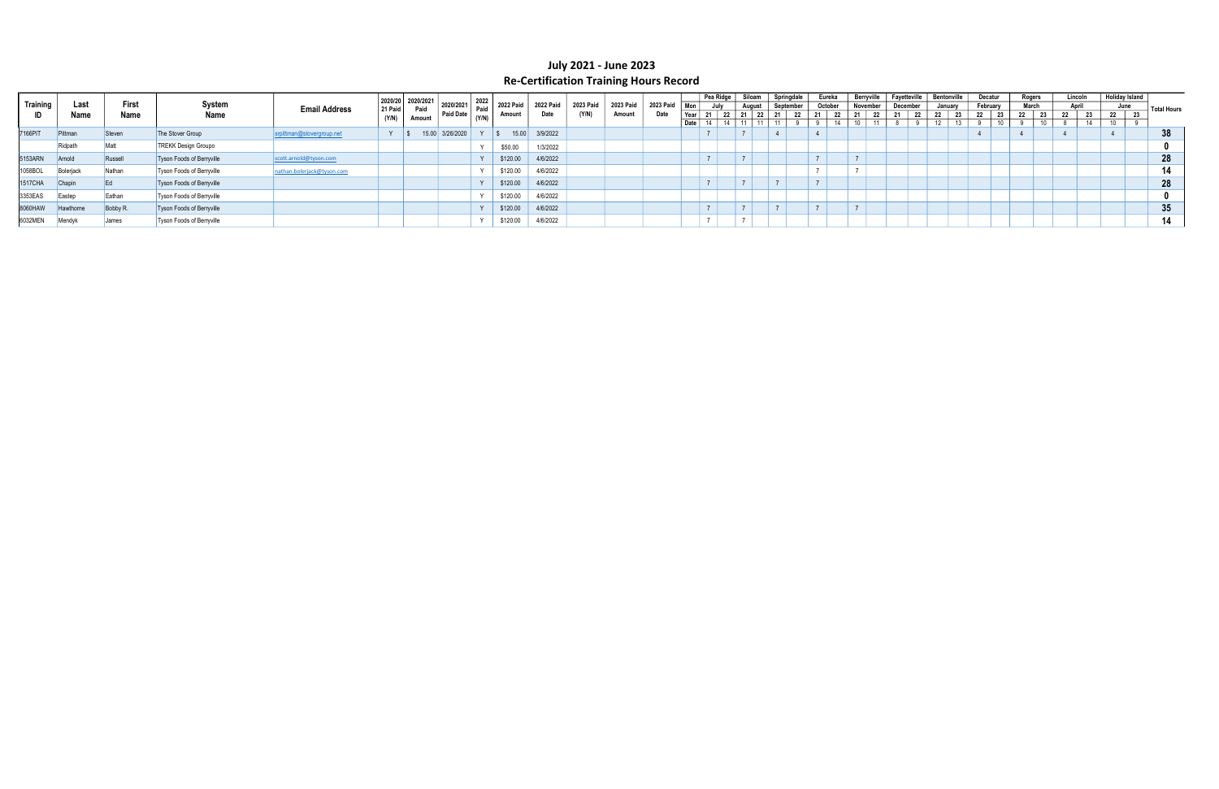# July 2021 - June 2023
## Re-Certification Training Hours Record

| Training ID | Last Name | First Name | System Name | Email Address | 2020/2021 Paid (Y/N) | 2020/2021 Paid Amount | 2020/2021 Paid Date | 2022 Paid (Y/N) | 2022 Paid Amount | 2022 Paid Date | 2023 Paid (Y/N) | 2023 Paid Amount | 2023 Paid Date | | Pea Ridge | | Siloam | | Springdale | | Eureka | | Berryville | | Fayetteville | | Bentonville | | Decatur | | Rogers | | Lincoln | | Holiday Island | | Total Hours |
|---|---|---|---|---|---|---|---|---|---|---|---|---|---|---|---|---|---|---|---|---|---|---|---|---|---|---|---|---|---|---|---|---|---|---|---|---|---|
| | | | | | | | | | | | | | | Mon | July | | August | | September | | October | | November | | December | | January | | February | | March | | April | | June | | |
| | | | | | | | | | | | | | | Year | 21 | 22 | 21 | 22 | 21 | 22 | 21 | 22 | 21 | 22 | 21 | 22 | 22 | 23 | 22 | 23 | 22 | 23 | 22 | 23 | 22 | 23 | |
| | | | | | | | | | | | | | | Date | 14 | 14 | 11 | 11 | 11 | 9 | 9 | 14 | 10 | 11 | 8 | 9 | 12 | 13 | 9 | 10 | 9 | 10 | 8 | 14 | 10 | 9 | |
| 7166PIT | Pittman | Steven | The Stover Group | srpittman@stovergroup.net | Y | $ 15.00 | 3/26/2020 | Y | $ 15.00 | 3/9/2022 | | | | | 7 | | 7 | | 4 | | 4 | | | | | | | | 4 | | 4 | | 4 | | 4 | | 38 |
| | Ridpath | Matt | TREKK Design Groupo | | | | | Y | $50.00 | 1/3/2022 | | | | | | | | | | | | | | | | | | | | | | | | | | | 0 |
| 5153ARN | Arnold | Russell | Tyson Foods of Berryville | scott.arnold@tyson.com | | | | Y | $120.00 | 4/6/2022 | | | | | 7 | | 7 | | | | 7 | | 7 | | | | | | | | | | | | | | 28 |
| 1058BOL | Bolerjack | Nathan | Tyson Foods of Berryville | nathan.bolerjack@tyson.com | | | | Y | $120.00 | 4/6/2022 | | | | | | | | | | | 7 | | 7 | | | | | | | | | | | | | | 14 |
| 1517CHA | Chapin | Ed | Tyson Foods of Berryville | | | | | Y | $120.00 | 4/6/2022 | | | | | 7 | | 7 | | 7 | | 7 | | | | | | | | | | | | | | | | 28 |
| 3353EAS | Eastep | Eathan | Tyson Foods of Berryville | | | | | Y | $120.00 | 4/6/2022 | | | | | | | | | | | | | | | | | | | | | | | | | | | 0 |
| 8060HAW | Hawthorne | Bobby R. | Tyson Foods of Berryville | | | | | Y | $120.00 | 4/6/2022 | | | | | 7 | | 7 | | 7 | | 7 | | 7 | | | | | | | | | | | | | | 35 |
| 6032MEN | Mendyk | James | Tyson Foods of Berryville | | | | | Y | $120.00 | 4/6/2022 | | | | | 7 | | 7 | | | | | | | | | | | | | | | | | | | | 14 |